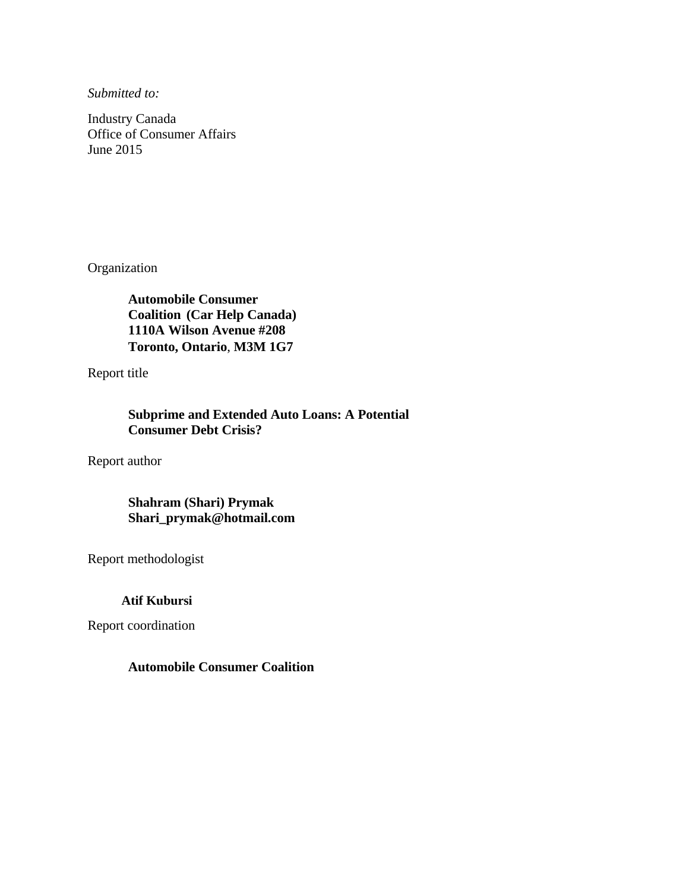*Submitted to:*

Industry Canada
Office of Consumer Affairs
June 2015

Organization

> **Automobile Consumer Coalition (Car Help Canada)**
> **1110A Wilson Avenue #208**
> **Toronto, Ontario, M3M 1G7**

Report title

> **Subprime and Extended Auto Loans: A Potential Consumer Debt Crisis?**

Report author

> **Shahram (Shari) Prymak**
> **Shari_prymak@hotmail.com**

Report methodologist

> **Atif Kubursi**

Report coordination

> **Automobile Consumer Coalition**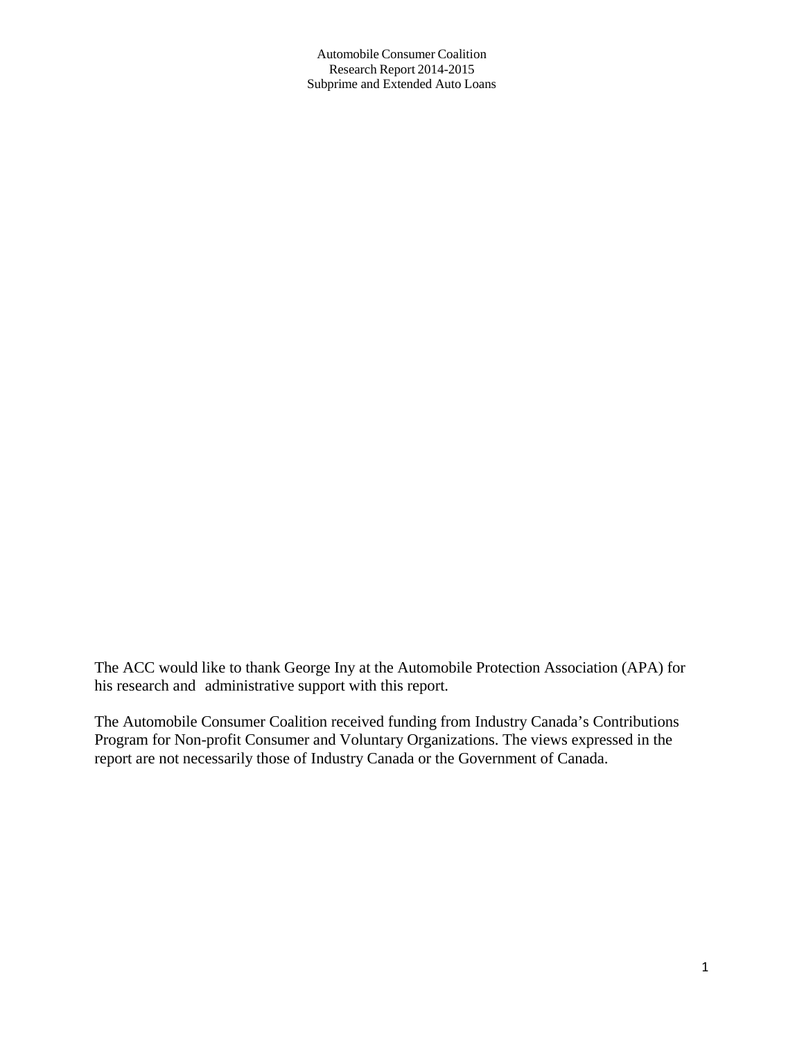Automobile Consumer Coalition
Research Report 2014-2015
Subprime and Extended Auto Loans

The ACC would like to thank George Iny at the Automobile Protection Association (APA) for his research and administrative support with this report.

The Automobile Consumer Coalition received funding from Industry Canada's Contributions Program for Non-profit Consumer and Voluntary Organizations. The views expressed in the report are not necessarily those of Industry Canada or the Government of Canada.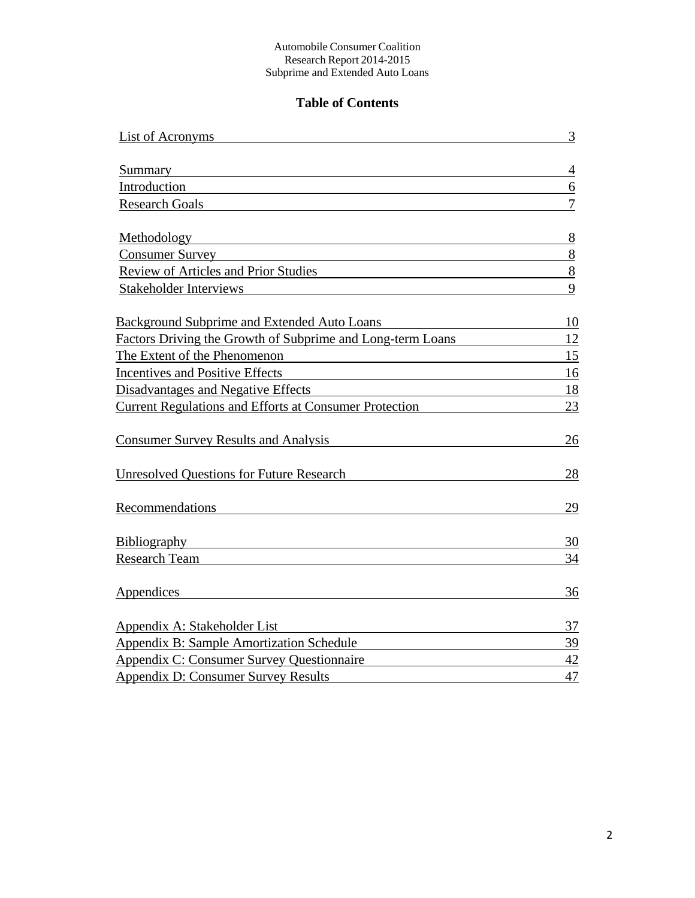Automobile Consumer Coalition
Research Report 2014-2015
Subprime and Extended Auto Loans

## Table of Contents

| | |
|---|---|
| List of Acronyms | 3 |
| Summary | 4 |
| Introduction | 6 |
| Research Goals | 7 |
| Methodology | 8 |
| Consumer Survey | 8 |
| Review of Articles and Prior Studies | 8 |
| Stakeholder Interviews | 9 |
| Background Subprime and Extended Auto Loans | 10 |
| Factors Driving the Growth of Subprime and Long-term Loans | 12 |
| The Extent of the Phenomenon | 15 |
| Incentives and Positive Effects | 16 |
| Disadvantages and Negative Effects | 18 |
| Current Regulations and Efforts at Consumer Protection | 23 |
| Consumer Survey Results and Analysis | 26 |
| Unresolved Questions for Future Research | 28 |
| Recommendations | 29 |
| Bibliography | 30 |
| Research Team | 34 |
| Appendices | 36 |
| Appendix A: Stakeholder List | 37 |
| Appendix B: Sample Amortization Schedule | 39 |
| Appendix C: Consumer Survey Questionnaire | 42 |
| Appendix D: Consumer Survey Results | 47 |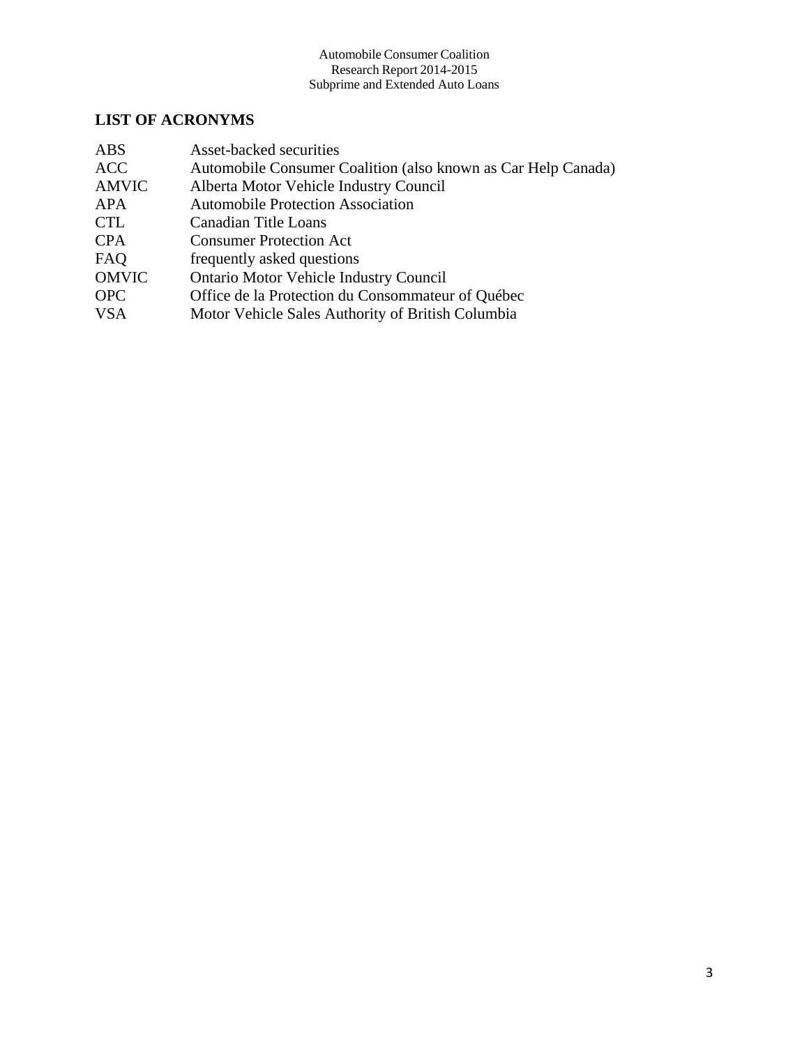## LIST OF ACRONYMS

| | |
|---|---|
| ABS | Asset-backed securities |
| ACC | Automobile Consumer Coalition (also known as Car Help Canada) |
| AMVIC | Alberta Motor Vehicle Industry Council |
| APA | Automobile Protection Association |
| CTL | Canadian Title Loans |
| CPA | Consumer Protection Act |
| FAQ | frequently asked questions |
| OMVIC | Ontario Motor Vehicle Industry Council |
| OPC | Office de la Protection du Consommateur of Québec |
| VSA | Motor Vehicle Sales Authority of British Columbia |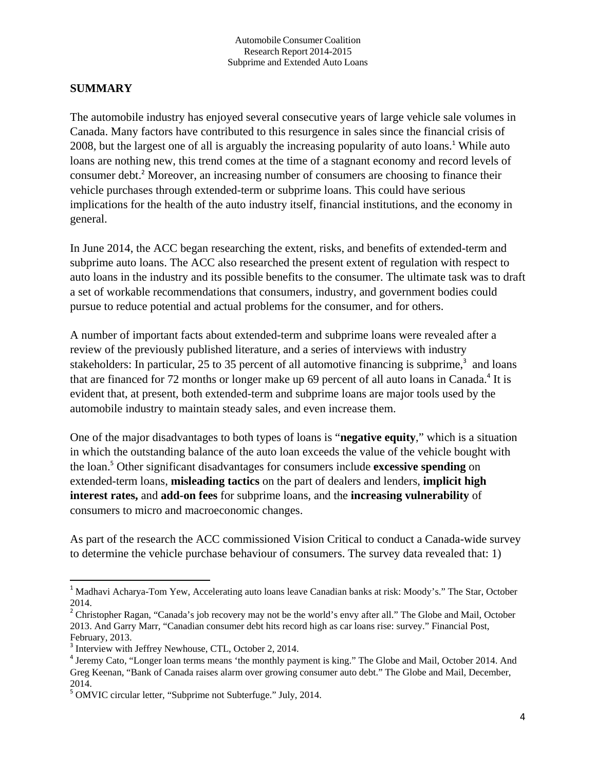## SUMMARY

The automobile industry has enjoyed several consecutive years of large vehicle sale volumes in Canada. Many factors have contributed to this resurgence in sales since the financial crisis of 2008, but the largest one of all is arguably the increasing popularity of auto loans.[1] While auto loans are nothing new, this trend comes at the time of a stagnant economy and record levels of consumer debt.[2] Moreover, an increasing number of consumers are choosing to finance their vehicle purchases through extended-term or subprime loans. This could have serious implications for the health of the auto industry itself, financial institutions, and the economy in general.

In June 2014, the ACC began researching the extent, risks, and benefits of extended-term and subprime auto loans. The ACC also researched the present extent of regulation with respect to auto loans in the industry and its possible benefits to the consumer. The ultimate task was to draft a set of workable recommendations that consumers, industry, and government bodies could pursue to reduce potential and actual problems for the consumer, and for others.

A number of important facts about extended-term and subprime loans were revealed after a review of the previously published literature, and a series of interviews with industry stakeholders: In particular, 25 to 35 percent of all automotive financing is subprime,[3] and loans that are financed for 72 months or longer make up 69 percent of all auto loans in Canada.[4] It is evident that, at present, both extended-term and subprime loans are major tools used by the automobile industry to maintain steady sales, and even increase them.

One of the major disadvantages to both types of loans is "**negative equity**," which is a situation in which the outstanding balance of the auto loan exceeds the value of the vehicle bought with the loan.[5] Other significant disadvantages for consumers include **excessive spending** on extended-term loans, **misleading tactics** on the part of dealers and lenders, **implicit high interest rates,** and **add-on fees** for subprime loans, and the **increasing vulnerability** of consumers to micro and macroeconomic changes.

As part of the research the ACC commissioned Vision Critical to conduct a Canada-wide survey to determine the vehicle purchase behaviour of consumers. The survey data revealed that: 1)

---

[1] Madhavi Acharya-Tom Yew, Accelerating auto loans leave Canadian banks at risk: Moody's." The Star, October 2014.

[2] Christopher Ragan, "Canada's job recovery may not be the world's envy after all." The Globe and Mail, October 2013. And Garry Marr, "Canadian consumer debt hits record high as car loans rise: survey." Financial Post, February, 2013.

[3] Interview with Jeffrey Newhouse, CTL, October 2, 2014.

[4] Jeremy Cato, "Longer loan terms means 'the monthly payment is king." The Globe and Mail, October 2014. And Greg Keenan, "Bank of Canada raises alarm over growing consumer auto debt." The Globe and Mail, December, 2014.

[5] OMVIC circular letter, "Subprime not Subterfuge." July, 2014.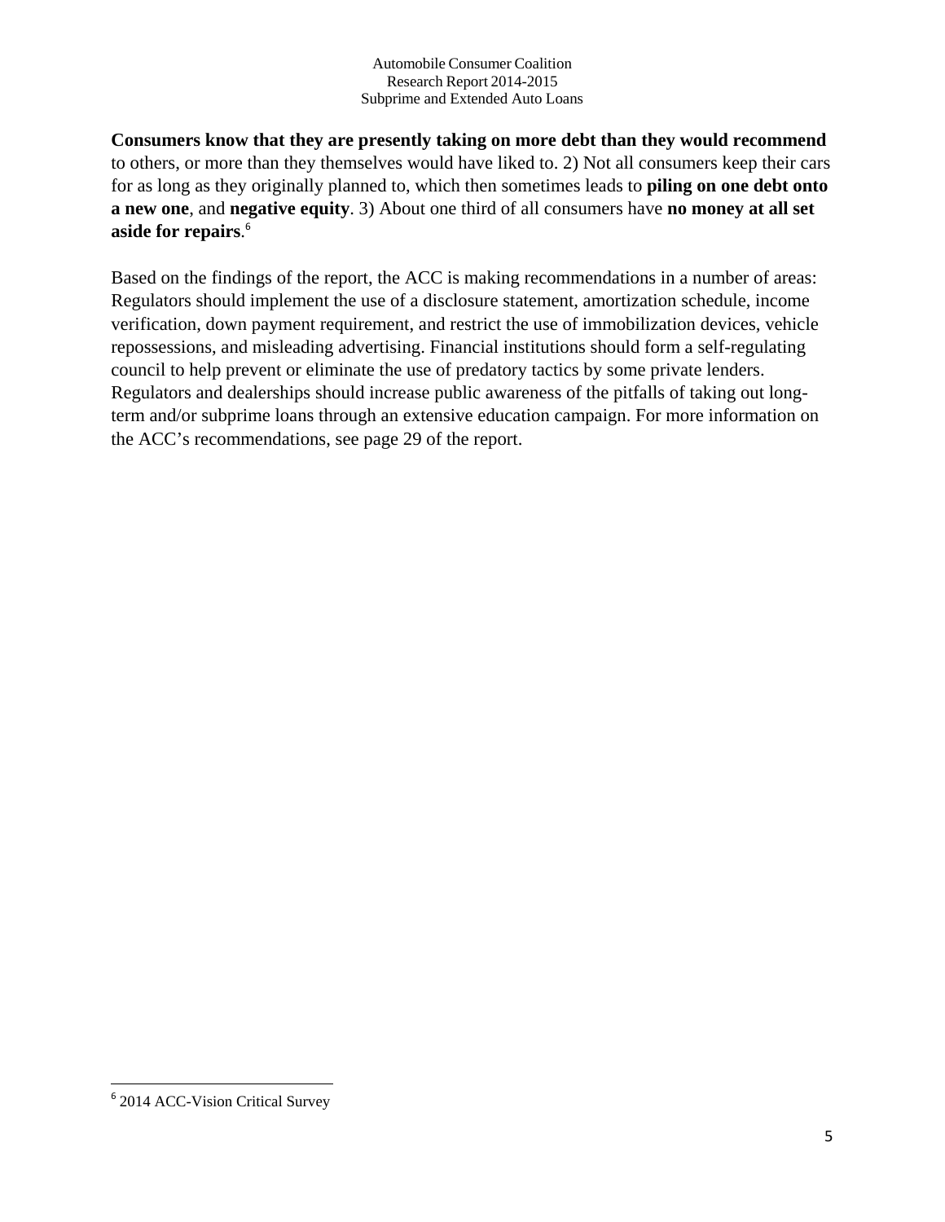**Consumers know that they are presently taking on more debt than they would recommend** to others, or more than they themselves would have liked to. 2) Not all consumers keep their cars for as long as they originally planned to, which then sometimes leads to **piling on one debt onto a new one**, and **negative equity**. 3) About one third of all consumers have **no money at all set aside for repairs**.[6]

Based on the findings of the report, the ACC is making recommendations in a number of areas: Regulators should implement the use of a disclosure statement, amortization schedule, income verification, down payment requirement, and restrict the use of immobilization devices, vehicle repossessions, and misleading advertising. Financial institutions should form a self-regulating council to help prevent or eliminate the use of predatory tactics by some private lenders. Regulators and dealerships should increase public awareness of the pitfalls of taking out long-term and/or subprime loans through an extensive education campaign. For more information on the ACC's recommendations, see page 29 of the report.

[6] 2014 ACC-Vision Critical Survey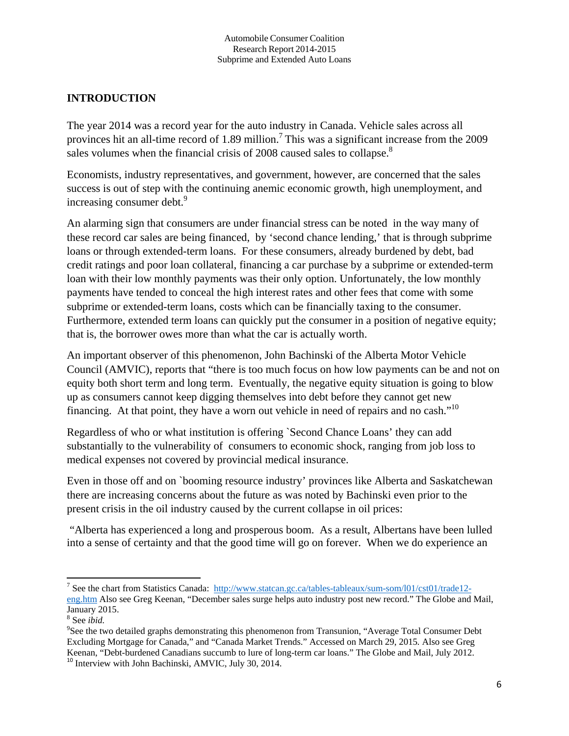## INTRODUCTION

The year 2014 was a record year for the auto industry in Canada. Vehicle sales across all provinces hit an all-time record of 1.89 million.[7] This was a significant increase from the 2009 sales volumes when the financial crisis of 2008 caused sales to collapse.[8]

Economists, industry representatives, and government, however, are concerned that the sales success is out of step with the continuing anemic economic growth, high unemployment, and increasing consumer debt.[9]

An alarming sign that consumers are under financial stress can be noted in the way many of these record car sales are being financed, by 'second chance lending,' that is through subprime loans or through extended-term loans. For these consumers, already burdened by debt, bad credit ratings and poor loan collateral, financing a car purchase by a subprime or extended-term loan with their low monthly payments was their only option. Unfortunately, the low monthly payments have tended to conceal the high interest rates and other fees that come with some subprime or extended-term loans, costs which can be financially taxing to the consumer. Furthermore, extended term loans can quickly put the consumer in a position of negative equity; that is, the borrower owes more than what the car is actually worth.

An important observer of this phenomenon, John Bachinski of the Alberta Motor Vehicle Council (AMVIC), reports that "there is too much focus on how low payments can be and not on equity both short term and long term. Eventually, the negative equity situation is going to blow up as consumers cannot keep digging themselves into debt before they cannot get new financing. At that point, they have a worn out vehicle in need of repairs and no cash."[10]

Regardless of who or what institution is offering `Second Chance Loans' they can add substantially to the vulnerability of consumers to economic shock, ranging from job loss to medical expenses not covered by provincial medical insurance.

Even in those off and on `booming resource industry' provinces like Alberta and Saskatchewan there are increasing concerns about the future as was noted by Bachinski even prior to the present crisis in the oil industry caused by the current collapse in oil prices:

"Alberta has experienced a long and prosperous boom. As a result, Albertans have been lulled into a sense of certainty and that the good time will go on forever. When we do experience an

---

[7] See the chart from Statistics Canada: http://www.statcan.gc.ca/tables-tableaux/sum-som/l01/cst01/trade12-eng.htm Also see Greg Keenan, "December sales surge helps auto industry post new record." The Globe and Mail, January 2015.

[8] See *ibid.*

[9] See the two detailed graphs demonstrating this phenomenon from Transunion, "Average Total Consumer Debt Excluding Mortgage for Canada," and "Canada Market Trends." Accessed on March 29, 2015. Also see Greg Keenan, "Debt-burdened Canadians succumb to lure of long-term car loans." The Globe and Mail, July 2012.

[10] Interview with John Bachinski, AMVIC, July 30, 2014.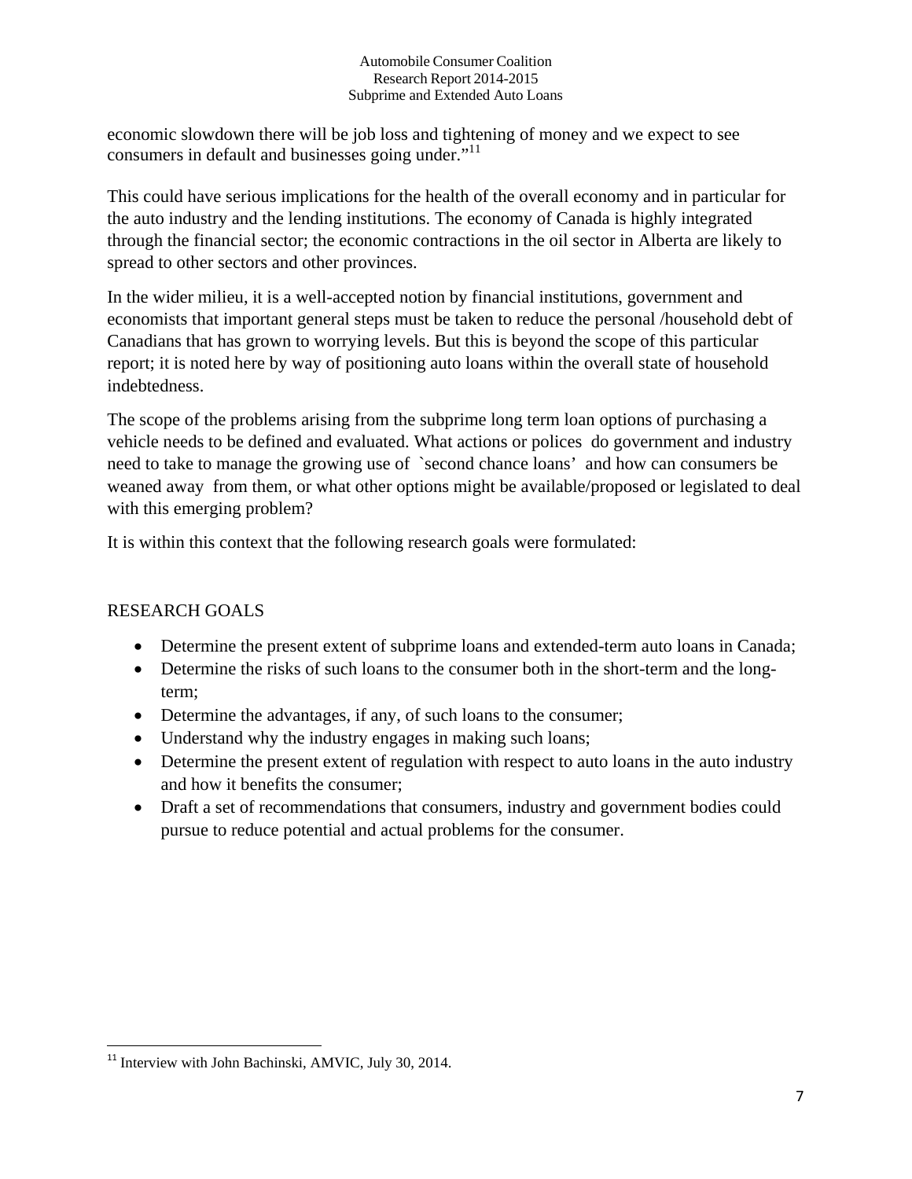economic slowdown there will be job loss and tightening of money and we expect to see consumers in default and businesses going under."[11]

This could have serious implications for the health of the overall economy and in particular for the auto industry and the lending institutions. The economy of Canada is highly integrated through the financial sector; the economic contractions in the oil sector in Alberta are likely to spread to other sectors and other provinces.

In the wider milieu, it is a well-accepted notion by financial institutions, government and economists that important general steps must be taken to reduce the personal /household debt of Canadians that has grown to worrying levels. But this is beyond the scope of this particular report; it is noted here by way of positioning auto loans within the overall state of household indebtedness.

The scope of the problems arising from the subprime long term loan options of purchasing a vehicle needs to be defined and evaluated. What actions or polices do government and industry need to take to manage the growing use of `second chance loans' and how can consumers be weaned away from them, or what other options might be available/proposed or legislated to deal with this emerging problem?

It is within this context that the following research goals were formulated:

## RESEARCH GOALS

- Determine the present extent of subprime loans and extended-term auto loans in Canada;
- Determine the risks of such loans to the consumer both in the short-term and the long-term;
- Determine the advantages, if any, of such loans to the consumer;
- Understand why the industry engages in making such loans;
- Determine the present extent of regulation with respect to auto loans in the auto industry and how it benefits the consumer;
- Draft a set of recommendations that consumers, industry and government bodies could pursue to reduce potential and actual problems for the consumer.

---

[11] Interview with John Bachinski, AMVIC, July 30, 2014.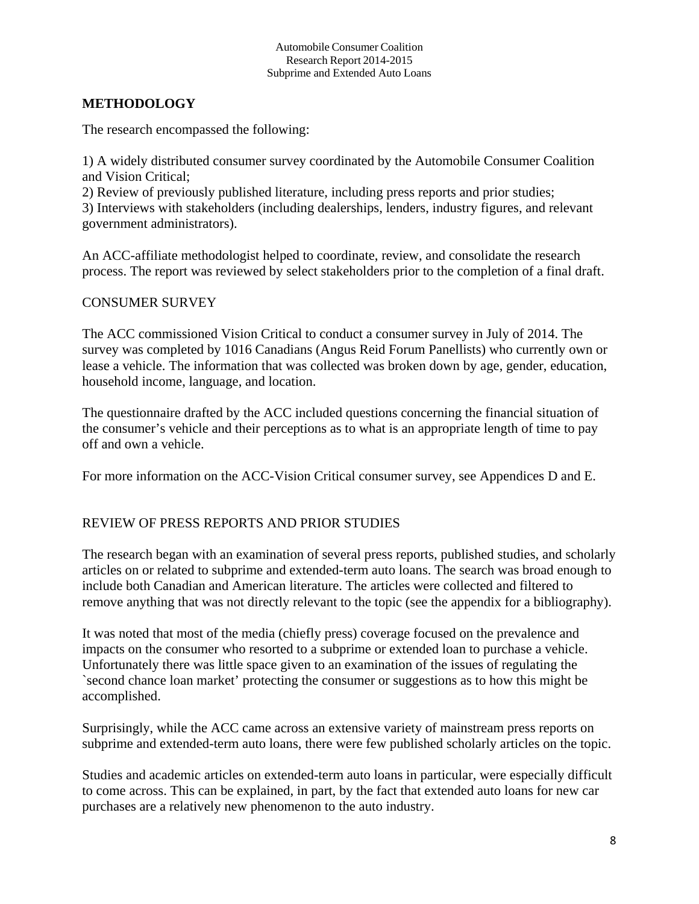## METHODOLOGY

The research encompassed the following:

1) A widely distributed consumer survey coordinated by the Automobile Consumer Coalition and Vision Critical;
2) Review of previously published literature, including press reports and prior studies;
3) Interviews with stakeholders (including dealerships, lenders, industry figures, and relevant government administrators).

An ACC-affiliate methodologist helped to coordinate, review, and consolidate the research process. The report was reviewed by select stakeholders prior to the completion of a final draft.

### CONSUMER SURVEY

The ACC commissioned Vision Critical to conduct a consumer survey in July of 2014. The survey was completed by 1016 Canadians (Angus Reid Forum Panellists) who currently own or lease a vehicle. The information that was collected was broken down by age, gender, education, household income, language, and location.

The questionnaire drafted by the ACC included questions concerning the financial situation of the consumer's vehicle and their perceptions as to what is an appropriate length of time to pay off and own a vehicle.

For more information on the ACC-Vision Critical consumer survey, see Appendices D and E.

### REVIEW OF PRESS REPORTS AND PRIOR STUDIES

The research began with an examination of several press reports, published studies, and scholarly articles on or related to subprime and extended-term auto loans. The search was broad enough to include both Canadian and American literature. The articles were collected and filtered to remove anything that was not directly relevant to the topic (see the appendix for a bibliography).

It was noted that most of the media (chiefly press) coverage focused on the prevalence and impacts on the consumer who resorted to a subprime or extended loan to purchase a vehicle. Unfortunately there was little space given to an examination of the issues of regulating the `second chance loan market' protecting the consumer or suggestions as to how this might be accomplished.

Surprisingly, while the ACC came across an extensive variety of mainstream press reports on subprime and extended-term auto loans, there were few published scholarly articles on the topic.

Studies and academic articles on extended-term auto loans in particular, were especially difficult to come across. This can be explained, in part, by the fact that extended auto loans for new car purchases are a relatively new phenomenon to the auto industry.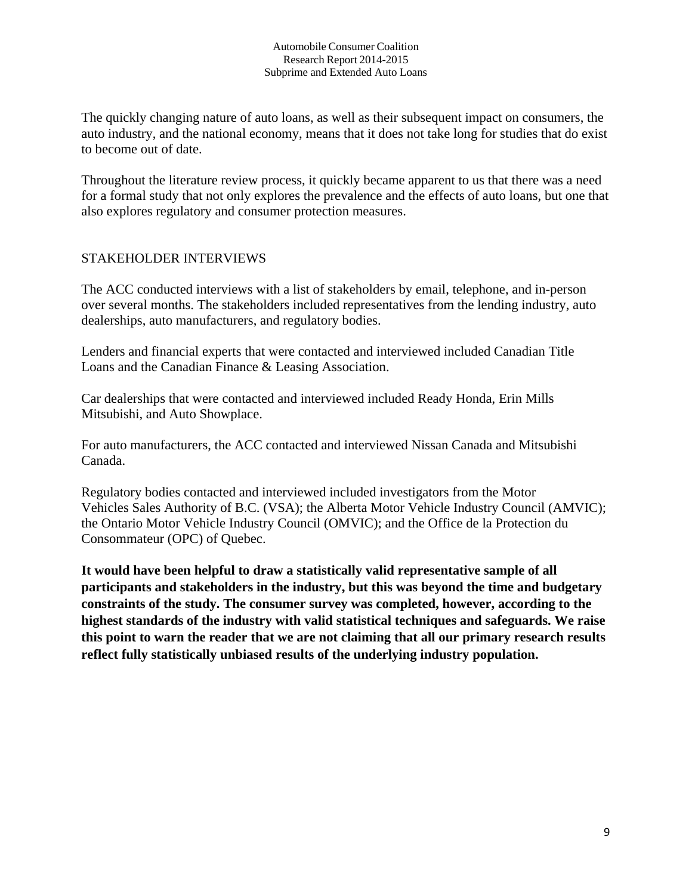The quickly changing nature of auto loans, as well as their subsequent impact on consumers, the auto industry, and the national economy, means that it does not take long for studies that do exist to become out of date.

Throughout the literature review process, it quickly became apparent to us that there was a need for a formal study that not only explores the prevalence and the effects of auto loans, but one that also explores regulatory and consumer protection measures.

## STAKEHOLDER INTERVIEWS

The ACC conducted interviews with a list of stakeholders by email, telephone, and in-person over several months. The stakeholders included representatives from the lending industry, auto dealerships, auto manufacturers, and regulatory bodies.

Lenders and financial experts that were contacted and interviewed included Canadian Title Loans and the Canadian Finance & Leasing Association.

Car dealerships that were contacted and interviewed included Ready Honda, Erin Mills Mitsubishi, and Auto Showplace.

For auto manufacturers, the ACC contacted and interviewed Nissan Canada and Mitsubishi Canada.

Regulatory bodies contacted and interviewed included investigators from the Motor Vehicles Sales Authority of B.C. (VSA); the Alberta Motor Vehicle Industry Council (AMVIC); the Ontario Motor Vehicle Industry Council (OMVIC); and the Office de la Protection du Consommateur (OPC) of Quebec.

**It would have been helpful to draw a statistically valid representative sample of all participants and stakeholders in the industry, but this was beyond the time and budgetary constraints of the study. The consumer survey was completed, however, according to the highest standards of the industry with valid statistical techniques and safeguards. We raise this point to warn the reader that we are not claiming that all our primary research results reflect fully statistically unbiased results of the underlying industry population.**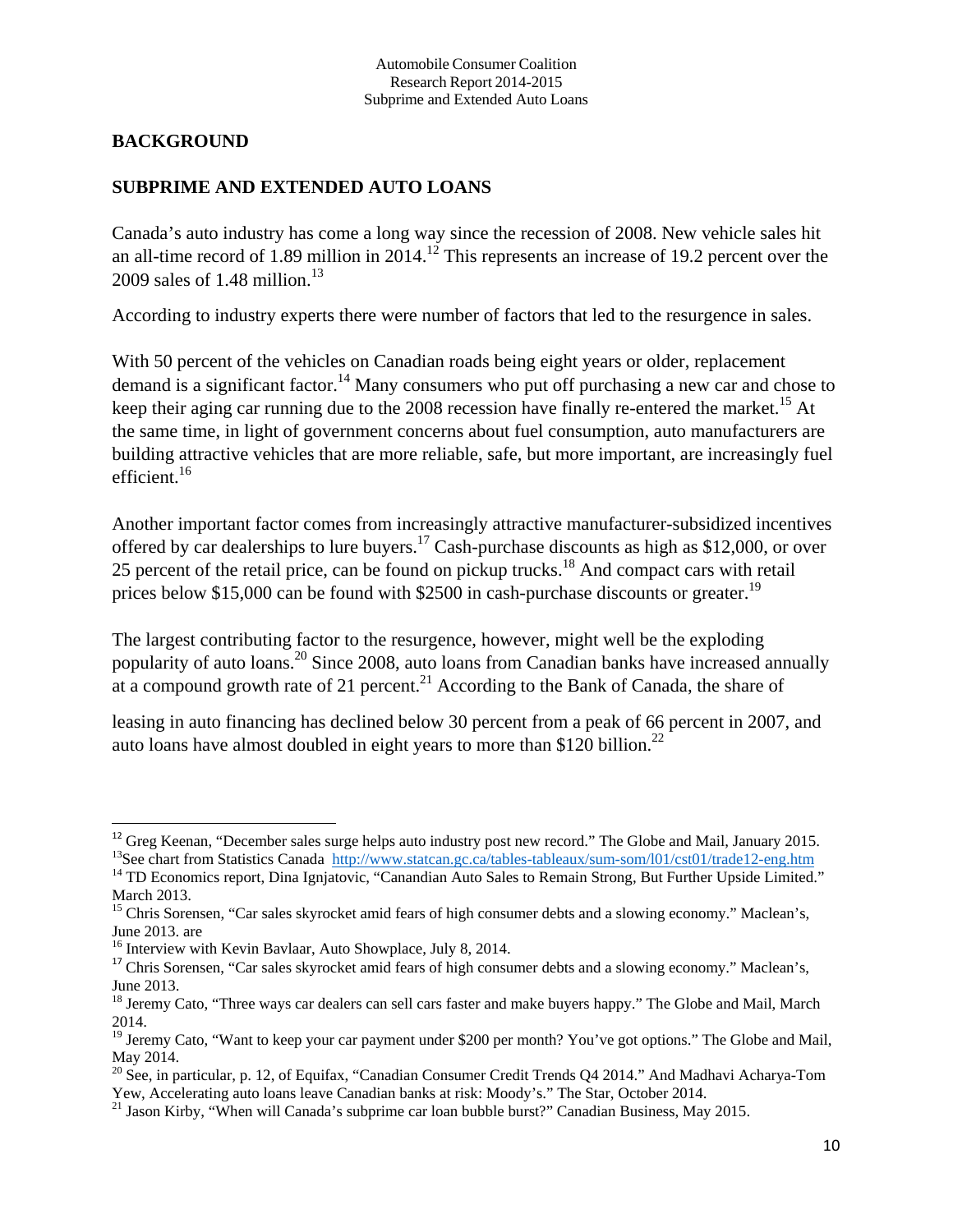## BACKGROUND

## SUBPRIME AND EXTENDED AUTO LOANS

Canada's auto industry has come a long way since the recession of 2008. New vehicle sales hit an all-time record of 1.89 million in 2014.[12] This represents an increase of 19.2 percent over the 2009 sales of 1.48 million.[13]

According to industry experts there were number of factors that led to the resurgence in sales.

With 50 percent of the vehicles on Canadian roads being eight years or older, replacement demand is a significant factor.[14] Many consumers who put off purchasing a new car and chose to keep their aging car running due to the 2008 recession have finally re-entered the market.[15] At the same time, in light of government concerns about fuel consumption, auto manufacturers are building attractive vehicles that are more reliable, safe, but more important, are increasingly fuel efficient.[16]

Another important factor comes from increasingly attractive manufacturer-subsidized incentives offered by car dealerships to lure buyers.[17] Cash-purchase discounts as high as $12,000, or over 25 percent of the retail price, can be found on pickup trucks.[18] And compact cars with retail prices below $15,000 can be found with $2500 in cash-purchase discounts or greater.[19]

The largest contributing factor to the resurgence, however, might well be the exploding popularity of auto loans.[20] Since 2008, auto loans from Canadian banks have increased annually at a compound growth rate of 21 percent.[21] According to the Bank of Canada, the share of

leasing in auto financing has declined below 30 percent from a peak of 66 percent in 2007, and auto loans have almost doubled in eight years to more than $120 billion.[22]

---

[12] Greg Keenan, "December sales surge helps auto industry post new record." The Globe and Mail, January 2015.

[13] See chart from Statistics Canada http://www.statcan.gc.ca/tables-tableaux/sum-som/l01/cst01/trade12-eng.htm

[14] TD Economics report, Dina Ignjatovic, "Canandian Auto Sales to Remain Strong, But Further Upside Limited." March 2013.

[15] Chris Sorensen, "Car sales skyrocket amid fears of high consumer debts and a slowing economy." Maclean's, June 2013. are

[16] Interview with Kevin Bavlaar, Auto Showplace, July 8, 2014.

[17] Chris Sorensen, "Car sales skyrocket amid fears of high consumer debts and a slowing economy." Maclean's, June 2013.

[18] Jeremy Cato, "Three ways car dealers can sell cars faster and make buyers happy." The Globe and Mail, March 2014.

[19] Jeremy Cato, "Want to keep your car payment under $200 per month? You've got options." The Globe and Mail, May 2014.

[20] See, in particular, p. 12, of Equifax, "Canadian Consumer Credit Trends Q4 2014." And Madhavi Acharya-Tom Yew, Accelerating auto loans leave Canadian banks at risk: Moody's." The Star, October 2014.

[21] Jason Kirby, "When will Canada's subprime car loan bubble burst?" Canadian Business, May 2015.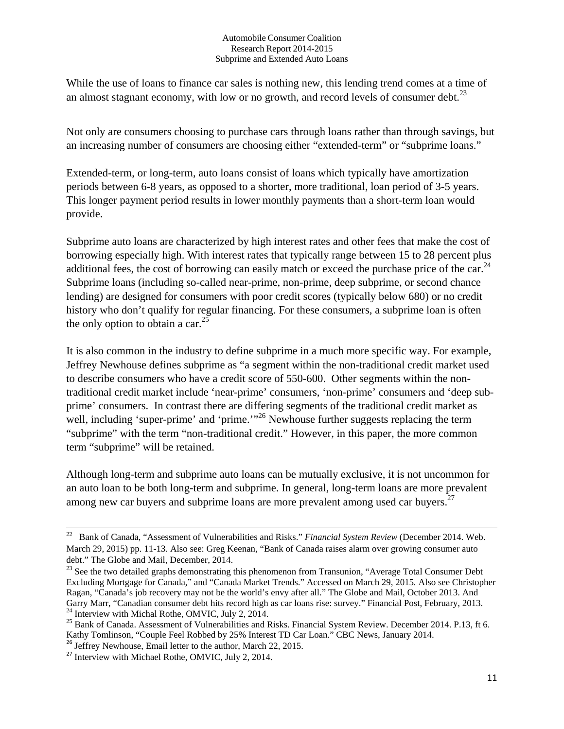While the use of loans to finance car sales is nothing new, this lending trend comes at a time of an almost stagnant economy, with low or no growth, and record levels of consumer debt.[23]

Not only are consumers choosing to purchase cars through loans rather than through savings, but an increasing number of consumers are choosing either "extended-term" or "subprime loans."

Extended-term, or long-term, auto loans consist of loans which typically have amortization periods between 6-8 years, as opposed to a shorter, more traditional, loan period of 3-5 years. This longer payment period results in lower monthly payments than a short-term loan would provide.

Subprime auto loans are characterized by high interest rates and other fees that make the cost of borrowing especially high. With interest rates that typically range between 15 to 28 percent plus additional fees, the cost of borrowing can easily match or exceed the purchase price of the car.[24] Subprime loans (including so-called near-prime, non-prime, deep subprime, or second chance lending) are designed for consumers with poor credit scores (typically below 680) or no credit history who don't qualify for regular financing. For these consumers, a subprime loan is often the only option to obtain a car.[25]

It is also common in the industry to define subprime in a much more specific way. For example, Jeffrey Newhouse defines subprime as "a segment within the non-traditional credit market used to describe consumers who have a credit score of 550-600. Other segments within the non-traditional credit market include 'near-prime' consumers, 'non-prime' consumers and 'deep sub-prime' consumers. In contrast there are differing segments of the traditional credit market as well, including 'super-prime' and 'prime.'"[26] Newhouse further suggests replacing the term "subprime" with the term "non-traditional credit." However, in this paper, the more common term "subprime" will be retained.

Although long-term and subprime auto loans can be mutually exclusive, it is not uncommon for an auto loan to be both long-term and subprime. In general, long-term loans are more prevalent among new car buyers and subprime loans are more prevalent among used car buyers.[27]

---

[22] Bank of Canada, "Assessment of Vulnerabilities and Risks." *Financial System Review* (December 2014. Web. March 29, 2015) pp. 11-13. Also see: Greg Keenan, "Bank of Canada raises alarm over growing consumer auto debt." The Globe and Mail, December, 2014.

[23] See the two detailed graphs demonstrating this phenomenon from Transunion, "Average Total Consumer Debt Excluding Mortgage for Canada," and "Canada Market Trends." Accessed on March 29, 2015. Also see Christopher Ragan, "Canada's job recovery may not be the world's envy after all." The Globe and Mail, October 2013. And Garry Marr, "Canadian consumer debt hits record high as car loans rise: survey." Financial Post, February, 2013.

[24] Interview with Michal Rothe, OMVIC, July 2, 2014.

[25] Bank of Canada. Assessment of Vulnerabilities and Risks. Financial System Review. December 2014. P.13, ft 6. Kathy Tomlinson, "Couple Feel Robbed by 25% Interest TD Car Loan." CBC News, January 2014.

[26] Jeffrey Newhouse, Email letter to the author, March 22, 2015.

[27] Interview with Michael Rothe, OMVIC, July 2, 2014.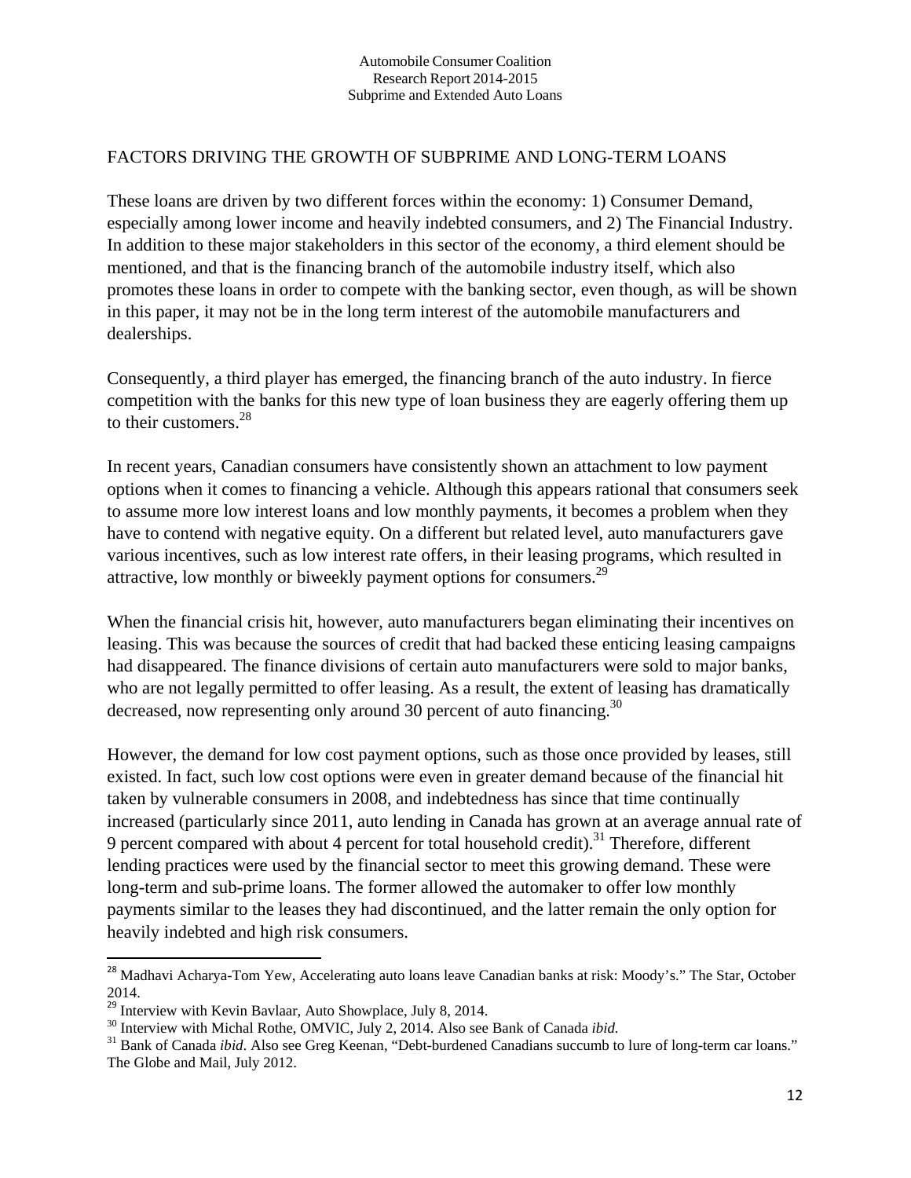## FACTORS DRIVING THE GROWTH OF SUBPRIME AND LONG-TERM LOANS

These loans are driven by two different forces within the economy: 1) Consumer Demand, especially among lower income and heavily indebted consumers, and 2) The Financial Industry. In addition to these major stakeholders in this sector of the economy, a third element should be mentioned, and that is the financing branch of the automobile industry itself, which also promotes these loans in order to compete with the banking sector, even though, as will be shown in this paper, it may not be in the long term interest of the automobile manufacturers and dealerships.

Consequently, a third player has emerged, the financing branch of the auto industry. In fierce competition with the banks for this new type of loan business they are eagerly offering them up to their customers.[28]

In recent years, Canadian consumers have consistently shown an attachment to low payment options when it comes to financing a vehicle. Although this appears rational that consumers seek to assume more low interest loans and low monthly payments, it becomes a problem when they have to contend with negative equity. On a different but related level, auto manufacturers gave various incentives, such as low interest rate offers, in their leasing programs, which resulted in attractive, low monthly or biweekly payment options for consumers.[29]

When the financial crisis hit, however, auto manufacturers began eliminating their incentives on leasing. This was because the sources of credit that had backed these enticing leasing campaigns had disappeared. The finance divisions of certain auto manufacturers were sold to major banks, who are not legally permitted to offer leasing. As a result, the extent of leasing has dramatically decreased, now representing only around 30 percent of auto financing.[30]

However, the demand for low cost payment options, such as those once provided by leases, still existed. In fact, such low cost options were even in greater demand because of the financial hit taken by vulnerable consumers in 2008, and indebtedness has since that time continually increased (particularly since 2011, auto lending in Canada has grown at an average annual rate of 9 percent compared with about 4 percent for total household credit).[31] Therefore, different lending practices were used by the financial sector to meet this growing demand. These were long-term and sub-prime loans. The former allowed the automaker to offer low monthly payments similar to the leases they had discontinued, and the latter remain the only option for heavily indebted and high risk consumers.

---

[28] Madhavi Acharya-Tom Yew, Accelerating auto loans leave Canadian banks at risk: Moody's." The Star, October 2014.

[29] Interview with Kevin Bavlaar, Auto Showplace, July 8, 2014.

[30] Interview with Michal Rothe, OMVIC, July 2, 2014. Also see Bank of Canada *ibid.*

[31] Bank of Canada *ibid*. Also see Greg Keenan, "Debt-burdened Canadians succumb to lure of long-term car loans." The Globe and Mail, July 2012.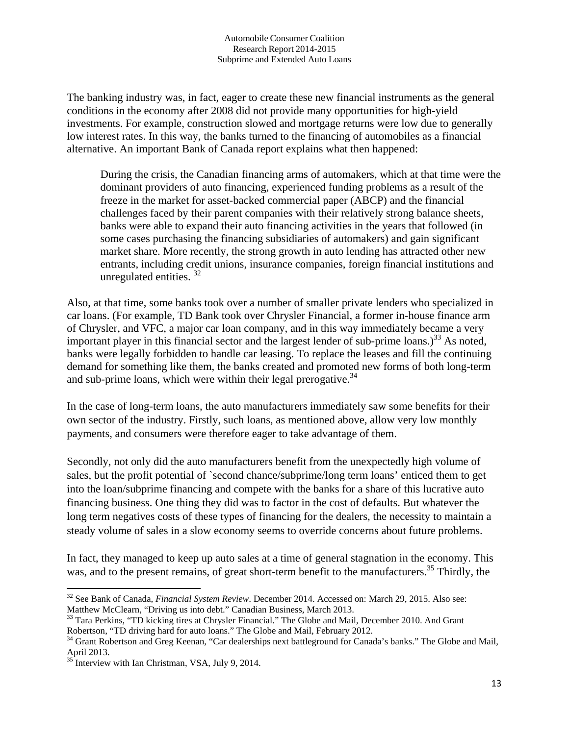The banking industry was, in fact, eager to create these new financial instruments as the general conditions in the economy after 2008 did not provide many opportunities for high-yield investments. For example, construction slowed and mortgage returns were low due to generally low interest rates. In this way, the banks turned to the financing of automobiles as a financial alternative. An important Bank of Canada report explains what then happened:

> During the crisis, the Canadian financing arms of automakers, which at that time were the dominant providers of auto financing, experienced funding problems as a result of the freeze in the market for asset-backed commercial paper (ABCP) and the financial challenges faced by their parent companies with their relatively strong balance sheets, banks were able to expand their auto financing activities in the years that followed (in some cases purchasing the financing subsidiaries of automakers) and gain significant market share. More recently, the strong growth in auto lending has attracted other new entrants, including credit unions, insurance companies, foreign financial institutions and unregulated entities. [32]

Also, at that time, some banks took over a number of smaller private lenders who specialized in car loans. (For example, TD Bank took over Chrysler Financial, a former in-house finance arm of Chrysler, and VFC, a major car loan company, and in this way immediately became a very important player in this financial sector and the largest lender of sub-prime loans.)[33] As noted, banks were legally forbidden to handle car leasing. To replace the leases and fill the continuing demand for something like them, the banks created and promoted new forms of both long-term and sub-prime loans, which were within their legal prerogative.[34]

In the case of long-term loans, the auto manufacturers immediately saw some benefits for their own sector of the industry. Firstly, such loans, as mentioned above, allow very low monthly payments, and consumers were therefore eager to take advantage of them.

Secondly, not only did the auto manufacturers benefit from the unexpectedly high volume of sales, but the profit potential of `second chance/subprime/long term loans' enticed them to get into the loan/subprime financing and compete with the banks for a share of this lucrative auto financing business. One thing they did was to factor in the cost of defaults. But whatever the long term negatives costs of these types of financing for the dealers, the necessity to maintain a steady volume of sales in a slow economy seems to override concerns about future problems.

In fact, they managed to keep up auto sales at a time of general stagnation in the economy. This was, and to the present remains, of great short-term benefit to the manufacturers.[35] Thirdly, the

---

[32] See Bank of Canada, *Financial System Review*. December 2014. Accessed on: March 29, 2015. Also see: Matthew McClearn, "Driving us into debt." Canadian Business, March 2013.

[33] Tara Perkins, "TD kicking tires at Chrysler Financial." The Globe and Mail, December 2010. And Grant Robertson, "TD driving hard for auto loans." The Globe and Mail, February 2012.

[34] Grant Robertson and Greg Keenan, "Car dealerships next battleground for Canada's banks." The Globe and Mail, April 2013.

[35] Interview with Ian Christman, VSA, July 9, 2014.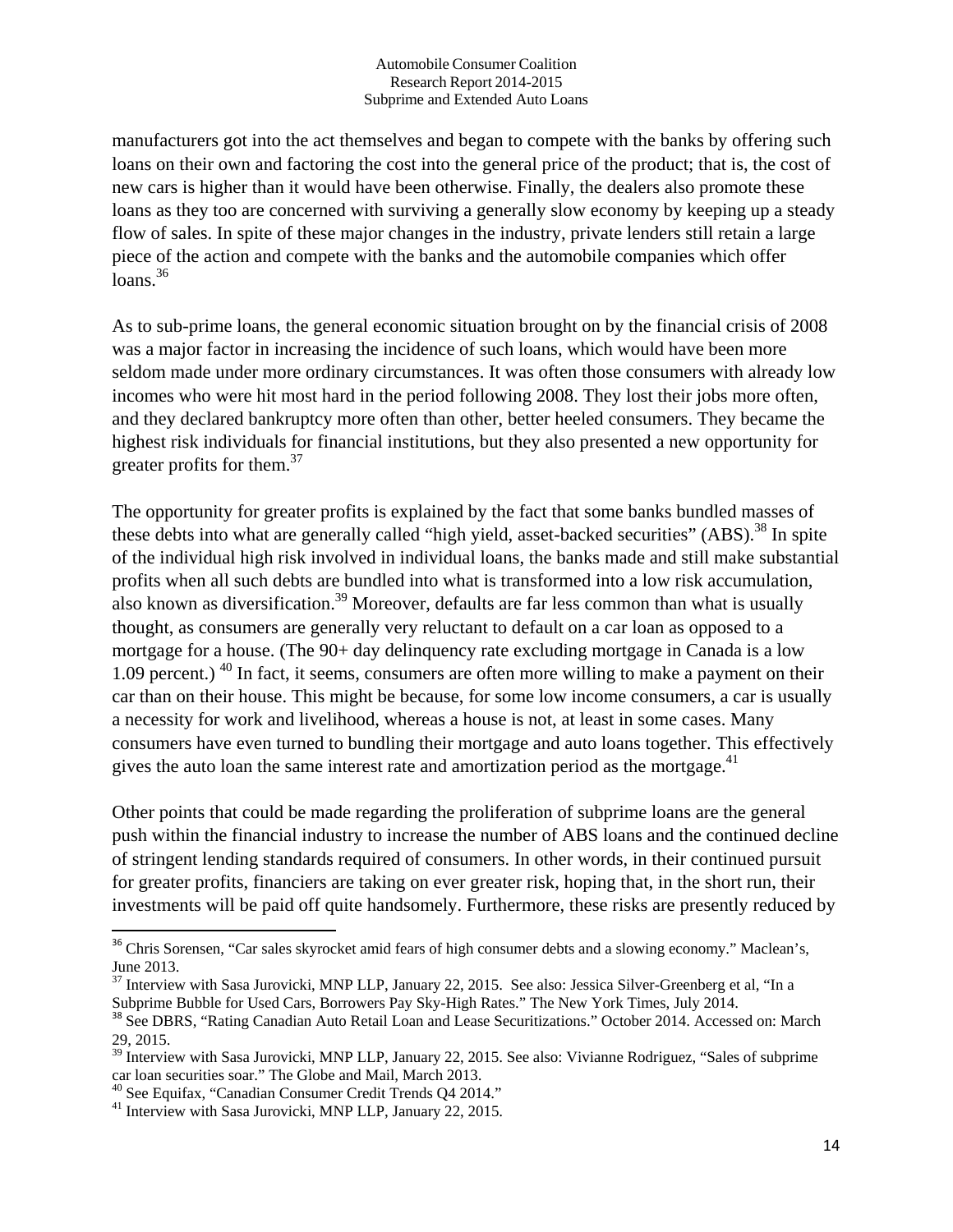manufacturers got into the act themselves and began to compete with the banks by offering such loans on their own and factoring the cost into the general price of the product; that is, the cost of new cars is higher than it would have been otherwise. Finally, the dealers also promote these loans as they too are concerned with surviving a generally slow economy by keeping up a steady flow of sales. In spite of these major changes in the industry, private lenders still retain a large piece of the action and compete with the banks and the automobile companies which offer loans.[36]

As to sub-prime loans, the general economic situation brought on by the financial crisis of 2008 was a major factor in increasing the incidence of such loans, which would have been more seldom made under more ordinary circumstances. It was often those consumers with already low incomes who were hit most hard in the period following 2008. They lost their jobs more often, and they declared bankruptcy more often than other, better heeled consumers. They became the highest risk individuals for financial institutions, but they also presented a new opportunity for greater profits for them.[37]

The opportunity for greater profits is explained by the fact that some banks bundled masses of these debts into what are generally called "high yield, asset-backed securities" (ABS).[38] In spite of the individual high risk involved in individual loans, the banks made and still make substantial profits when all such debts are bundled into what is transformed into a low risk accumulation, also known as diversification.[39] Moreover, defaults are far less common than what is usually thought, as consumers are generally very reluctant to default on a car loan as opposed to a mortgage for a house. (The 90+ day delinquency rate excluding mortgage in Canada is a low 1.09 percent.) [40] In fact, it seems, consumers are often more willing to make a payment on their car than on their house. This might be because, for some low income consumers, a car is usually a necessity for work and livelihood, whereas a house is not, at least in some cases. Many consumers have even turned to bundling their mortgage and auto loans together. This effectively gives the auto loan the same interest rate and amortization period as the mortgage.[41]

Other points that could be made regarding the proliferation of subprime loans are the general push within the financial industry to increase the number of ABS loans and the continued decline of stringent lending standards required of consumers. In other words, in their continued pursuit for greater profits, financiers are taking on ever greater risk, hoping that, in the short run, their investments will be paid off quite handsomely. Furthermore, these risks are presently reduced by

---

[36] Chris Sorensen, "Car sales skyrocket amid fears of high consumer debts and a slowing economy." Maclean's, June 2013.

[37] Interview with Sasa Jurovicki, MNP LLP, January 22, 2015. See also: Jessica Silver-Greenberg et al, "In a Subprime Bubble for Used Cars, Borrowers Pay Sky-High Rates." The New York Times, July 2014.

[38] See DBRS, "Rating Canadian Auto Retail Loan and Lease Securitizations." October 2014. Accessed on: March 29, 2015.

[39] Interview with Sasa Jurovicki, MNP LLP, January 22, 2015. See also: Vivianne Rodriguez, "Sales of subprime car loan securities soar." The Globe and Mail, March 2013.

[40] See Equifax, "Canadian Consumer Credit Trends Q4 2014."

[41] Interview with Sasa Jurovicki, MNP LLP, January 22, 2015.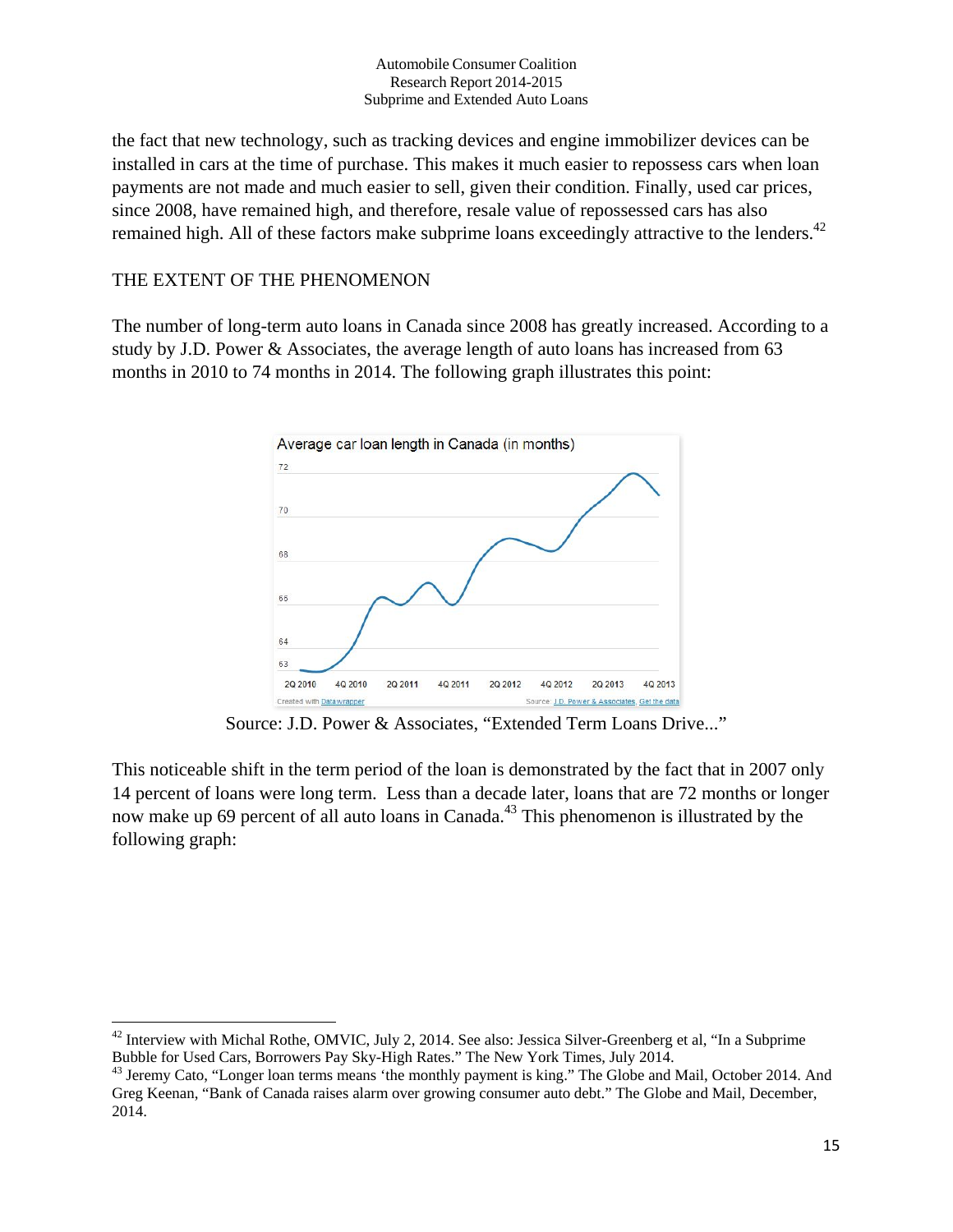the fact that new technology, such as tracking devices and engine immobilizer devices can be installed in cars at the time of purchase. This makes it much easier to repossess cars when loan payments are not made and much easier to sell, given their condition. Finally, used car prices, since 2008, have remained high, and therefore, resale value of repossessed cars has also remained high. All of these factors make subprime loans exceedingly attractive to the lenders.[42]

## THE EXTENT OF THE PHENOMENON

The number of long-term auto loans in Canada since 2008 has greatly increased. According to a study by J.D. Power & Associates, the average length of auto loans has increased from 63 months in 2010 to 74 months in 2014. The following graph illustrates this point:

Source: J.D. Power & Associates, "Extended Term Loans Drive..."

This noticeable shift in the term period of the loan is demonstrated by the fact that in 2007 only 14 percent of loans were long term. Less than a decade later, loans that are 72 months or longer now make up 69 percent of all auto loans in Canada.[43] This phenomenon is illustrated by the following graph:

---

[42] Interview with Michal Rothe, OMVIC, July 2, 2014. See also: Jessica Silver-Greenberg et al, "In a Subprime Bubble for Used Cars, Borrowers Pay Sky-High Rates." The New York Times, July 2014.

[43] Jeremy Cato, "Longer loan terms means 'the monthly payment is king." The Globe and Mail, October 2014. And Greg Keenan, "Bank of Canada raises alarm over growing consumer auto debt." The Globe and Mail, December, 2014.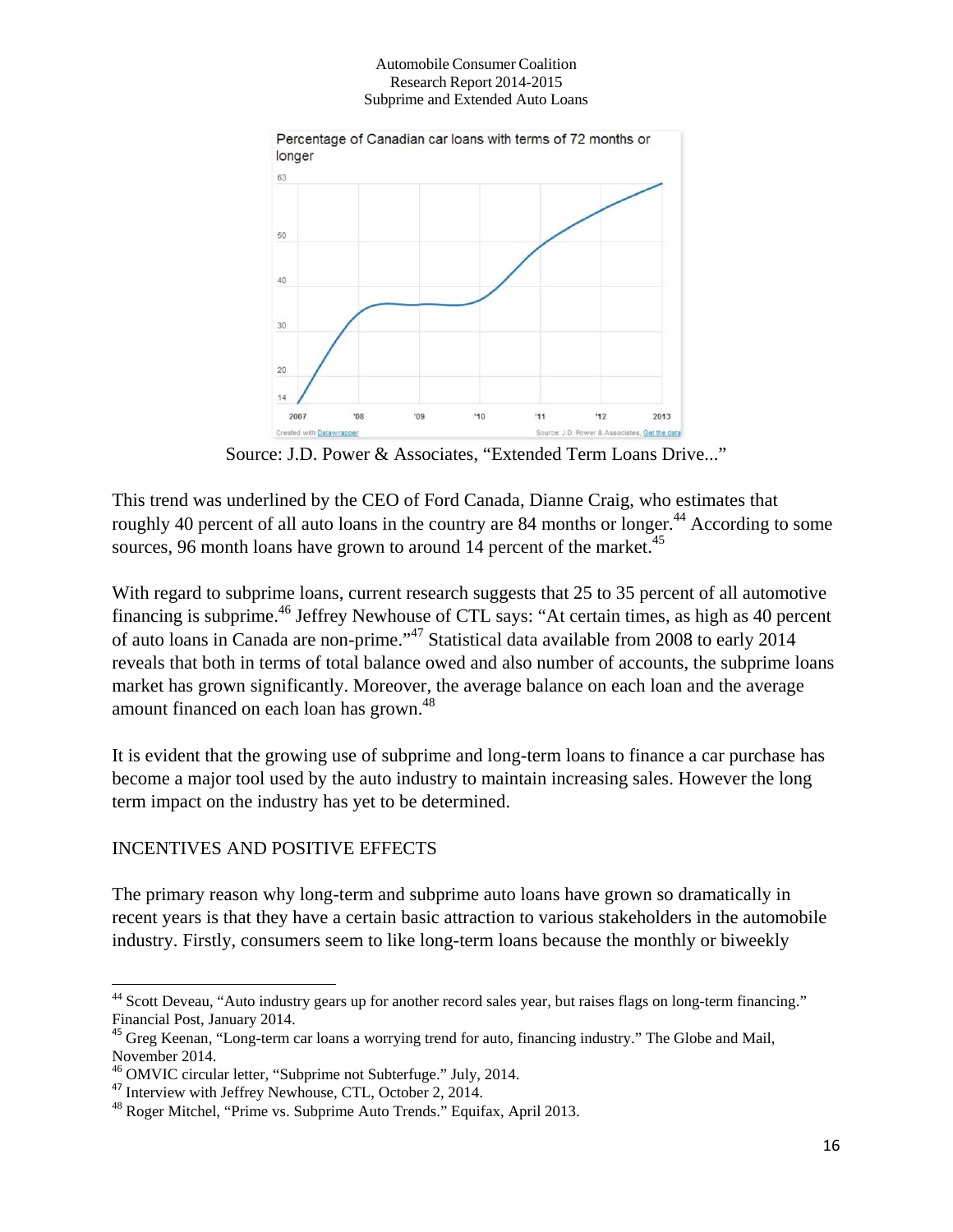Percentage of Canadian car loans with terms of 72 months or longer

Source: J.D. Power & Associates, "Extended Term Loans Drive..."

This trend was underlined by the CEO of Ford Canada, Dianne Craig, who estimates that roughly 40 percent of all auto loans in the country are 84 months or longer.[44] According to some sources, 96 month loans have grown to around 14 percent of the market.[45]

With regard to subprime loans, current research suggests that 25 to 35 percent of all automotive financing is subprime.[46] Jeffrey Newhouse of CTL says: "At certain times, as high as 40 percent of auto loans in Canada are non-prime."[47] Statistical data available from 2008 to early 2014 reveals that both in terms of total balance owed and also number of accounts, the subprime loans market has grown significantly. Moreover, the average balance on each loan and the average amount financed on each loan has grown.[48]

It is evident that the growing use of subprime and long-term loans to finance a car purchase has become a major tool used by the auto industry to maintain increasing sales. However the long term impact on the industry has yet to be determined.

## INCENTIVES AND POSITIVE EFFECTS

The primary reason why long-term and subprime auto loans have grown so dramatically in recent years is that they have a certain basic attraction to various stakeholders in the automobile industry. Firstly, consumers seem to like long-term loans because the monthly or biweekly

---

[44] Scott Deveau, "Auto industry gears up for another record sales year, but raises flags on long-term financing." Financial Post, January 2014.

[45] Greg Keenan, "Long-term car loans a worrying trend for auto, financing industry." The Globe and Mail, November 2014.

[46] OMVIC circular letter, "Subprime not Subterfuge." July, 2014.

[47] Interview with Jeffrey Newhouse, CTL, October 2, 2014.

[48] Roger Mitchel, "Prime vs. Subprime Auto Trends." Equifax, April 2013.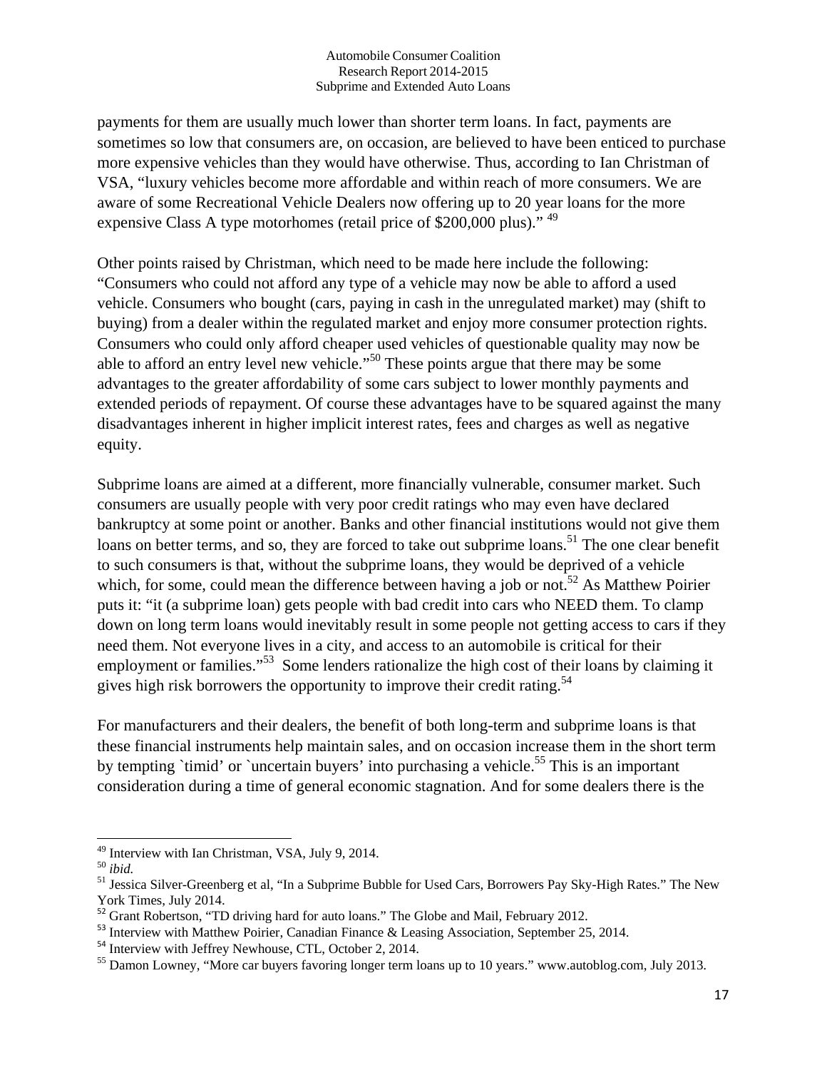payments for them are usually much lower than shorter term loans. In fact, payments are sometimes so low that consumers are, on occasion, are believed to have been enticed to purchase more expensive vehicles than they would have otherwise. Thus, according to Ian Christman of VSA, "luxury vehicles become more affordable and within reach of more consumers. We are aware of some Recreational Vehicle Dealers now offering up to 20 year loans for the more expensive Class A type motorhomes (retail price of $200,000 plus)." [49]

Other points raised by Christman, which need to be made here include the following: "Consumers who could not afford any type of a vehicle may now be able to afford a used vehicle. Consumers who bought (cars, paying in cash in the unregulated market) may (shift to buying) from a dealer within the regulated market and enjoy more consumer protection rights. Consumers who could only afford cheaper used vehicles of questionable quality may now be able to afford an entry level new vehicle."[50] These points argue that there may be some advantages to the greater affordability of some cars subject to lower monthly payments and extended periods of repayment. Of course these advantages have to be squared against the many disadvantages inherent in higher implicit interest rates, fees and charges as well as negative equity.

Subprime loans are aimed at a different, more financially vulnerable, consumer market. Such consumers are usually people with very poor credit ratings who may even have declared bankruptcy at some point or another. Banks and other financial institutions would not give them loans on better terms, and so, they are forced to take out subprime loans.[51] The one clear benefit to such consumers is that, without the subprime loans, they would be deprived of a vehicle which, for some, could mean the difference between having a job or not.[52] As Matthew Poirier puts it: "it (a subprime loan) gets people with bad credit into cars who NEED them. To clamp down on long term loans would inevitably result in some people not getting access to cars if they need them. Not everyone lives in a city, and access to an automobile is critical for their employment or families."[53] Some lenders rationalize the high cost of their loans by claiming it gives high risk borrowers the opportunity to improve their credit rating.[54]

For manufacturers and their dealers, the benefit of both long-term and subprime loans is that these financial instruments help maintain sales, and on occasion increase them in the short term by tempting `timid' or `uncertain buyers' into purchasing a vehicle.[55] This is an important consideration during a time of general economic stagnation. And for some dealers there is the

---

[49] Interview with Ian Christman, VSA, July 9, 2014.

[50] *ibid.*

[51] Jessica Silver-Greenberg et al, "In a Subprime Bubble for Used Cars, Borrowers Pay Sky-High Rates." The New York Times, July 2014.

[52] Grant Robertson, "TD driving hard for auto loans." The Globe and Mail, February 2012.

[53] Interview with Matthew Poirier, Canadian Finance & Leasing Association, September 25, 2014.

[54] Interview with Jeffrey Newhouse, CTL, October 2, 2014.

[55] Damon Lowney, "More car buyers favoring longer term loans up to 10 years." www.autoblog.com, July 2013.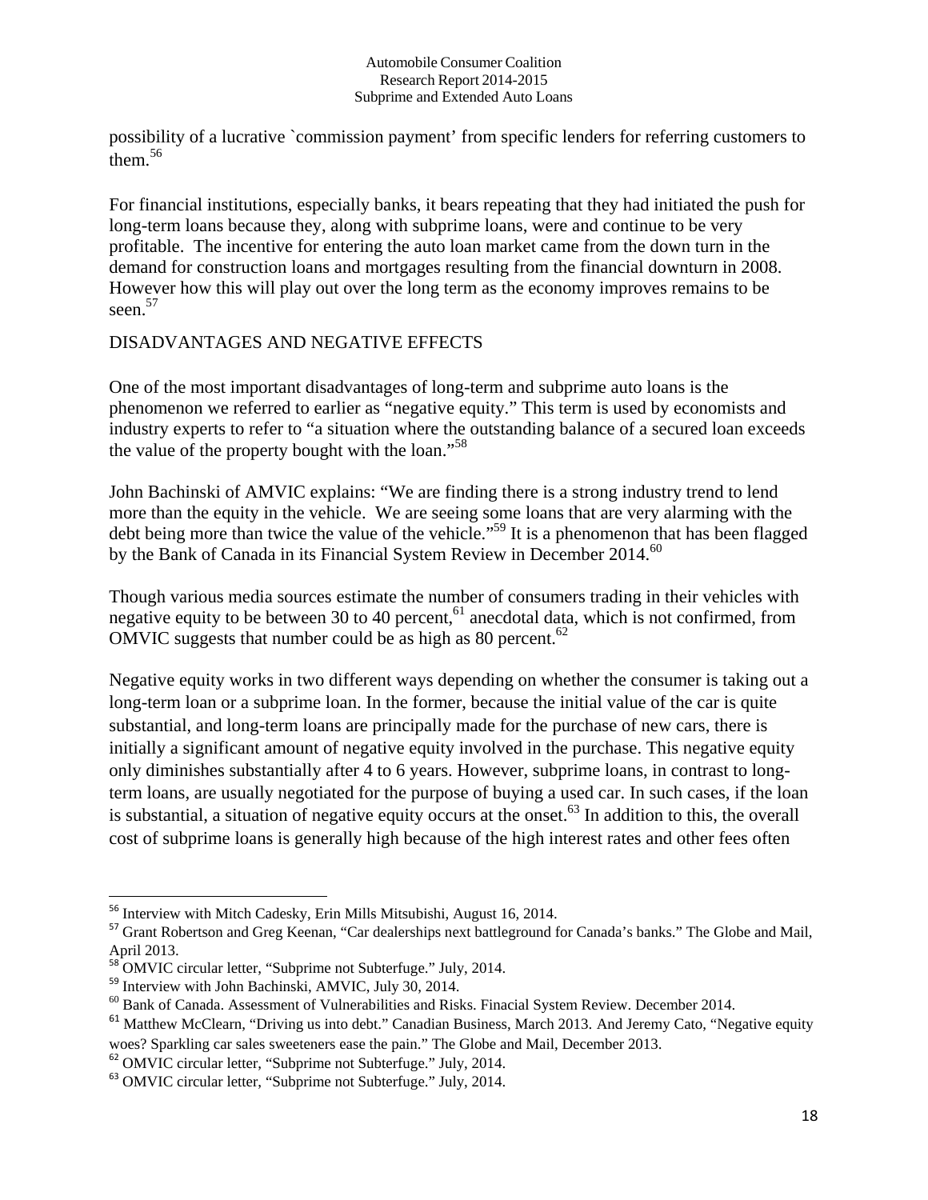possibility of a lucrative `commission payment' from specific lenders for referring customers to them.[56]

For financial institutions, especially banks, it bears repeating that they had initiated the push for long-term loans because they, along with subprime loans, were and continue to be very profitable. The incentive for entering the auto loan market came from the down turn in the demand for construction loans and mortgages resulting from the financial downturn in 2008. However how this will play out over the long term as the economy improves remains to be seen.[57]

## DISADVANTAGES AND NEGATIVE EFFECTS

One of the most important disadvantages of long-term and subprime auto loans is the phenomenon we referred to earlier as "negative equity." This term is used by economists and industry experts to refer to "a situation where the outstanding balance of a secured loan exceeds the value of the property bought with the loan."[58]

John Bachinski of AMVIC explains: "We are finding there is a strong industry trend to lend more than the equity in the vehicle. We are seeing some loans that are very alarming with the debt being more than twice the value of the vehicle."[59] It is a phenomenon that has been flagged by the Bank of Canada in its Financial System Review in December 2014.[60]

Though various media sources estimate the number of consumers trading in their vehicles with negative equity to be between 30 to 40 percent,[61] anecdotal data, which is not confirmed, from OMVIC suggests that number could be as high as 80 percent.[62]

Negative equity works in two different ways depending on whether the consumer is taking out a long-term loan or a subprime loan. In the former, because the initial value of the car is quite substantial, and long-term loans are principally made for the purchase of new cars, there is initially a significant amount of negative equity involved in the purchase. This negative equity only diminishes substantially after 4 to 6 years. However, subprime loans, in contrast to long-term loans, are usually negotiated for the purpose of buying a used car. In such cases, if the loan is substantial, a situation of negative equity occurs at the onset.[63] In addition to this, the overall cost of subprime loans is generally high because of the high interest rates and other fees often

---

[56] Interview with Mitch Cadesky, Erin Mills Mitsubishi, August 16, 2014.

[57] Grant Robertson and Greg Keenan, "Car dealerships next battleground for Canada's banks." The Globe and Mail, April 2013.

[58] OMVIC circular letter, "Subprime not Subterfuge." July, 2014.

[59] Interview with John Bachinski, AMVIC, July 30, 2014.

[60] Bank of Canada. Assessment of Vulnerabilities and Risks. Finacial System Review. December 2014.

[61] Matthew McClearn, "Driving us into debt." Canadian Business, March 2013. And Jeremy Cato, "Negative equity woes? Sparkling car sales sweeteners ease the pain." The Globe and Mail, December 2013.

[62] OMVIC circular letter, "Subprime not Subterfuge." July, 2014.

[63] OMVIC circular letter, "Subprime not Subterfuge." July, 2014.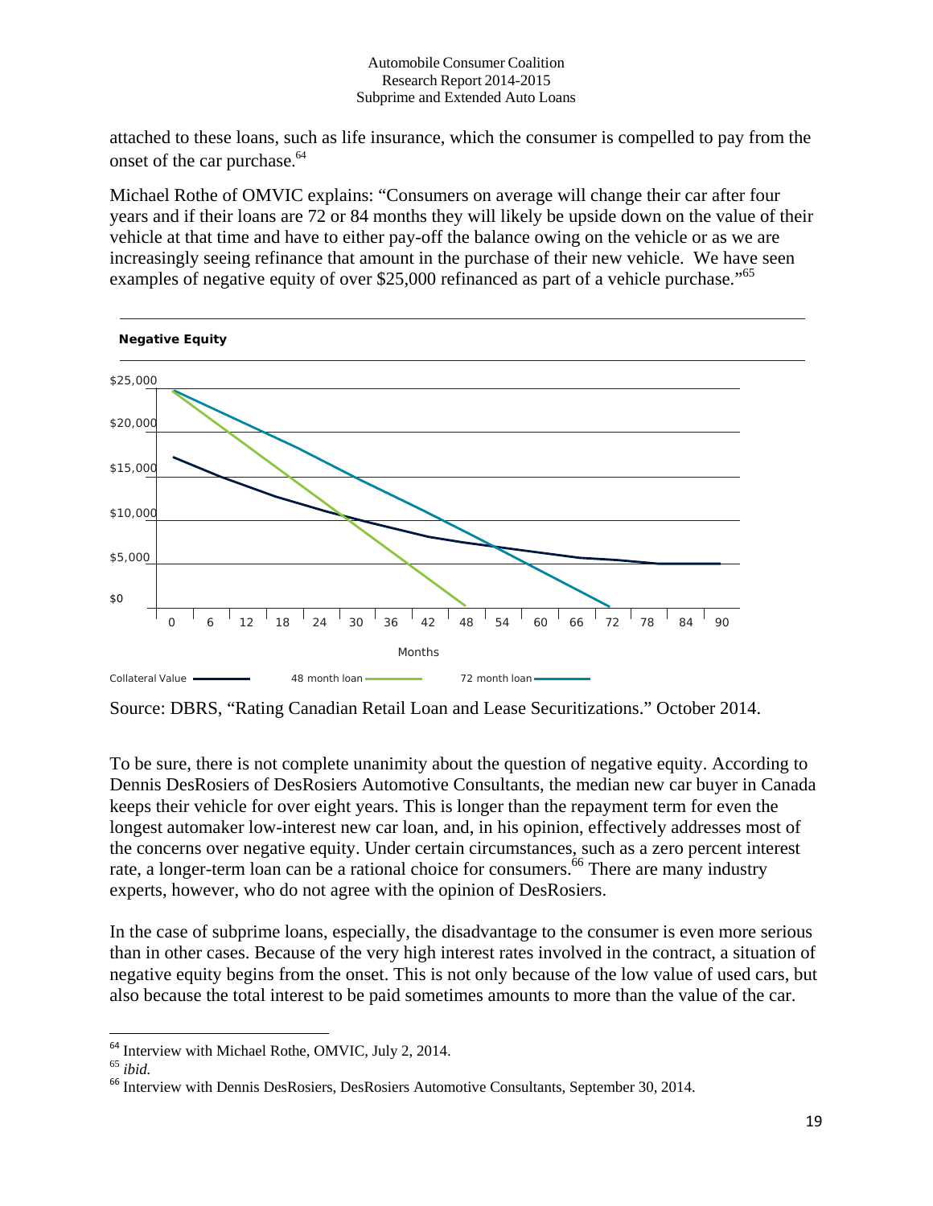attached to these loans, such as life insurance, which the consumer is compelled to pay from the onset of the car purchase.[64]

Michael Rothe of OMVIC explains: "Consumers on average will change their car after four years and if their loans are 72 or 84 months they will likely be upside down on the value of their vehicle at that time and have to either pay-off the balance owing on the vehicle or as we are increasingly seeing refinance that amount in the purchase of their new vehicle. We have seen examples of negative equity of over $25,000 refinanced as part of a vehicle purchase."[65]

**Negative Equity**

Source: DBRS, "Rating Canadian Retail Loan and Lease Securitizations." October 2014.

To be sure, there is not complete unanimity about the question of negative equity. According to Dennis DesRosiers of DesRosiers Automotive Consultants, the median new car buyer in Canada keeps their vehicle for over eight years. This is longer than the repayment term for even the longest automaker low-interest new car loan, and, in his opinion, effectively addresses most of the concerns over negative equity. Under certain circumstances, such as a zero percent interest rate, a longer-term loan can be a rational choice for consumers.[66] There are many industry experts, however, who do not agree with the opinion of DesRosiers.

In the case of subprime loans, especially, the disadvantage to the consumer is even more serious than in other cases. Because of the very high interest rates involved in the contract, a situation of negative equity begins from the onset. This is not only because of the low value of used cars, but also because the total interest to be paid sometimes amounts to more than the value of the car.

---

[64] Interview with Michael Rothe, OMVIC, July 2, 2014.

[65] *ibid.*

[66] Interview with Dennis DesRosiers, DesRosiers Automotive Consultants, September 30, 2014.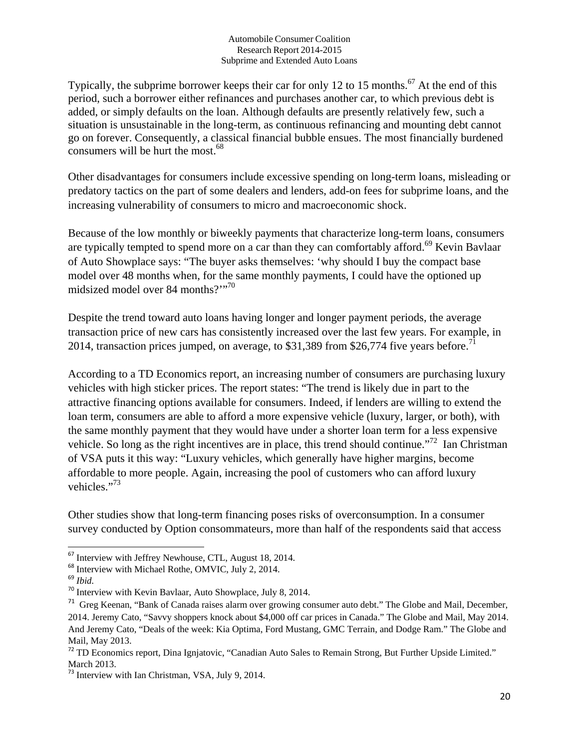Typically, the subprime borrower keeps their car for only 12 to 15 months.[67] At the end of this period, such a borrower either refinances and purchases another car, to which previous debt is added, or simply defaults on the loan. Although defaults are presently relatively few, such a situation is unsustainable in the long-term, as continuous refinancing and mounting debt cannot go on forever. Consequently, a classical financial bubble ensues. The most financially burdened consumers will be hurt the most.[68]

Other disadvantages for consumers include excessive spending on long-term loans, misleading or predatory tactics on the part of some dealers and lenders, add-on fees for subprime loans, and the increasing vulnerability of consumers to micro and macroeconomic shock.

Because of the low monthly or biweekly payments that characterize long-term loans, consumers are typically tempted to spend more on a car than they can comfortably afford.[69] Kevin Bavlaar of Auto Showplace says: "The buyer asks themselves: 'why should I buy the compact base model over 48 months when, for the same monthly payments, I could have the optioned up midsized model over 84 months?'"[70]

Despite the trend toward auto loans having longer and longer payment periods, the average transaction price of new cars has consistently increased over the last few years. For example, in 2014, transaction prices jumped, on average, to $31,389 from $26,774 five years before.[71]

According to a TD Economics report, an increasing number of consumers are purchasing luxury vehicles with high sticker prices. The report states: "The trend is likely due in part to the attractive financing options available for consumers. Indeed, if lenders are willing to extend the loan term, consumers are able to afford a more expensive vehicle (luxury, larger, or both), with the same monthly payment that they would have under a shorter loan term for a less expensive vehicle. So long as the right incentives are in place, this trend should continue."[72] Ian Christman of VSA puts it this way: "Luxury vehicles, which generally have higher margins, become affordable to more people. Again, increasing the pool of customers who can afford luxury vehicles."[73]

Other studies show that long-term financing poses risks of overconsumption. In a consumer survey conducted by Option consommateurs, more than half of the respondents said that access

---

[67] Interview with Jeffrey Newhouse, CTL, August 18, 2014.

[68] Interview with Michael Rothe, OMVIC, July 2, 2014.

[69] *Ibid.*

[70] Interview with Kevin Bavlaar, Auto Showplace, July 8, 2014.

[71] Greg Keenan, "Bank of Canada raises alarm over growing consumer auto debt." The Globe and Mail, December, 2014. Jeremy Cato, "Savvy shoppers knock about $4,000 off car prices in Canada." The Globe and Mail, May 2014. And Jeremy Cato, "Deals of the week: Kia Optima, Ford Mustang, GMC Terrain, and Dodge Ram." The Globe and Mail, May 2013.

[72] TD Economics report, Dina Ignjatovic, "Canadian Auto Sales to Remain Strong, But Further Upside Limited." March 2013.

[73] Interview with Ian Christman, VSA, July 9, 2014.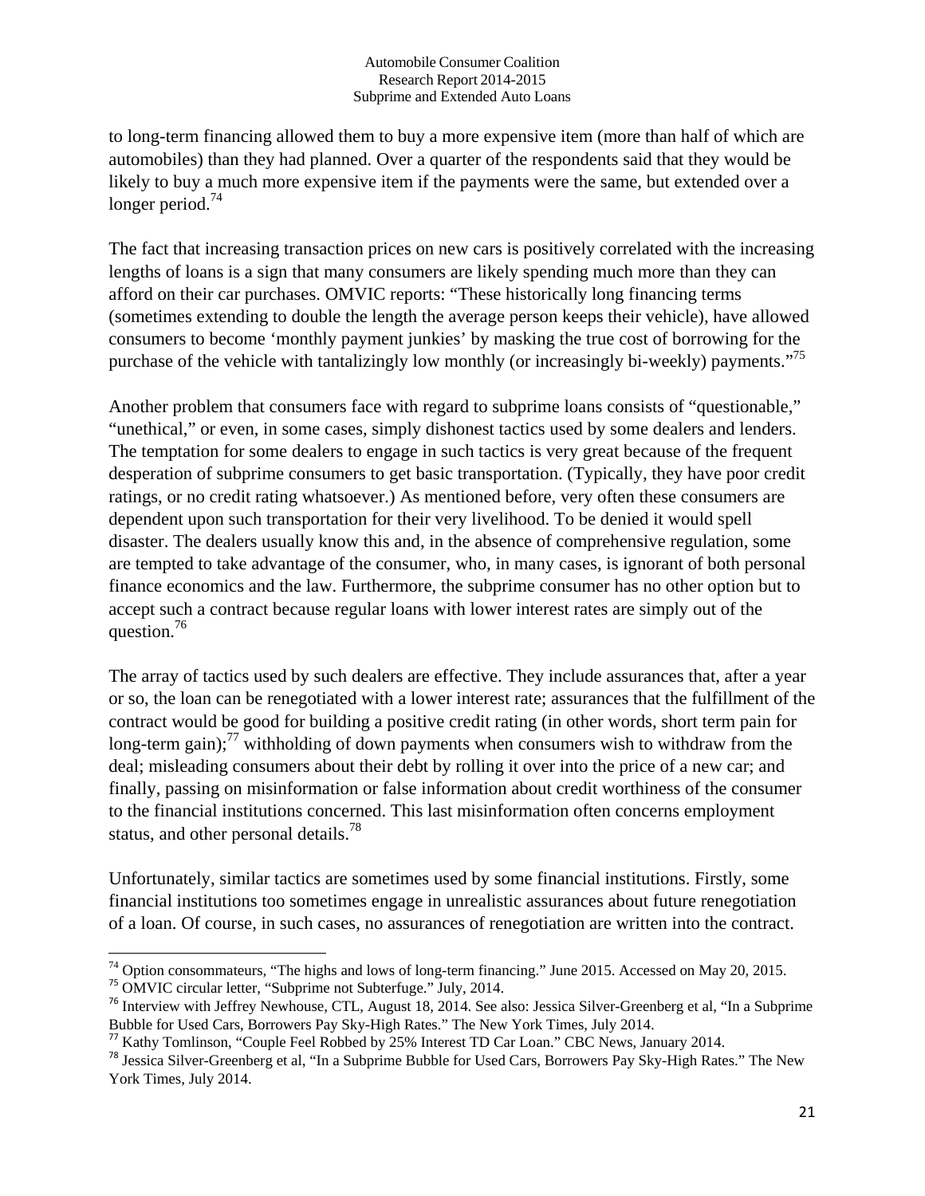to long-term financing allowed them to buy a more expensive item (more than half of which are automobiles) than they had planned. Over a quarter of the respondents said that they would be likely to buy a much more expensive item if the payments were the same, but extended over a longer period.[74]

The fact that increasing transaction prices on new cars is positively correlated with the increasing lengths of loans is a sign that many consumers are likely spending much more than they can afford on their car purchases. OMVIC reports: "These historically long financing terms (sometimes extending to double the length the average person keeps their vehicle), have allowed consumers to become 'monthly payment junkies' by masking the true cost of borrowing for the purchase of the vehicle with tantalizingly low monthly (or increasingly bi-weekly) payments."[75]

Another problem that consumers face with regard to subprime loans consists of "questionable," "unethical," or even, in some cases, simply dishonest tactics used by some dealers and lenders. The temptation for some dealers to engage in such tactics is very great because of the frequent desperation of subprime consumers to get basic transportation. (Typically, they have poor credit ratings, or no credit rating whatsoever.) As mentioned before, very often these consumers are dependent upon such transportation for their very livelihood. To be denied it would spell disaster. The dealers usually know this and, in the absence of comprehensive regulation, some are tempted to take advantage of the consumer, who, in many cases, is ignorant of both personal finance economics and the law. Furthermore, the subprime consumer has no other option but to accept such a contract because regular loans with lower interest rates are simply out of the question.[76]

The array of tactics used by such dealers are effective. They include assurances that, after a year or so, the loan can be renegotiated with a lower interest rate; assurances that the fulfillment of the contract would be good for building a positive credit rating (in other words, short term pain for long-term gain);[77] withholding of down payments when consumers wish to withdraw from the deal; misleading consumers about their debt by rolling it over into the price of a new car; and finally, passing on misinformation or false information about credit worthiness of the consumer to the financial institutions concerned. This last misinformation often concerns employment status, and other personal details.[78]

Unfortunately, similar tactics are sometimes used by some financial institutions. Firstly, some financial institutions too sometimes engage in unrealistic assurances about future renegotiation of a loan. Of course, in such cases, no assurances of renegotiation are written into the contract.

---

[74] Option consommateurs, "The highs and lows of long-term financing." June 2015. Accessed on May 20, 2015.

[75] OMVIC circular letter, "Subprime not Subterfuge." July, 2014.

[76] Interview with Jeffrey Newhouse, CTL, August 18, 2014. See also: Jessica Silver-Greenberg et al, "In a Subprime Bubble for Used Cars, Borrowers Pay Sky-High Rates." The New York Times, July 2014.

[77] Kathy Tomlinson, "Couple Feel Robbed by 25% Interest TD Car Loan." CBC News, January 2014.

[78] Jessica Silver-Greenberg et al, "In a Subprime Bubble for Used Cars, Borrowers Pay Sky-High Rates." The New York Times, July 2014.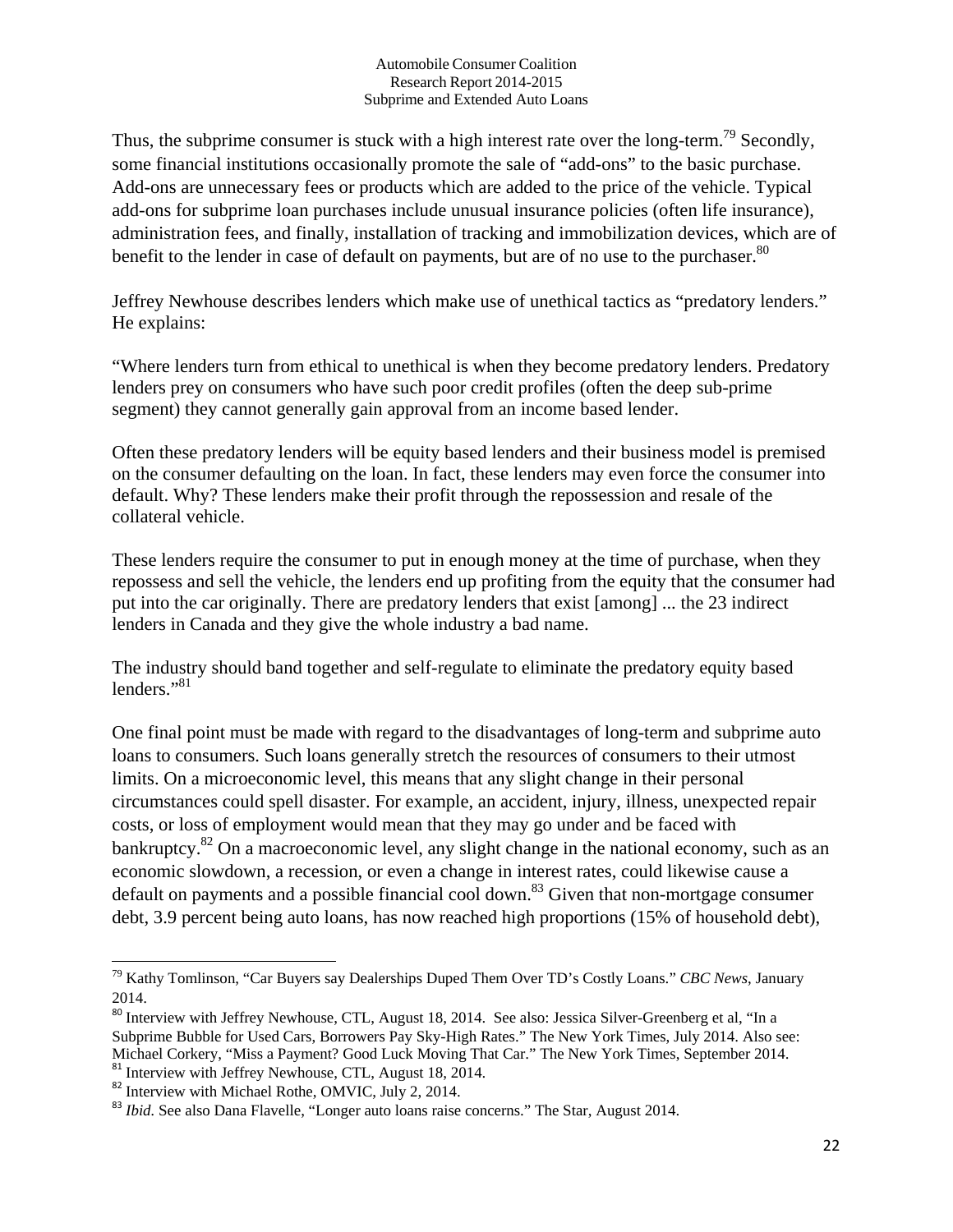Thus, the subprime consumer is stuck with a high interest rate over the long-term.[79] Secondly, some financial institutions occasionally promote the sale of "add-ons" to the basic purchase. Add-ons are unnecessary fees or products which are added to the price of the vehicle. Typical add-ons for subprime loan purchases include unusual insurance policies (often life insurance), administration fees, and finally, installation of tracking and immobilization devices, which are of benefit to the lender in case of default on payments, but are of no use to the purchaser.[80]

Jeffrey Newhouse describes lenders which make use of unethical tactics as "predatory lenders." He explains:

"Where lenders turn from ethical to unethical is when they become predatory lenders. Predatory lenders prey on consumers who have such poor credit profiles (often the deep sub-prime segment) they cannot generally gain approval from an income based lender.

Often these predatory lenders will be equity based lenders and their business model is premised on the consumer defaulting on the loan. In fact, these lenders may even force the consumer into default. Why? These lenders make their profit through the repossession and resale of the collateral vehicle.

These lenders require the consumer to put in enough money at the time of purchase, when they repossess and sell the vehicle, the lenders end up profiting from the equity that the consumer had put into the car originally. There are predatory lenders that exist [among] ... the 23 indirect lenders in Canada and they give the whole industry a bad name.

The industry should band together and self-regulate to eliminate the predatory equity based lenders."[81]

One final point must be made with regard to the disadvantages of long-term and subprime auto loans to consumers. Such loans generally stretch the resources of consumers to their utmost limits. On a microeconomic level, this means that any slight change in their personal circumstances could spell disaster. For example, an accident, injury, illness, unexpected repair costs, or loss of employment would mean that they may go under and be faced with bankruptcy.[82] On a macroeconomic level, any slight change in the national economy, such as an economic slowdown, a recession, or even a change in interest rates, could likewise cause a default on payments and a possible financial cool down.[83] Given that non-mortgage consumer debt, 3.9 percent being auto loans, has now reached high proportions (15% of household debt),

---

[79] Kathy Tomlinson, "Car Buyers say Dealerships Duped Them Over TD's Costly Loans." *CBC News*, January 2014.

[80] Interview with Jeffrey Newhouse, CTL, August 18, 2014. See also: Jessica Silver-Greenberg et al, "In a Subprime Bubble for Used Cars, Borrowers Pay Sky-High Rates." The New York Times, July 2014. Also see: Michael Corkery, "Miss a Payment? Good Luck Moving That Car." The New York Times, September 2014.

[81] Interview with Jeffrey Newhouse, CTL, August 18, 2014.

[82] Interview with Michael Rothe, OMVIC, July 2, 2014.

[83] *Ibid.* See also Dana Flavelle, "Longer auto loans raise concerns." The Star, August 2014.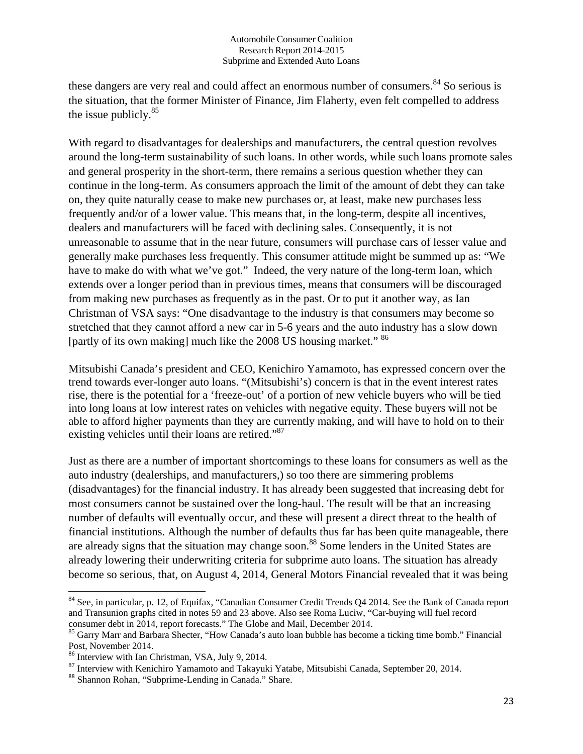these dangers are very real and could affect an enormous number of consumers.[84] So serious is the situation, that the former Minister of Finance, Jim Flaherty, even felt compelled to address the issue publicly.[85]

With regard to disadvantages for dealerships and manufacturers, the central question revolves around the long-term sustainability of such loans. In other words, while such loans promote sales and general prosperity in the short-term, there remains a serious question whether they can continue in the long-term. As consumers approach the limit of the amount of debt they can take on, they quite naturally cease to make new purchases or, at least, make new purchases less frequently and/or of a lower value. This means that, in the long-term, despite all incentives, dealers and manufacturers will be faced with declining sales. Consequently, it is not unreasonable to assume that in the near future, consumers will purchase cars of lesser value and generally make purchases less frequently. This consumer attitude might be summed up as: "We have to make do with what we've got." Indeed, the very nature of the long-term loan, which extends over a longer period than in previous times, means that consumers will be discouraged from making new purchases as frequently as in the past. Or to put it another way, as Ian Christman of VSA says: "One disadvantage to the industry is that consumers may become so stretched that they cannot afford a new car in 5-6 years and the auto industry has a slow down [partly of its own making] much like the 2008 US housing market." [86]

Mitsubishi Canada's president and CEO, Kenichiro Yamamoto, has expressed concern over the trend towards ever-longer auto loans. "(Mitsubishi's) concern is that in the event interest rates rise, there is the potential for a 'freeze-out' of a portion of new vehicle buyers who will be tied into long loans at low interest rates on vehicles with negative equity. These buyers will not be able to afford higher payments than they are currently making, and will have to hold on to their existing vehicles until their loans are retired."[87]

Just as there are a number of important shortcomings to these loans for consumers as well as the auto industry (dealerships, and manufacturers,) so too there are simmering problems (disadvantages) for the financial industry. It has already been suggested that increasing debt for most consumers cannot be sustained over the long-haul. The result will be that an increasing number of defaults will eventually occur, and these will present a direct threat to the health of financial institutions. Although the number of defaults thus far has been quite manageable, there are already signs that the situation may change soon.[88] Some lenders in the United States are already lowering their underwriting criteria for subprime auto loans. The situation has already become so serious, that, on August 4, 2014, General Motors Financial revealed that it was being

---

[84] See, in particular, p. 12, of Equifax, "Canadian Consumer Credit Trends Q4 2014. See the Bank of Canada report and Transunion graphs cited in notes 59 and 23 above. Also see Roma Luciw, "Car-buying will fuel record consumer debt in 2014, report forecasts." The Globe and Mail, December 2014.

[85] Garry Marr and Barbara Shecter, "How Canada's auto loan bubble has become a ticking time bomb." Financial Post, November 2014.

[86] Interview with Ian Christman, VSA, July 9, 2014.

[87] Interview with Kenichiro Yamamoto and Takayuki Yatabe, Mitsubishi Canada, September 20, 2014.

[88] Shannon Rohan, "Subprime-Lending in Canada." Share.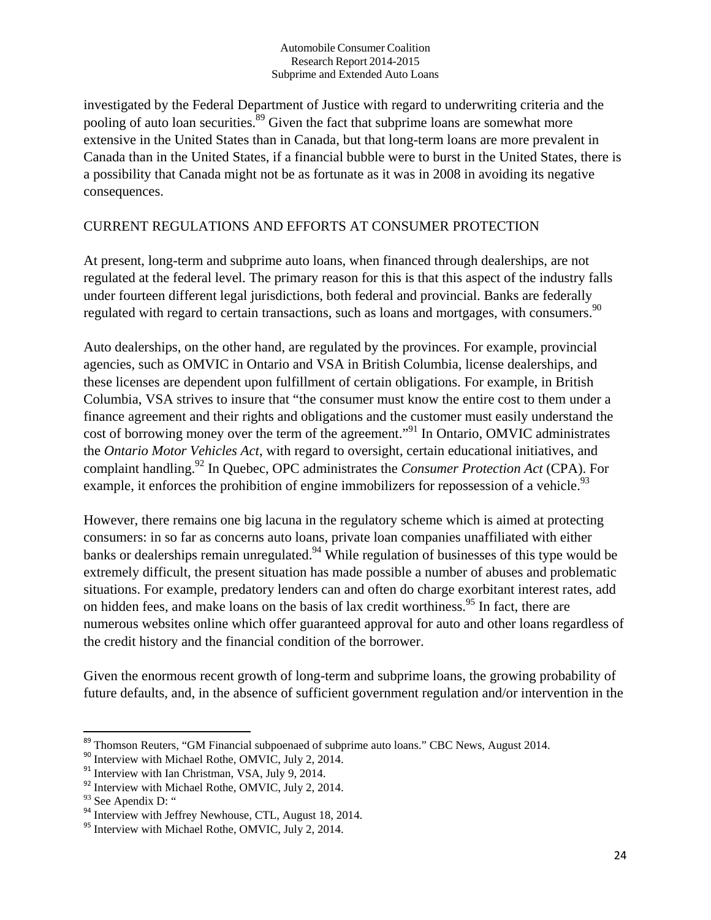investigated by the Federal Department of Justice with regard to underwriting criteria and the pooling of auto loan securities.[89] Given the fact that subprime loans are somewhat more extensive in the United States than in Canada, but that long-term loans are more prevalent in Canada than in the United States, if a financial bubble were to burst in the United States, there is a possibility that Canada might not be as fortunate as it was in 2008 in avoiding its negative consequences.

## CURRENT REGULATIONS AND EFFORTS AT CONSUMER PROTECTION

At present, long-term and subprime auto loans, when financed through dealerships, are not regulated at the federal level. The primary reason for this is that this aspect of the industry falls under fourteen different legal jurisdictions, both federal and provincial. Banks are federally regulated with regard to certain transactions, such as loans and mortgages, with consumers.[90]

Auto dealerships, on the other hand, are regulated by the provinces. For example, provincial agencies, such as OMVIC in Ontario and VSA in British Columbia, license dealerships, and these licenses are dependent upon fulfillment of certain obligations. For example, in British Columbia, VSA strives to insure that "the consumer must know the entire cost to them under a finance agreement and their rights and obligations and the customer must easily understand the cost of borrowing money over the term of the agreement."[91] In Ontario, OMVIC administrates the *Ontario Motor Vehicles Act*, with regard to oversight, certain educational initiatives, and complaint handling.[92] In Quebec, OPC administrates the *Consumer Protection Act* (CPA). For example, it enforces the prohibition of engine immobilizers for repossession of a vehicle.[93]

However, there remains one big lacuna in the regulatory scheme which is aimed at protecting consumers: in so far as concerns auto loans, private loan companies unaffiliated with either banks or dealerships remain unregulated.[94] While regulation of businesses of this type would be extremely difficult, the present situation has made possible a number of abuses and problematic situations. For example, predatory lenders can and often do charge exorbitant interest rates, add on hidden fees, and make loans on the basis of lax credit worthiness.[95] In fact, there are numerous websites online which offer guaranteed approval for auto and other loans regardless of the credit history and the financial condition of the borrower.

Given the enormous recent growth of long-term and subprime loans, the growing probability of future defaults, and, in the absence of sufficient government regulation and/or intervention in the

---

[89] Thomson Reuters, "GM Financial subpoenaed of subprime auto loans." CBC News, August 2014.
[90] Interview with Michael Rothe, OMVIC, July 2, 2014.
[91] Interview with Ian Christman, VSA, July 9, 2014.
[92] Interview with Michael Rothe, OMVIC, July 2, 2014.
[93] See Apendix D: "
[94] Interview with Jeffrey Newhouse, CTL, August 18, 2014.
[95] Interview with Michael Rothe, OMVIC, July 2, 2014.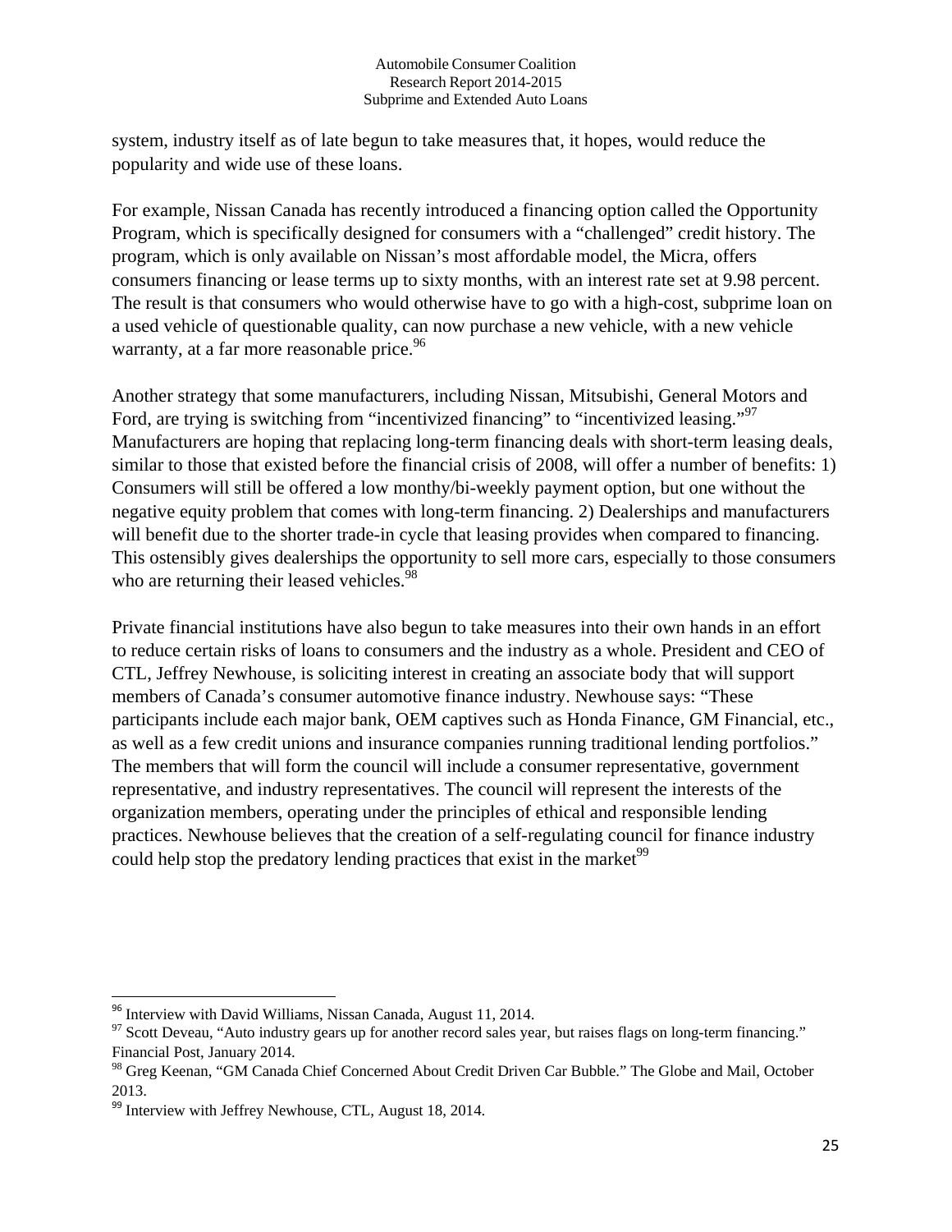system, industry itself as of late begun to take measures that, it hopes, would reduce the popularity and wide use of these loans.

For example, Nissan Canada has recently introduced a financing option called the Opportunity Program, which is specifically designed for consumers with a "challenged" credit history. The program, which is only available on Nissan's most affordable model, the Micra, offers consumers financing or lease terms up to sixty months, with an interest rate set at 9.98 percent. The result is that consumers who would otherwise have to go with a high-cost, subprime loan on a used vehicle of questionable quality, can now purchase a new vehicle, with a new vehicle warranty, at a far more reasonable price.[96]

Another strategy that some manufacturers, including Nissan, Mitsubishi, General Motors and Ford, are trying is switching from "incentivized financing" to "incentivized leasing."[97] Manufacturers are hoping that replacing long-term financing deals with short-term leasing deals, similar to those that existed before the financial crisis of 2008, will offer a number of benefits: 1) Consumers will still be offered a low monthy/bi-weekly payment option, but one without the negative equity problem that comes with long-term financing. 2) Dealerships and manufacturers will benefit due to the shorter trade-in cycle that leasing provides when compared to financing. This ostensibly gives dealerships the opportunity to sell more cars, especially to those consumers who are returning their leased vehicles.[98]

Private financial institutions have also begun to take measures into their own hands in an effort to reduce certain risks of loans to consumers and the industry as a whole. President and CEO of CTL, Jeffrey Newhouse, is soliciting interest in creating an associate body that will support members of Canada's consumer automotive finance industry. Newhouse says: "These participants include each major bank, OEM captives such as Honda Finance, GM Financial, etc., as well as a few credit unions and insurance companies running traditional lending portfolios." The members that will form the council will include a consumer representative, government representative, and industry representatives. The council will represent the interests of the organization members, operating under the principles of ethical and responsible lending practices. Newhouse believes that the creation of a self-regulating council for finance industry could help stop the predatory lending practices that exist in the market[99]

---

[96] Interview with David Williams, Nissan Canada, August 11, 2014.

[97] Scott Deveau, "Auto industry gears up for another record sales year, but raises flags on long-term financing." Financial Post, January 2014.

[98] Greg Keenan, "GM Canada Chief Concerned About Credit Driven Car Bubble." The Globe and Mail, October 2013.

[99] Interview with Jeffrey Newhouse, CTL, August 18, 2014.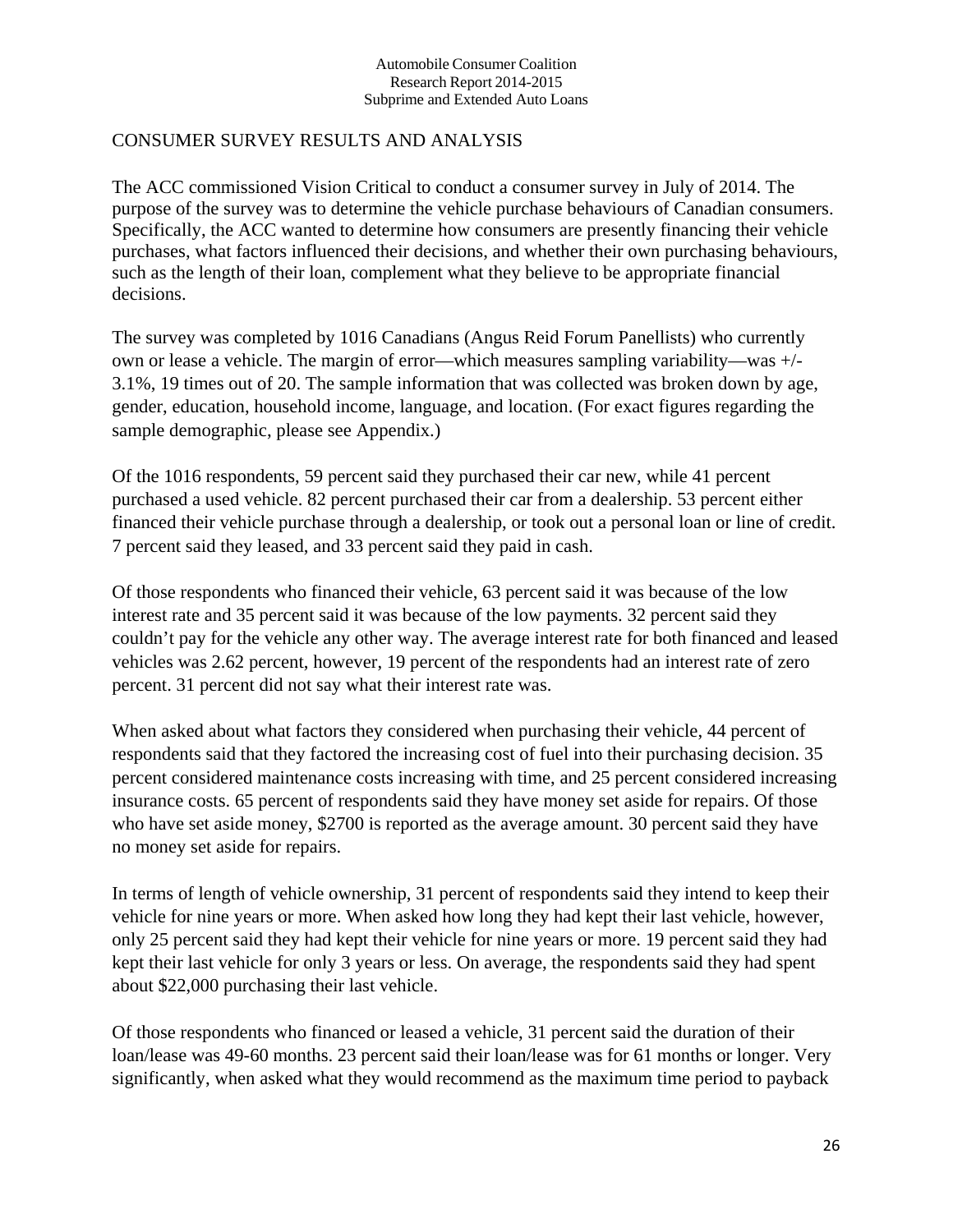## CONSUMER SURVEY RESULTS AND ANALYSIS

The ACC commissioned Vision Critical to conduct a consumer survey in July of 2014. The purpose of the survey was to determine the vehicle purchase behaviours of Canadian consumers. Specifically, the ACC wanted to determine how consumers are presently financing their vehicle purchases, what factors influenced their decisions, and whether their own purchasing behaviours, such as the length of their loan, complement what they believe to be appropriate financial decisions.

The survey was completed by 1016 Canadians (Angus Reid Forum Panellists) who currently own or lease a vehicle. The margin of error—which measures sampling variability—was +/- 3.1%, 19 times out of 20. The sample information that was collected was broken down by age, gender, education, household income, language, and location. (For exact figures regarding the sample demographic, please see Appendix.)

Of the 1016 respondents, 59 percent said they purchased their car new, while 41 percent purchased a used vehicle. 82 percent purchased their car from a dealership. 53 percent either financed their vehicle purchase through a dealership, or took out a personal loan or line of credit. 7 percent said they leased, and 33 percent said they paid in cash.

Of those respondents who financed their vehicle, 63 percent said it was because of the low interest rate and 35 percent said it was because of the low payments. 32 percent said they couldn't pay for the vehicle any other way. The average interest rate for both financed and leased vehicles was 2.62 percent, however, 19 percent of the respondents had an interest rate of zero percent. 31 percent did not say what their interest rate was.

When asked about what factors they considered when purchasing their vehicle, 44 percent of respondents said that they factored the increasing cost of fuel into their purchasing decision. 35 percent considered maintenance costs increasing with time, and 25 percent considered increasing insurance costs. 65 percent of respondents said they have money set aside for repairs. Of those who have set aside money, $2700 is reported as the average amount. 30 percent said they have no money set aside for repairs.

In terms of length of vehicle ownership, 31 percent of respondents said they intend to keep their vehicle for nine years or more. When asked how long they had kept their last vehicle, however, only 25 percent said they had kept their vehicle for nine years or more. 19 percent said they had kept their last vehicle for only 3 years or less. On average, the respondents said they had spent about $22,000 purchasing their last vehicle.

Of those respondents who financed or leased a vehicle, 31 percent said the duration of their loan/lease was 49-60 months. 23 percent said their loan/lease was for 61 months or longer. Very significantly, when asked what they would recommend as the maximum time period to payback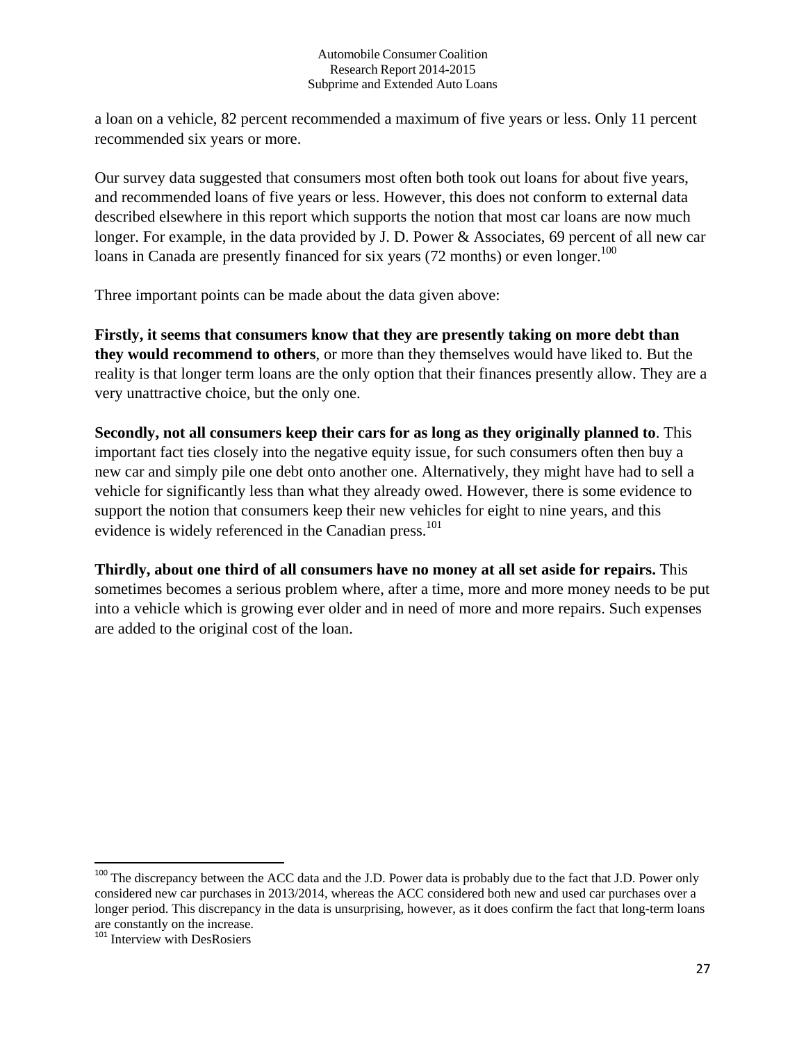a loan on a vehicle, 82 percent recommended a maximum of five years or less. Only 11 percent recommended six years or more.

Our survey data suggested that consumers most often both took out loans for about five years, and recommended loans of five years or less. However, this does not conform to external data described elsewhere in this report which supports the notion that most car loans are now much longer. For example, in the data provided by J. D. Power & Associates, 69 percent of all new car loans in Canada are presently financed for six years (72 months) or even longer.[100]

Three important points can be made about the data given above:

**Firstly, it seems that consumers know that they are presently taking on more debt than they would recommend to others**, or more than they themselves would have liked to. But the reality is that longer term loans are the only option that their finances presently allow. They are a very unattractive choice, but the only one.

**Secondly, not all consumers keep their cars for as long as they originally planned to**. This important fact ties closely into the negative equity issue, for such consumers often then buy a new car and simply pile one debt onto another one. Alternatively, they might have had to sell a vehicle for significantly less than what they already owed. However, there is some evidence to support the notion that consumers keep their new vehicles for eight to nine years, and this evidence is widely referenced in the Canadian press.[101]

**Thirdly, about one third of all consumers have no money at all set aside for repairs.** This sometimes becomes a serious problem where, after a time, more and more money needs to be put into a vehicle which is growing ever older and in need of more and more repairs. Such expenses are added to the original cost of the loan.

---

[100] The discrepancy between the ACC data and the J.D. Power data is probably due to the fact that J.D. Power only considered new car purchases in 2013/2014, whereas the ACC considered both new and used car purchases over a longer period. This discrepancy in the data is unsurprising, however, as it does confirm the fact that long-term loans are constantly on the increase.

[101] Interview with DesRosiers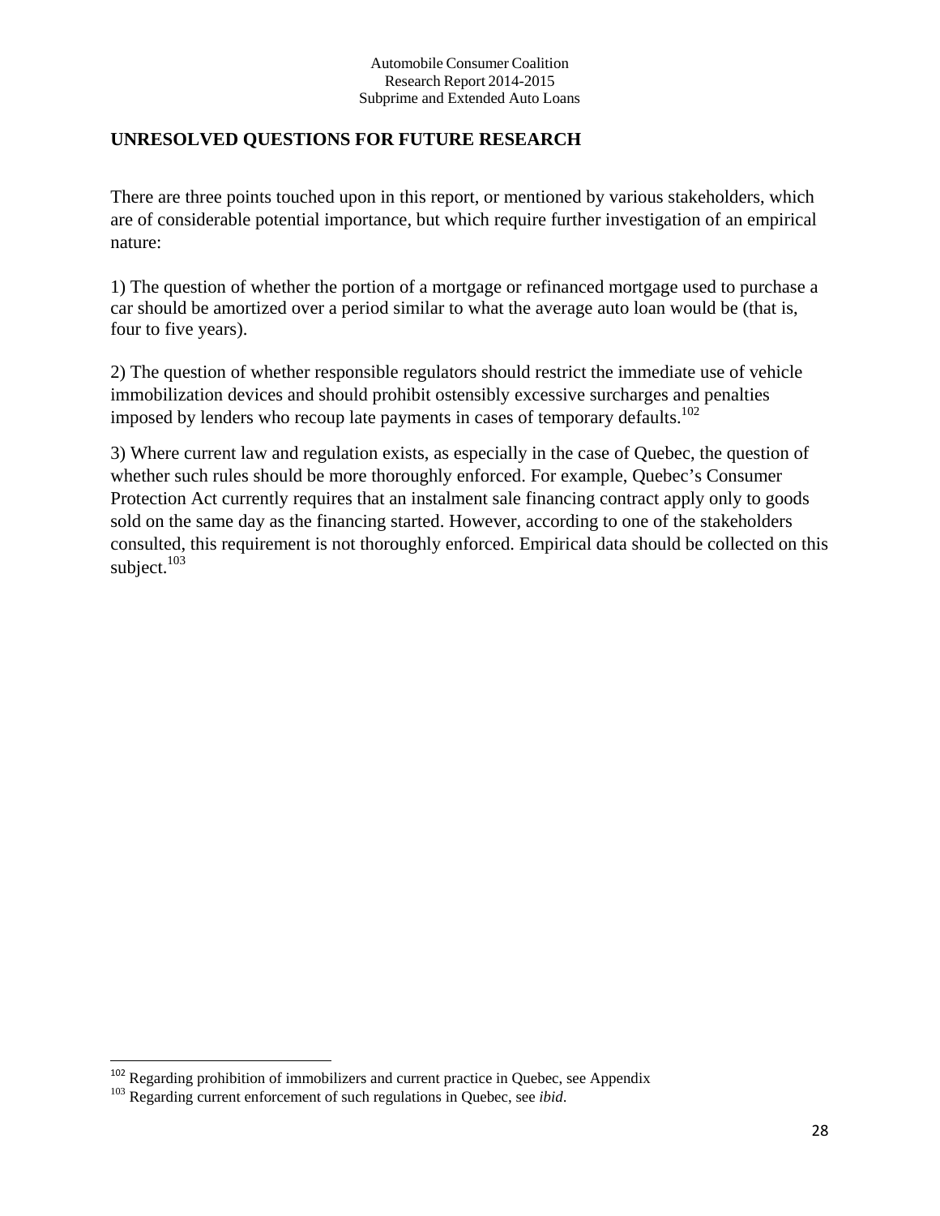## UNRESOLVED QUESTIONS FOR FUTURE RESEARCH

There are three points touched upon in this report, or mentioned by various stakeholders, which are of considerable potential importance, but which require further investigation of an empirical nature:

1) The question of whether the portion of a mortgage or refinanced mortgage used to purchase a car should be amortized over a period similar to what the average auto loan would be (that is, four to five years).

2) The question of whether responsible regulators should restrict the immediate use of vehicle immobilization devices and should prohibit ostensibly excessive surcharges and penalties imposed by lenders who recoup late payments in cases of temporary defaults.[102]

3) Where current law and regulation exists, as especially in the case of Quebec, the question of whether such rules should be more thoroughly enforced. For example, Quebec's Consumer Protection Act currently requires that an instalment sale financing contract apply only to goods sold on the same day as the financing started. However, according to one of the stakeholders consulted, this requirement is not thoroughly enforced. Empirical data should be collected on this subject.[103]

---

[102] Regarding prohibition of immobilizers and current practice in Quebec, see Appendix

[103] Regarding current enforcement of such regulations in Quebec, see *ibid*.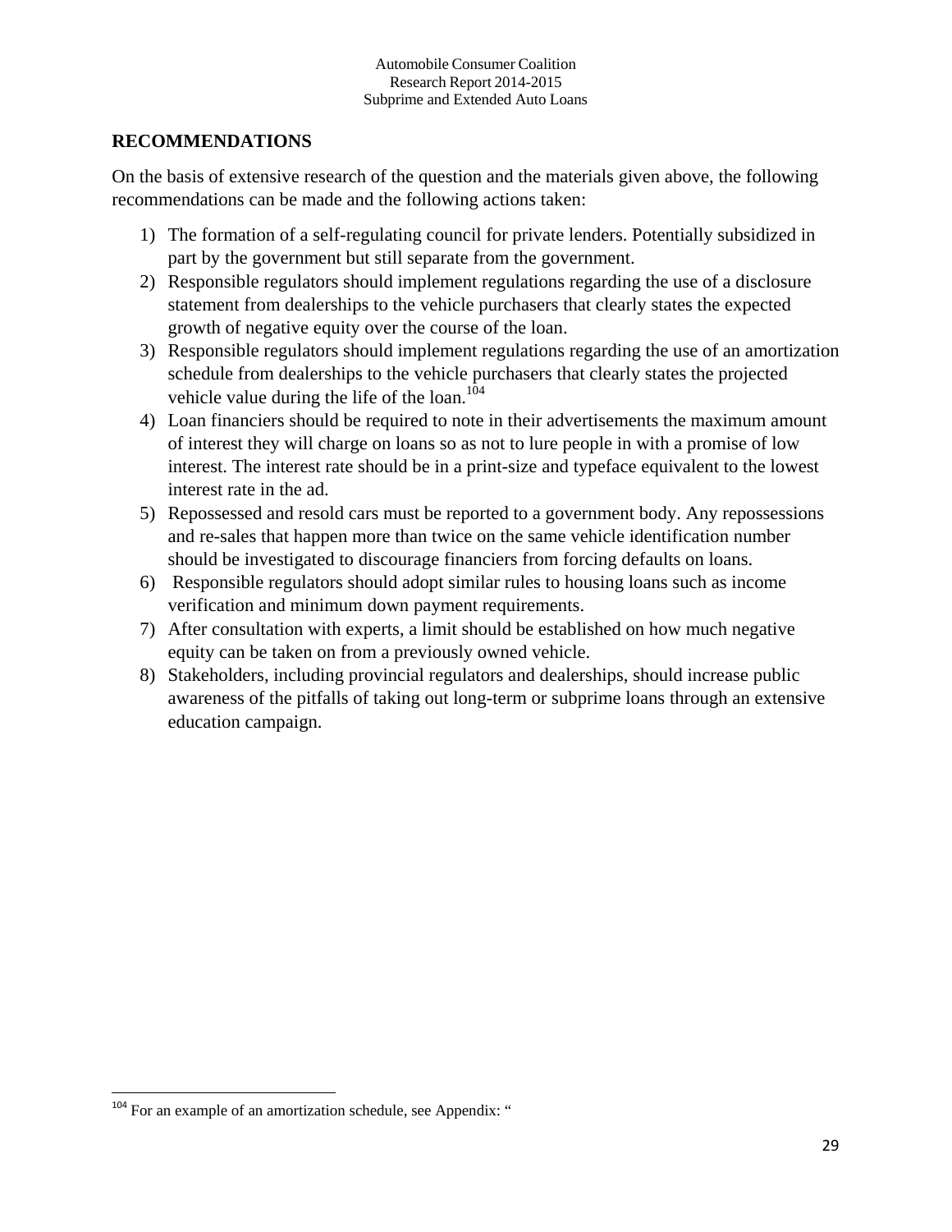## RECOMMENDATIONS

On the basis of extensive research of the question and the materials given above, the following recommendations can be made and the following actions taken:

1) The formation of a self-regulating council for private lenders. Potentially subsidized in part by the government but still separate from the government.
2) Responsible regulators should implement regulations regarding the use of a disclosure statement from dealerships to the vehicle purchasers that clearly states the expected growth of negative equity over the course of the loan.
3) Responsible regulators should implement regulations regarding the use of an amortization schedule from dealerships to the vehicle purchasers that clearly states the projected vehicle value during the life of the loan.[104]
4) Loan financiers should be required to note in their advertisements the maximum amount of interest they will charge on loans so as not to lure people in with a promise of low interest. The interest rate should be in a print-size and typeface equivalent to the lowest interest rate in the ad.
5) Repossessed and resold cars must be reported to a government body. Any repossessions and re-sales that happen more than twice on the same vehicle identification number should be investigated to discourage financiers from forcing defaults on loans.
6) Responsible regulators should adopt similar rules to housing loans such as income verification and minimum down payment requirements.
7) After consultation with experts, a limit should be established on how much negative equity can be taken on from a previously owned vehicle.
8) Stakeholders, including provincial regulators and dealerships, should increase public awareness of the pitfalls of taking out long-term or subprime loans through an extensive education campaign.

---

[104] For an example of an amortization schedule, see Appendix: "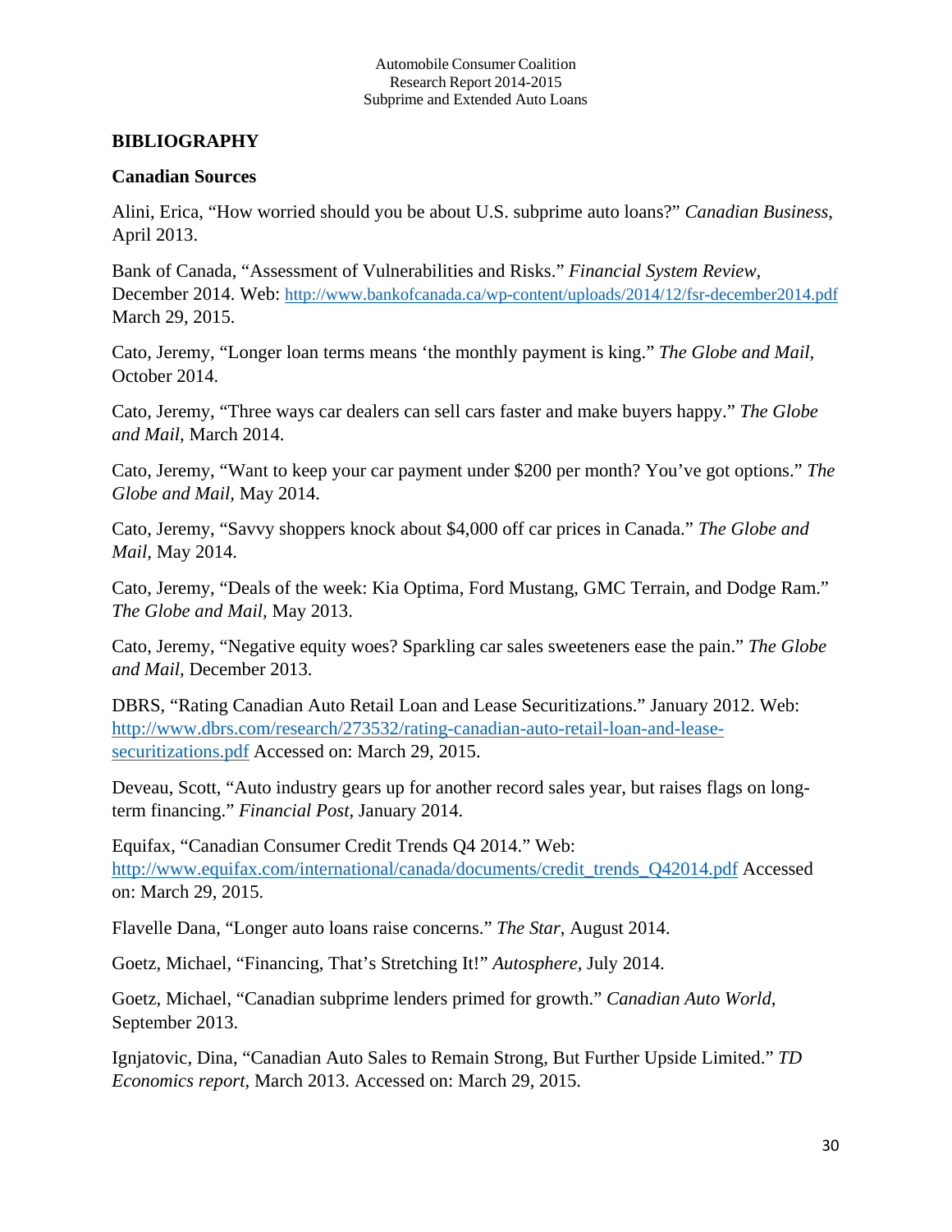## BIBLIOGRAPHY

### Canadian Sources

Alini, Erica, "How worried should you be about U.S. subprime auto loans?" *Canadian Business*, April 2013.

Bank of Canada, "Assessment of Vulnerabilities and Risks." *Financial System Review*, December 2014. Web: http://www.bankofcanada.ca/wp-content/uploads/2014/12/fsr-december2014.pdf March 29, 2015.

Cato, Jeremy, "Longer loan terms means 'the monthly payment is king." *The Globe and Mail,* October 2014.

Cato, Jeremy, "Three ways car dealers can sell cars faster and make buyers happy." *The Globe and Mail,* March 2014.

Cato, Jeremy, "Want to keep your car payment under $200 per month? You've got options." *The Globe and Mail,* May 2014.

Cato, Jeremy, "Savvy shoppers knock about $4,000 off car prices in Canada." *The Globe and Mail,* May 2014.

Cato, Jeremy, "Deals of the week: Kia Optima, Ford Mustang, GMC Terrain, and Dodge Ram." *The Globe and Mail,* May 2013.

Cato, Jeremy, "Negative equity woes? Sparkling car sales sweeteners ease the pain." *The Globe and Mail,* December 2013.

DBRS, "Rating Canadian Auto Retail Loan and Lease Securitizations." January 2012. Web: http://www.dbrs.com/research/273532/rating-canadian-auto-retail-loan-and-lease-securitizations.pdf Accessed on: March 29, 2015.

Deveau, Scott, "Auto industry gears up for another record sales year, but raises flags on long-term financing." *Financial Post,* January 2014.

Equifax, "Canadian Consumer Credit Trends Q4 2014." Web: http://www.equifax.com/international/canada/documents/credit_trends_Q42014.pdf Accessed on: March 29, 2015.

Flavelle Dana, "Longer auto loans raise concerns." *The Star*, August 2014.

Goetz, Michael, "Financing, That's Stretching It!" *Autosphere*, July 2014.

Goetz, Michael, "Canadian subprime lenders primed for growth." *Canadian Auto World*, September 2013.

Ignjatovic, Dina, "Canadian Auto Sales to Remain Strong, But Further Upside Limited." *TD Economics report*, March 2013. Accessed on: March 29, 2015.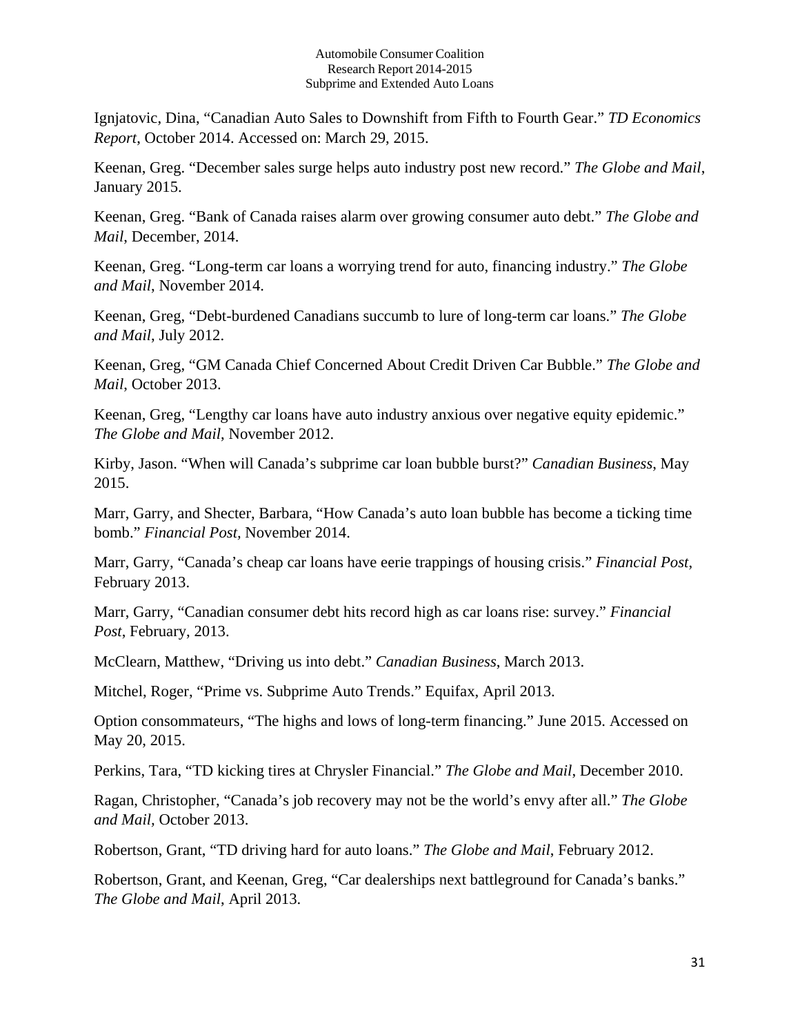Ignjatovic, Dina, "Canadian Auto Sales to Downshift from Fifth to Fourth Gear." *TD Economics Report*, October 2014. Accessed on: March 29, 2015.

Keenan, Greg. "December sales surge helps auto industry post new record." *The Globe and Mail*, January 2015.

Keenan, Greg. "Bank of Canada raises alarm over growing consumer auto debt." *The Globe and Mail*, December, 2014.

Keenan, Greg. "Long-term car loans a worrying trend for auto, financing industry." *The Globe and Mail*, November 2014.

Keenan, Greg, "Debt-burdened Canadians succumb to lure of long-term car loans." *The Globe and Mail*, July 2012.

Keenan, Greg, "GM Canada Chief Concerned About Credit Driven Car Bubble." *The Globe and Mail*, October 2013.

Keenan, Greg, "Lengthy car loans have auto industry anxious over negative equity epidemic." *The Globe and Mail*, November 2012.

Kirby, Jason. "When will Canada's subprime car loan bubble burst?" *Canadian Business*, May 2015.

Marr, Garry, and Shecter, Barbara, "How Canada's auto loan bubble has become a ticking time bomb." *Financial Post*, November 2014.

Marr, Garry, "Canada's cheap car loans have eerie trappings of housing crisis." *Financial Post*, February 2013.

Marr, Garry, "Canadian consumer debt hits record high as car loans rise: survey." *Financial Post*, February, 2013.

McClearn, Matthew, "Driving us into debt." *Canadian Business*, March 2013.

Mitchel, Roger, "Prime vs. Subprime Auto Trends." Equifax, April 2013.

Option consommateurs, "The highs and lows of long-term financing." June 2015. Accessed on May 20, 2015.

Perkins, Tara, "TD kicking tires at Chrysler Financial." *The Globe and Mail*, December 2010.

Ragan, Christopher, "Canada's job recovery may not be the world's envy after all." *The Globe and Mail*, October 2013.

Robertson, Grant, "TD driving hard for auto loans." *The Globe and Mail*, February 2012.

Robertson, Grant, and Keenan, Greg, "Car dealerships next battleground for Canada's banks." *The Globe and Mail*, April 2013.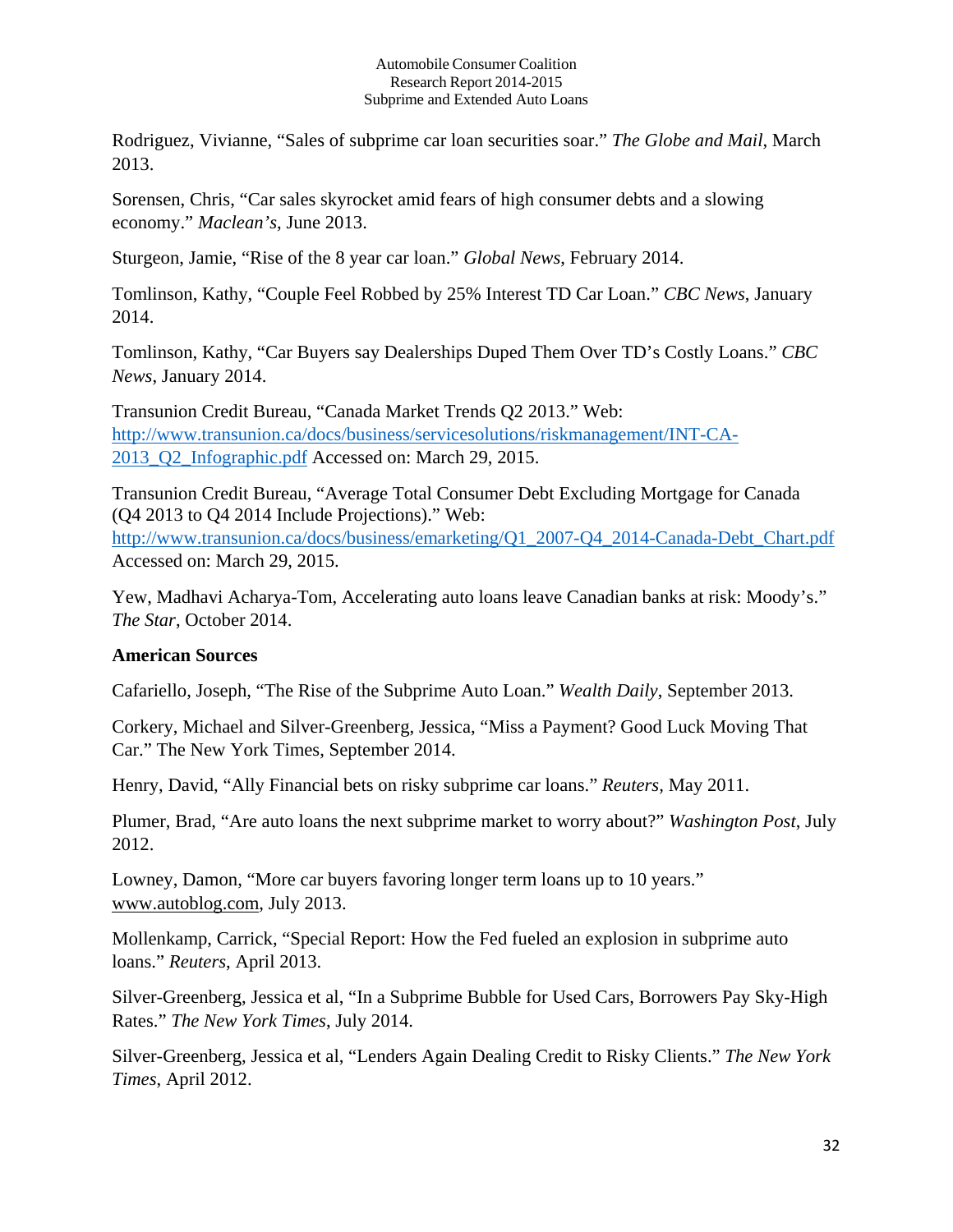Rodriguez, Vivianne, “Sales of subprime car loan securities soar.” *The Globe and Mail*, March 2013.

Sorensen, Chris, “Car sales skyrocket amid fears of high consumer debts and a slowing economy.” *Maclean’s*, June 2013.

Sturgeon, Jamie, “Rise of the 8 year car loan.” *Global News*, February 2014.

Tomlinson, Kathy, “Couple Feel Robbed by 25% Interest TD Car Loan.” *CBC News*, January 2014.

Tomlinson, Kathy, “Car Buyers say Dealerships Duped Them Over TD’s Costly Loans.” *CBC News*, January 2014.

Transunion Credit Bureau, “Canada Market Trends Q2 2013.” Web: http://www.transunion.ca/docs/business/servicesolutions/riskmanagement/INT-CA-2013_Q2_Infographic.pdf Accessed on: March 29, 2015.

Transunion Credit Bureau, “Average Total Consumer Debt Excluding Mortgage for Canada (Q4 2013 to Q4 2014 Include Projections).” Web: http://www.transunion.ca/docs/business/emarketing/Q1_2007-Q4_2014-Canada-Debt_Chart.pdf Accessed on: March 29, 2015.

Yew, Madhavi Acharya-Tom, Accelerating auto loans leave Canadian banks at risk: Moody’s.” *The Star*, October 2014.

**American Sources**

Cafariello, Joseph, “The Rise of the Subprime Auto Loan.” *Wealth Daily*, September 2013.

Corkery, Michael and Silver-Greenberg, Jessica, “Miss a Payment? Good Luck Moving That Car.” The New York Times, September 2014.

Henry, David, “Ally Financial bets on risky subprime car loans.” *Reuters*, May 2011.

Plumer, Brad, “Are auto loans the next subprime market to worry about?” *Washington Post*, July 2012.

Lowney, Damon, “More car buyers favoring longer term loans up to 10 years.” www.autoblog.com, July 2013.

Mollenkamp, Carrick, “Special Report: How the Fed fueled an explosion in subprime auto loans.” *Reuters*, April 2013.

Silver-Greenberg, Jessica et al, “In a Subprime Bubble for Used Cars, Borrowers Pay Sky-High Rates.” *The New York Times*, July 2014.

Silver-Greenberg, Jessica et al, “Lenders Again Dealing Credit to Risky Clients.” *The New York Times*, April 2012.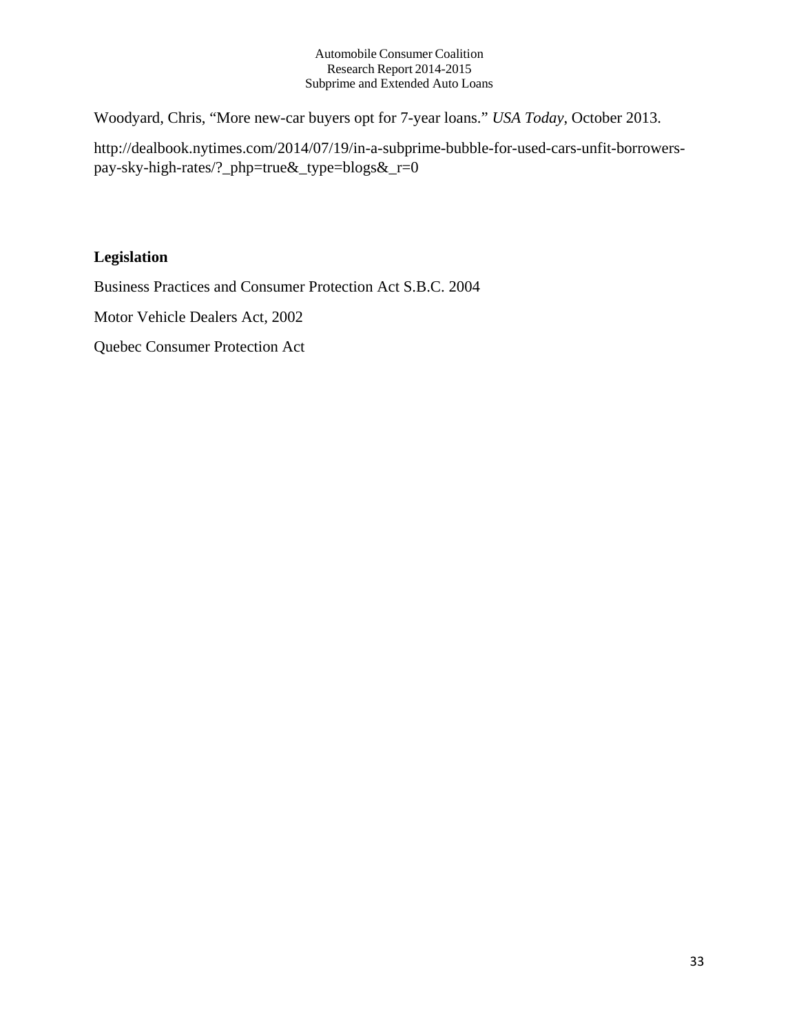Woodyard, Chris, "More new-car buyers opt for 7-year loans." *USA Today*, October 2013.

http://dealbook.nytimes.com/2014/07/19/in-a-subprime-bubble-for-used-cars-unfit-borrowers-pay-sky-high-rates/?_php=true&_type=blogs&_r=0

**Legislation**

Business Practices and Consumer Protection Act S.B.C. 2004

Motor Vehicle Dealers Act, 2002

Quebec Consumer Protection Act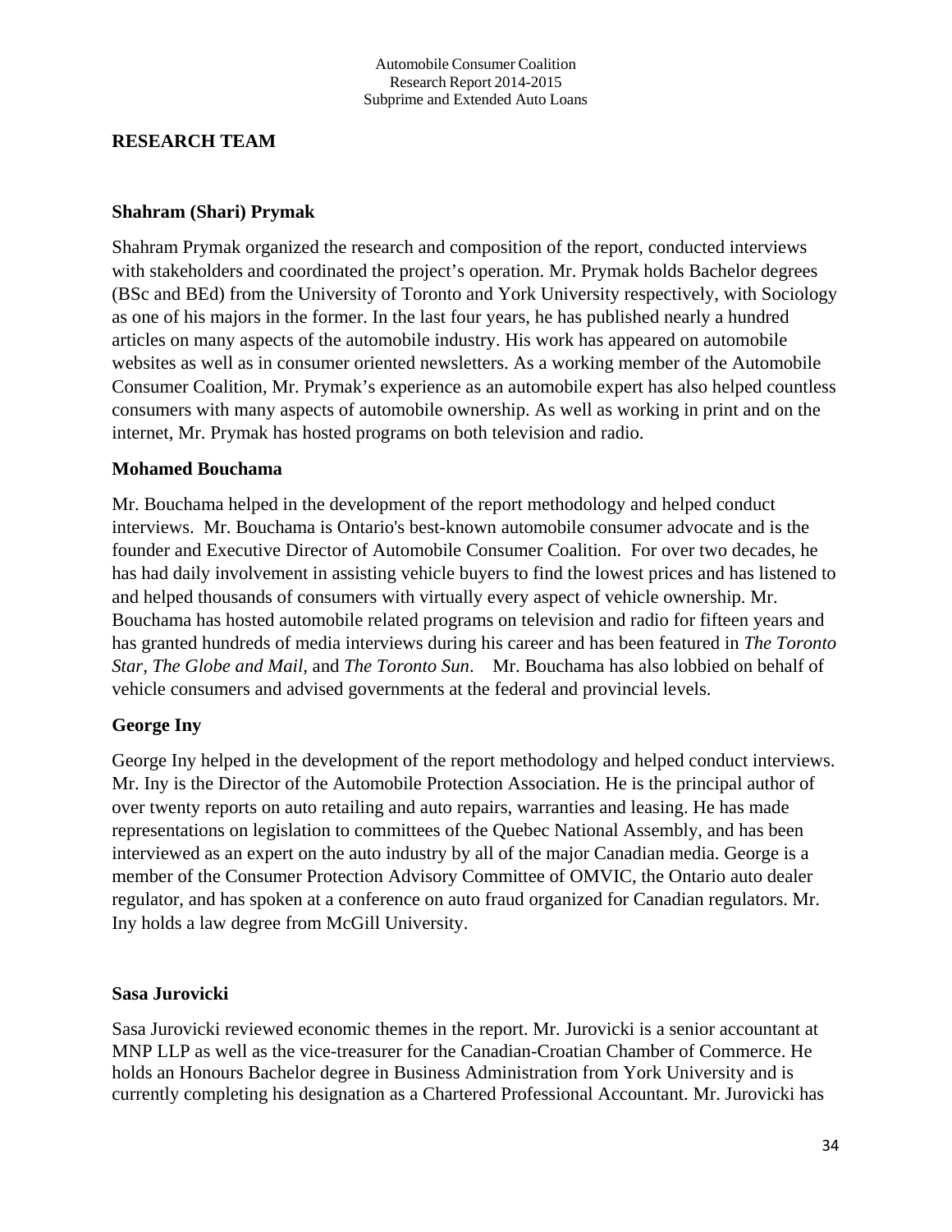## RESEARCH TEAM

### Shahram (Shari) Prymak

Shahram Prymak organized the research and composition of the report, conducted interviews with stakeholders and coordinated the project's operation. Mr. Prymak holds Bachelor degrees (BSc and BEd) from the University of Toronto and York University respectively, with Sociology as one of his majors in the former. In the last four years, he has published nearly a hundred articles on many aspects of the automobile industry. His work has appeared on automobile websites as well as in consumer oriented newsletters. As a working member of the Automobile Consumer Coalition, Mr. Prymak's experience as an automobile expert has also helped countless consumers with many aspects of automobile ownership. As well as working in print and on the internet, Mr. Prymak has hosted programs on both television and radio.

### Mohamed Bouchama

Mr. Bouchama helped in the development of the report methodology and helped conduct interviews. Mr. Bouchama is Ontario's best-known automobile consumer advocate and is the founder and Executive Director of Automobile Consumer Coalition. For over two decades, he has had daily involvement in assisting vehicle buyers to find the lowest prices and has listened to and helped thousands of consumers with virtually every aspect of vehicle ownership. Mr. Bouchama has hosted automobile related programs on television and radio for fifteen years and has granted hundreds of media interviews during his career and has been featured in *The Toronto Star, The Globe and Mail,* and *The Toronto Sun*. Mr. Bouchama has also lobbied on behalf of vehicle consumers and advised governments at the federal and provincial levels.

### George Iny

George Iny helped in the development of the report methodology and helped conduct interviews. Mr. Iny is the Director of the Automobile Protection Association. He is the principal author of over twenty reports on auto retailing and auto repairs, warranties and leasing. He has made representations on legislation to committees of the Quebec National Assembly, and has been interviewed as an expert on the auto industry by all of the major Canadian media. George is a member of the Consumer Protection Advisory Committee of OMVIC, the Ontario auto dealer regulator, and has spoken at a conference on auto fraud organized for Canadian regulators. Mr. Iny holds a law degree from McGill University.

### Sasa Jurovicki

Sasa Jurovicki reviewed economic themes in the report. Mr. Jurovicki is a senior accountant at MNP LLP as well as the vice-treasurer for the Canadian-Croatian Chamber of Commerce. He holds an Honours Bachelor degree in Business Administration from York University and is currently completing his designation as a Chartered Professional Accountant. Mr. Jurovicki has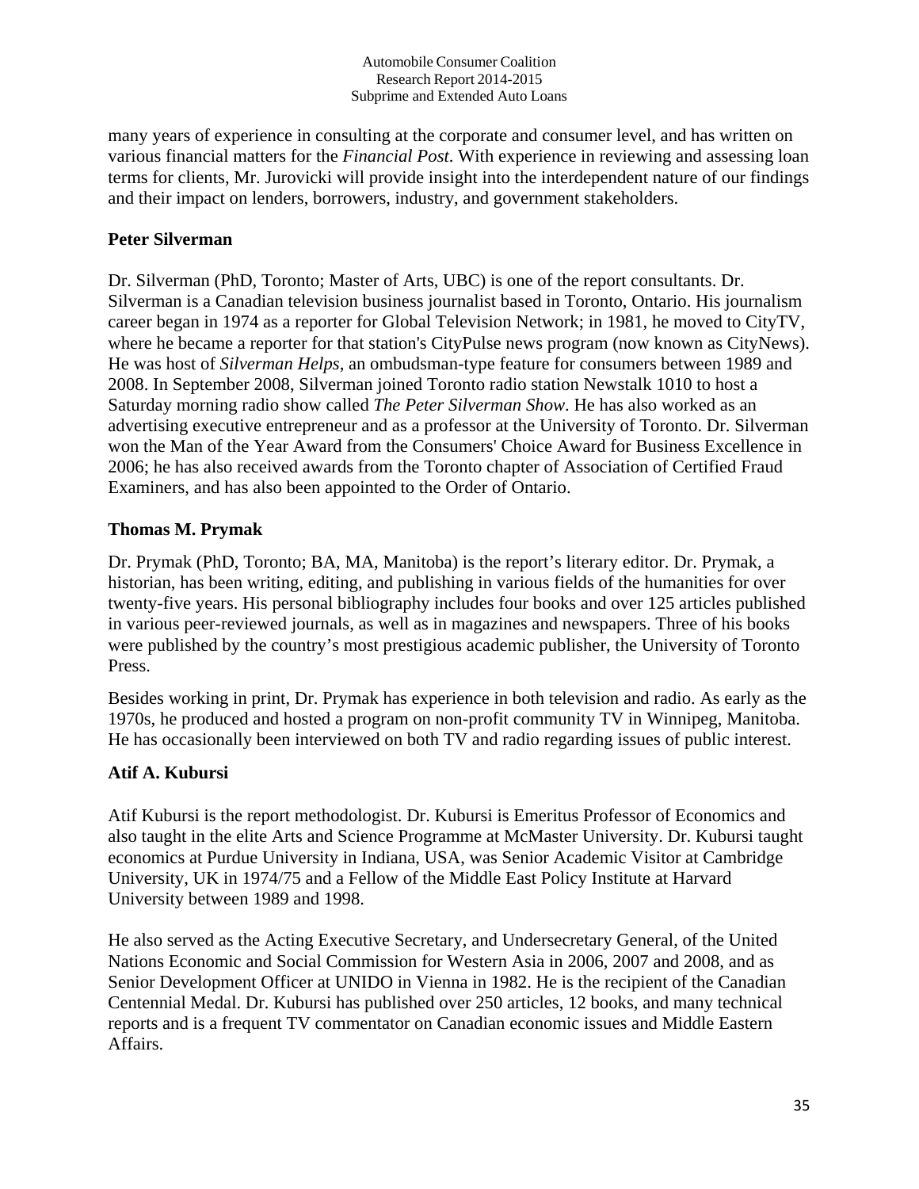many years of experience in consulting at the corporate and consumer level, and has written on various financial matters for the *Financial Post*. With experience in reviewing and assessing loan terms for clients, Mr. Jurovicki will provide insight into the interdependent nature of our findings and their impact on lenders, borrowers, industry, and government stakeholders.

**Peter Silverman**

Dr. Silverman (PhD, Toronto; Master of Arts, UBC) is one of the report consultants. Dr. Silverman is a Canadian television business journalist based in Toronto, Ontario. His journalism career began in 1974 as a reporter for Global Television Network; in 1981, he moved to CityTV, where he became a reporter for that station's CityPulse news program (now known as CityNews). He was host of *Silverman Helps*, an ombudsman-type feature for consumers between 1989 and 2008. In September 2008, Silverman joined Toronto radio station Newstalk 1010 to host a Saturday morning radio show called *The Peter Silverman Show*. He has also worked as an advertising executive entrepreneur and as a professor at the University of Toronto. Dr. Silverman won the Man of the Year Award from the Consumers' Choice Award for Business Excellence in 2006; he has also received awards from the Toronto chapter of Association of Certified Fraud Examiners, and has also been appointed to the Order of Ontario.

**Thomas M. Prymak**

Dr. Prymak (PhD, Toronto; BA, MA, Manitoba) is the report's literary editor. Dr. Prymak, a historian, has been writing, editing, and publishing in various fields of the humanities for over twenty-five years. His personal bibliography includes four books and over 125 articles published in various peer-reviewed journals, as well as in magazines and newspapers. Three of his books were published by the country's most prestigious academic publisher, the University of Toronto Press.

Besides working in print, Dr. Prymak has experience in both television and radio. As early as the 1970s, he produced and hosted a program on non-profit community TV in Winnipeg, Manitoba. He has occasionally been interviewed on both TV and radio regarding issues of public interest.

**Atif A. Kubursi**

Atif Kubursi is the report methodologist. Dr. Kubursi is Emeritus Professor of Economics and also taught in the elite Arts and Science Programme at McMaster University. Dr. Kubursi taught economics at Purdue University in Indiana, USA, was Senior Academic Visitor at Cambridge University, UK in 1974/75 and a Fellow of the Middle East Policy Institute at Harvard University between 1989 and 1998.

He also served as the Acting Executive Secretary, and Undersecretary General, of the United Nations Economic and Social Commission for Western Asia in 2006, 2007 and 2008, and as Senior Development Officer at UNIDO in Vienna in 1982. He is the recipient of the Canadian Centennial Medal. Dr. Kubursi has published over 250 articles, 12 books, and many technical reports and is a frequent TV commentator on Canadian economic issues and Middle Eastern Affairs.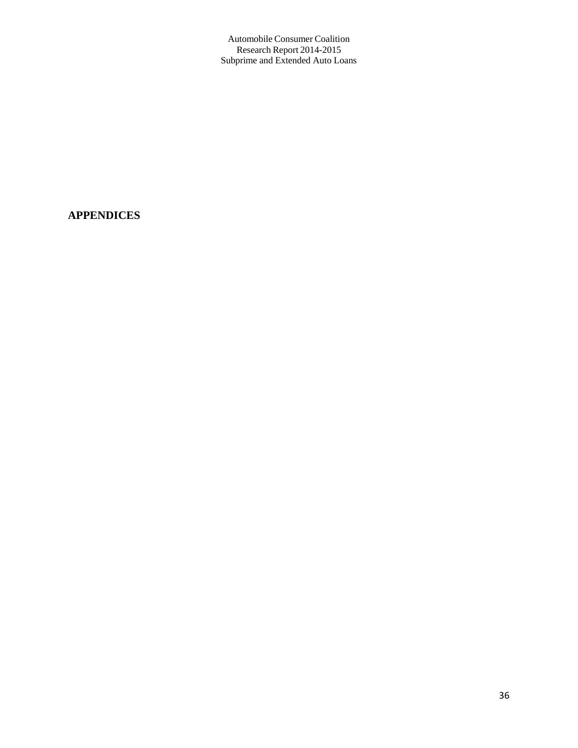# APPENDICES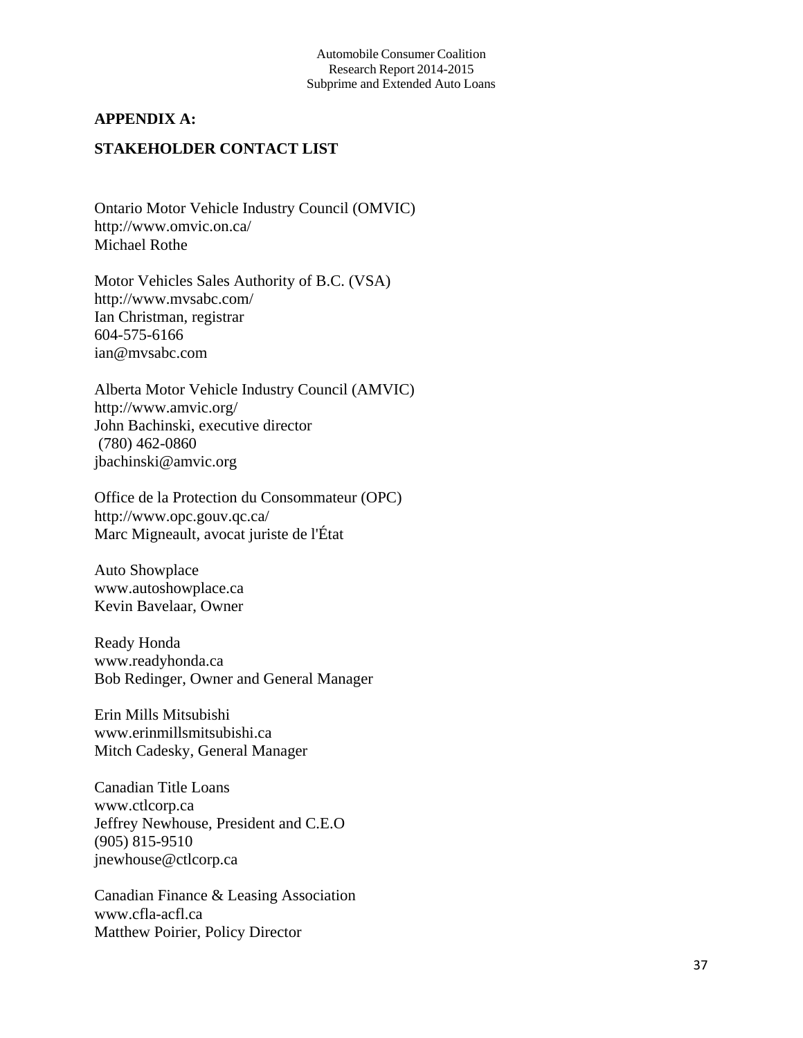## APPENDIX A:

## STAKEHOLDER CONTACT LIST

Ontario Motor Vehicle Industry Council (OMVIC)
http://www.omvic.on.ca/
Michael Rothe

Motor Vehicles Sales Authority of B.C. (VSA)
http://www.mvsabc.com/
Ian Christman, registrar
604-575-6166
ian@mvsabc.com

Alberta Motor Vehicle Industry Council (AMVIC)
http://www.amvic.org/
John Bachinski, executive director
(780) 462-0860
jbachinski@amvic.org

Office de la Protection du Consommateur (OPC)
http://www.opc.gouv.qc.ca/
Marc Migneault, avocat juriste de l'État

Auto Showplace
www.autoshowplace.ca
Kevin Bavelaar, Owner

Ready Honda
www.readyhonda.ca
Bob Redinger, Owner and General Manager

Erin Mills Mitsubishi
www.erinmillsmitsubishi.ca
Mitch Cadesky, General Manager

Canadian Title Loans
www.ctlcorp.ca
Jeffrey Newhouse, President and C.E.O
(905) 815-9510
jnewhouse@ctlcorp.ca

Canadian Finance & Leasing Association
www.cfla-acfl.ca
Matthew Poirier, Policy Director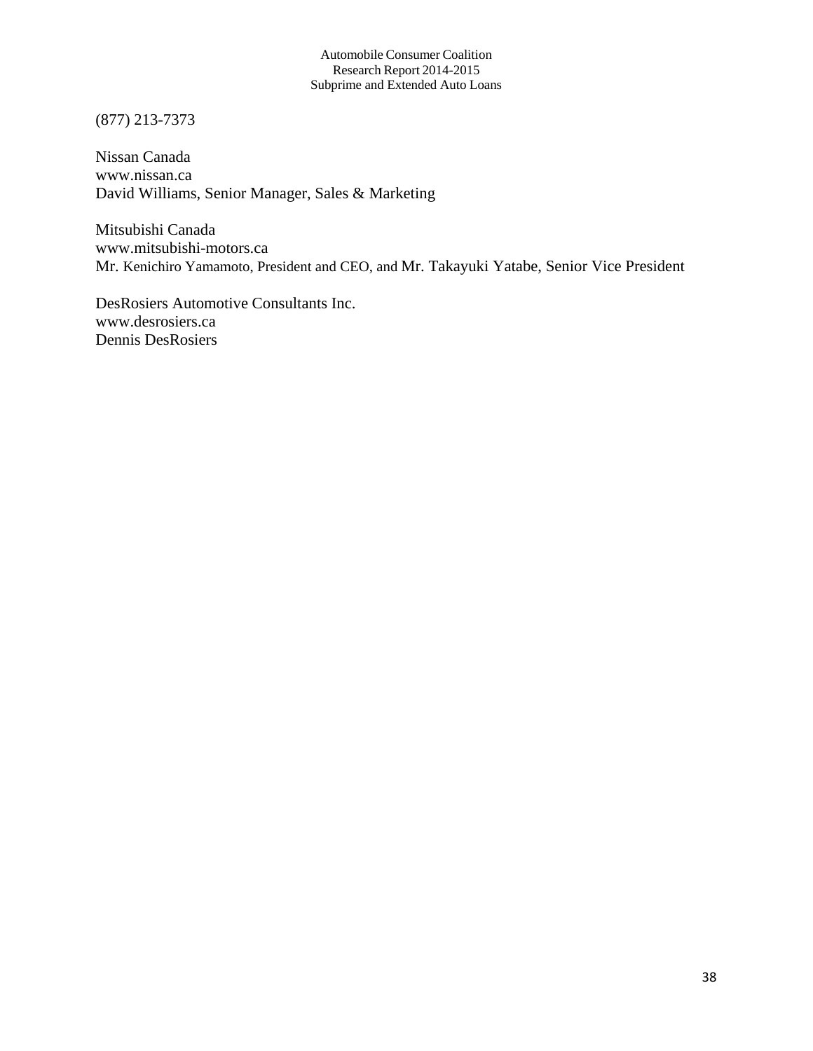(877) 213-7373

Nissan Canada
www.nissan.ca
David Williams, Senior Manager, Sales & Marketing

Mitsubishi Canada
www.mitsubishi-motors.ca
Mr. Kenichiro Yamamoto, President and CEO, and Mr. Takayuki Yatabe, Senior Vice President

DesRosiers Automotive Consultants Inc.
www.desrosiers.ca
Dennis DesRosiers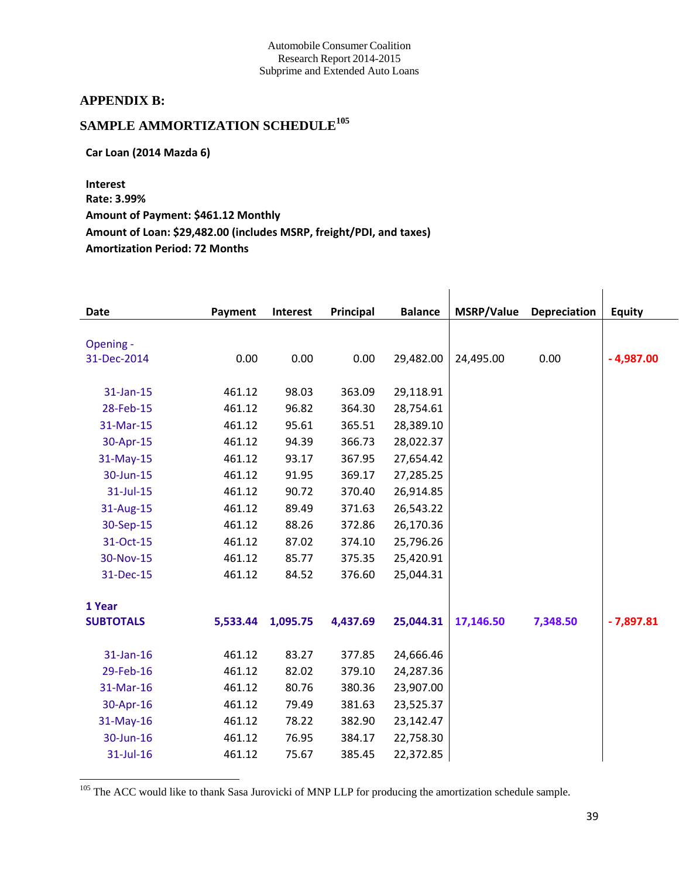## APPENDIX B:

## SAMPLE AMMORTIZATION SCHEDULE[105]

**Car Loan (2014 Mazda 6)**

**Interest**
**Rate: 3.99%**
**Amount of Payment: $461.12 Monthly**
**Amount of Loan: $29,482.00 (includes MSRP, freight/PDI, and taxes)**
**Amortization Period: 72 Months**

| Date | Payment | Interest | Principal | Balance | MSRP/Value | Depreciation | Equity |
|---|---|---|---|---|---|---|---|
| Opening - 31-Dec-2014 | 0.00 | 0.00 | 0.00 | 29,482.00 | 24,495.00 | 0.00 | - 4,987.00 |
| 31-Jan-15 | 461.12 | 98.03 | 363.09 | 29,118.91 | | | |
| 28-Feb-15 | 461.12 | 96.82 | 364.30 | 28,754.61 | | | |
| 31-Mar-15 | 461.12 | 95.61 | 365.51 | 28,389.10 | | | |
| 30-Apr-15 | 461.12 | 94.39 | 366.73 | 28,022.37 | | | |
| 31-May-15 | 461.12 | 93.17 | 367.95 | 27,654.42 | | | |
| 30-Jun-15 | 461.12 | 91.95 | 369.17 | 27,285.25 | | | |
| 31-Jul-15 | 461.12 | 90.72 | 370.40 | 26,914.85 | | | |
| 31-Aug-15 | 461.12 | 89.49 | 371.63 | 26,543.22 | | | |
| 30-Sep-15 | 461.12 | 88.26 | 372.86 | 26,170.36 | | | |
| 31-Oct-15 | 461.12 | 87.02 | 374.10 | 25,796.26 | | | |
| 30-Nov-15 | 461.12 | 85.77 | 375.35 | 25,420.91 | | | |
| 31-Dec-15 | 461.12 | 84.52 | 376.60 | 25,044.31 | | | |
| **1 Year SUBTOTALS** | **5,533.44** | **1,095.75** | **4,437.69** | **25,044.31** | **17,146.50** | **7,348.50** | **- 7,897.81** |
| 31-Jan-16 | 461.12 | 83.27 | 377.85 | 24,666.46 | | | |
| 29-Feb-16 | 461.12 | 82.02 | 379.10 | 24,287.36 | | | |
| 31-Mar-16 | 461.12 | 80.76 | 380.36 | 23,907.00 | | | |
| 30-Apr-16 | 461.12 | 79.49 | 381.63 | 23,525.37 | | | |
| 31-May-16 | 461.12 | 78.22 | 382.90 | 23,142.47 | | | |
| 30-Jun-16 | 461.12 | 76.95 | 384.17 | 22,758.30 | | | |
| 31-Jul-16 | 461.12 | 75.67 | 385.45 | 22,372.85 | | | |

[105] The ACC would like to thank Sasa Jurovicki of MNP LLP for producing the amortization schedule sample.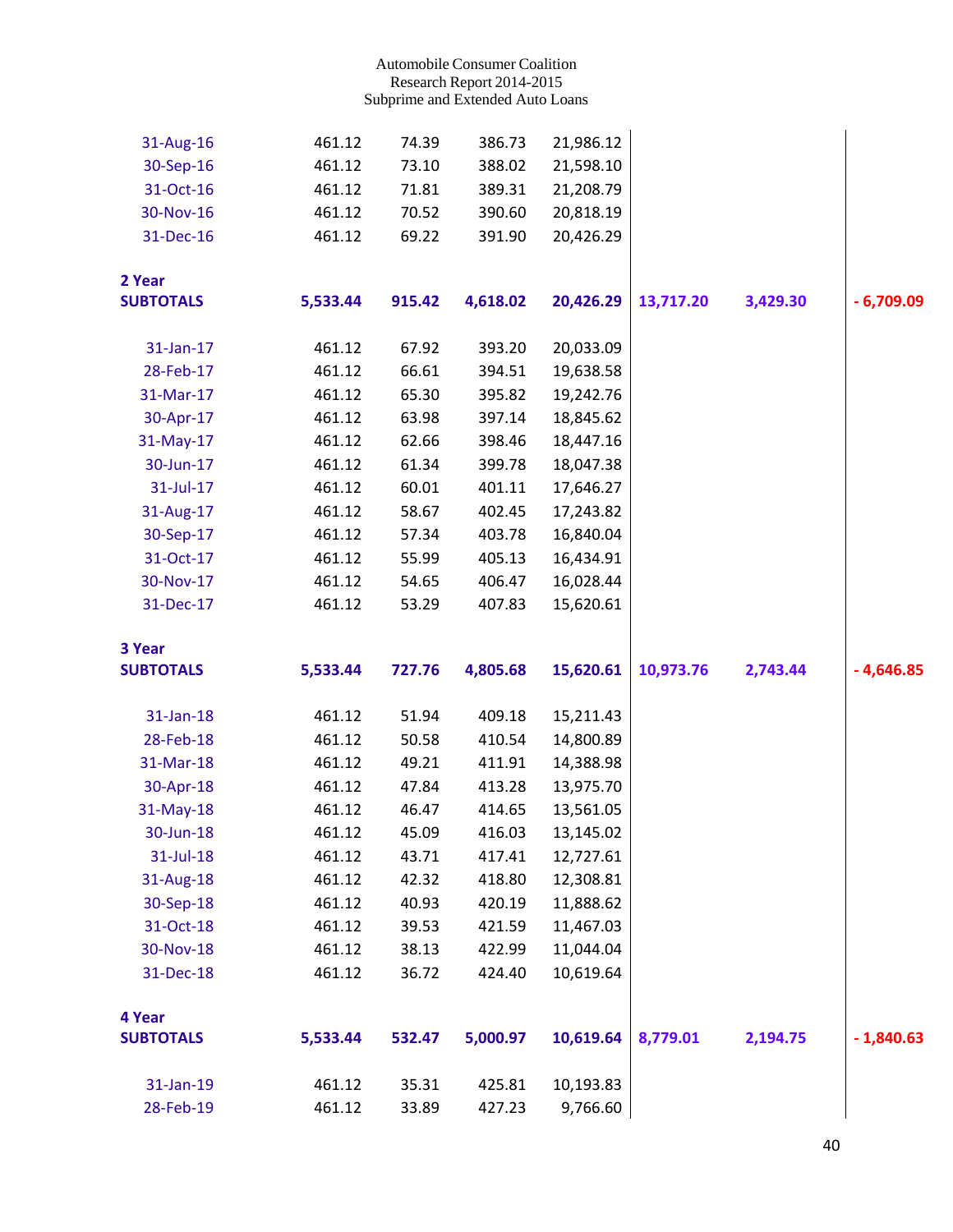Automobile Consumer Coalition
Research Report 2014-2015
Subprime and Extended Auto Loans

| | | | | | | | |
|---|---|---|---|---|---|---|---|
| 31-Aug-16 | 461.12 | 74.39 | 386.73 | 21,986.12 | | | |
| 30-Sep-16 | 461.12 | 73.10 | 388.02 | 21,598.10 | | | |
| 31-Oct-16 | 461.12 | 71.81 | 389.31 | 21,208.79 | | | |
| 30-Nov-16 | 461.12 | 70.52 | 390.60 | 20,818.19 | | | |
| 31-Dec-16 | 461.12 | 69.22 | 391.90 | 20,426.29 | | | |
| **2 Year SUBTOTALS** | **5,533.44** | **915.42** | **4,618.02** | **20,426.29** | **13,717.20** | **3,429.30** | **- 6,709.09** |
| 31-Jan-17 | 461.12 | 67.92 | 393.20 | 20,033.09 | | | |
| 28-Feb-17 | 461.12 | 66.61 | 394.51 | 19,638.58 | | | |
| 31-Mar-17 | 461.12 | 65.30 | 395.82 | 19,242.76 | | | |
| 30-Apr-17 | 461.12 | 63.98 | 397.14 | 18,845.62 | | | |
| 31-May-17 | 461.12 | 62.66 | 398.46 | 18,447.16 | | | |
| 30-Jun-17 | 461.12 | 61.34 | 399.78 | 18,047.38 | | | |
| 31-Jul-17 | 461.12 | 60.01 | 401.11 | 17,646.27 | | | |
| 31-Aug-17 | 461.12 | 58.67 | 402.45 | 17,243.82 | | | |
| 30-Sep-17 | 461.12 | 57.34 | 403.78 | 16,840.04 | | | |
| 31-Oct-17 | 461.12 | 55.99 | 405.13 | 16,434.91 | | | |
| 30-Nov-17 | 461.12 | 54.65 | 406.47 | 16,028.44 | | | |
| 31-Dec-17 | 461.12 | 53.29 | 407.83 | 15,620.61 | | | |
| **3 Year SUBTOTALS** | **5,533.44** | **727.76** | **4,805.68** | **15,620.61** | **10,973.76** | **2,743.44** | **- 4,646.85** |
| 31-Jan-18 | 461.12 | 51.94 | 409.18 | 15,211.43 | | | |
| 28-Feb-18 | 461.12 | 50.58 | 410.54 | 14,800.89 | | | |
| 31-Mar-18 | 461.12 | 49.21 | 411.91 | 14,388.98 | | | |
| 30-Apr-18 | 461.12 | 47.84 | 413.28 | 13,975.70 | | | |
| 31-May-18 | 461.12 | 46.47 | 414.65 | 13,561.05 | | | |
| 30-Jun-18 | 461.12 | 45.09 | 416.03 | 13,145.02 | | | |
| 31-Jul-18 | 461.12 | 43.71 | 417.41 | 12,727.61 | | | |
| 31-Aug-18 | 461.12 | 42.32 | 418.80 | 12,308.81 | | | |
| 30-Sep-18 | 461.12 | 40.93 | 420.19 | 11,888.62 | | | |
| 31-Oct-18 | 461.12 | 39.53 | 421.59 | 11,467.03 | | | |
| 30-Nov-18 | 461.12 | 38.13 | 422.99 | 11,044.04 | | | |
| 31-Dec-18 | 461.12 | 36.72 | 424.40 | 10,619.64 | | | |
| **4 Year SUBTOTALS** | **5,533.44** | **532.47** | **5,000.97** | **10,619.64** | **8,779.01** | **2,194.75** | **- 1,840.63** |
| 31-Jan-19 | 461.12 | 35.31 | 425.81 | 10,193.83 | | | |
| 28-Feb-19 | 461.12 | 33.89 | 427.23 | 9,766.60 | | | |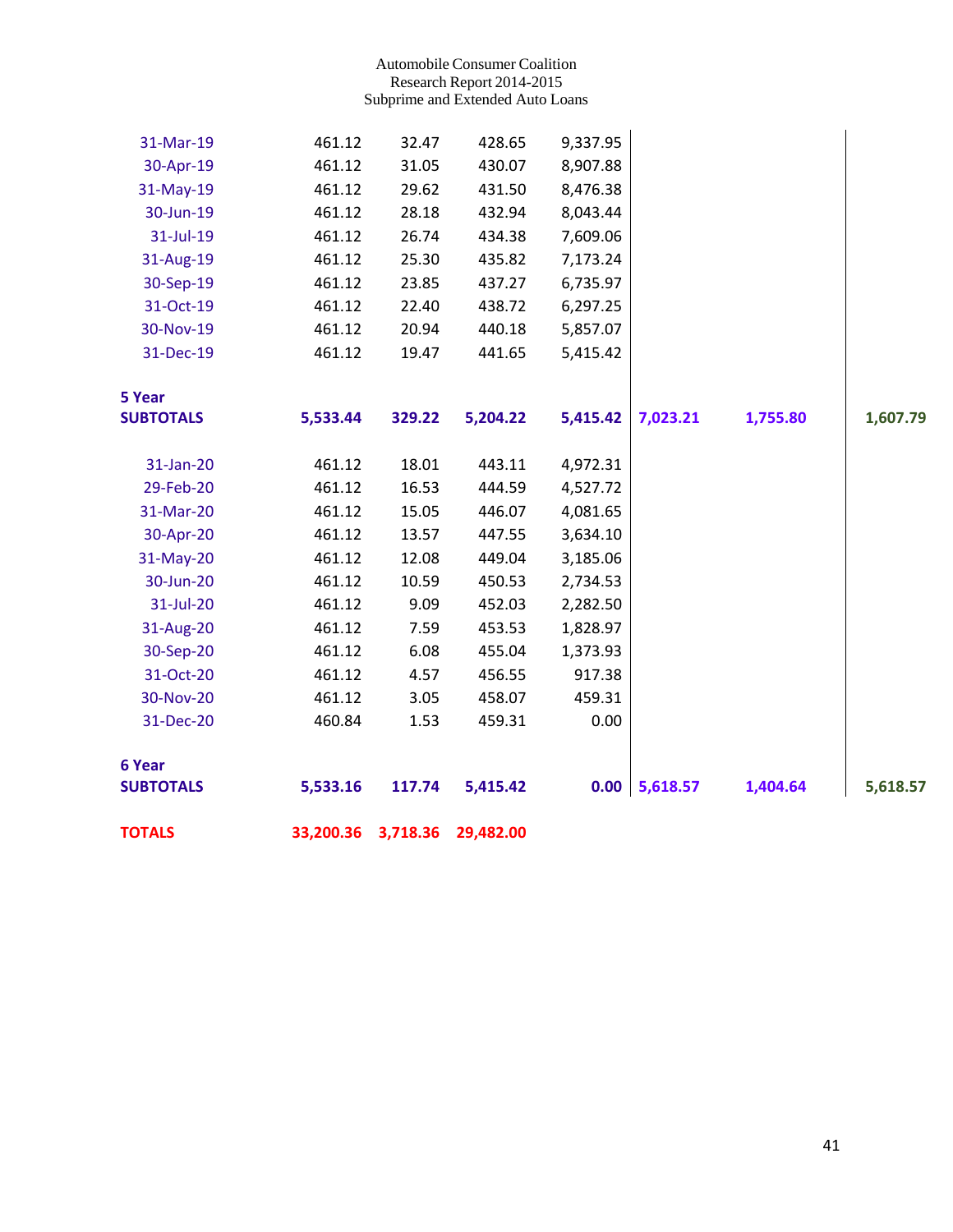| | | | | | | | |
|---|---|---|---|---|---|---|---|
| 31-Mar-19 | 461.12 | 32.47 | 428.65 | 9,337.95 | | | |
| 30-Apr-19 | 461.12 | 31.05 | 430.07 | 8,907.88 | | | |
| 31-May-19 | 461.12 | 29.62 | 431.50 | 8,476.38 | | | |
| 30-Jun-19 | 461.12 | 28.18 | 432.94 | 8,043.44 | | | |
| 31-Jul-19 | 461.12 | 26.74 | 434.38 | 7,609.06 | | | |
| 31-Aug-19 | 461.12 | 25.30 | 435.82 | 7,173.24 | | | |
| 30-Sep-19 | 461.12 | 23.85 | 437.27 | 6,735.97 | | | |
| 31-Oct-19 | 461.12 | 22.40 | 438.72 | 6,297.25 | | | |
| 30-Nov-19 | 461.12 | 20.94 | 440.18 | 5,857.07 | | | |
| 31-Dec-19 | 461.12 | 19.47 | 441.65 | 5,415.42 | | | |
| **5 Year SUBTOTALS** | **5,533.44** | **329.22** | **5,204.22** | **5,415.42** | **7,023.21** | **1,755.80** | **1,607.79** |
| 31-Jan-20 | 461.12 | 18.01 | 443.11 | 4,972.31 | | | |
| 29-Feb-20 | 461.12 | 16.53 | 444.59 | 4,527.72 | | | |
| 31-Mar-20 | 461.12 | 15.05 | 446.07 | 4,081.65 | | | |
| 30-Apr-20 | 461.12 | 13.57 | 447.55 | 3,634.10 | | | |
| 31-May-20 | 461.12 | 12.08 | 449.04 | 3,185.06 | | | |
| 30-Jun-20 | 461.12 | 10.59 | 450.53 | 2,734.53 | | | |
| 31-Jul-20 | 461.12 | 9.09 | 452.03 | 2,282.50 | | | |
| 31-Aug-20 | 461.12 | 7.59 | 453.53 | 1,828.97 | | | |
| 30-Sep-20 | 461.12 | 6.08 | 455.04 | 1,373.93 | | | |
| 31-Oct-20 | 461.12 | 4.57 | 456.55 | 917.38 | | | |
| 30-Nov-20 | 461.12 | 3.05 | 458.07 | 459.31 | | | |
| 31-Dec-20 | 460.84 | 1.53 | 459.31 | 0.00 | | | |
| **6 Year SUBTOTALS** | **5,533.16** | **117.74** | **5,415.42** | **0.00** | **5,618.57** | **1,404.64** | **5,618.57** |
| **TOTALS** | **33,200.36** | **3,718.36** | **29,482.00** | | | | |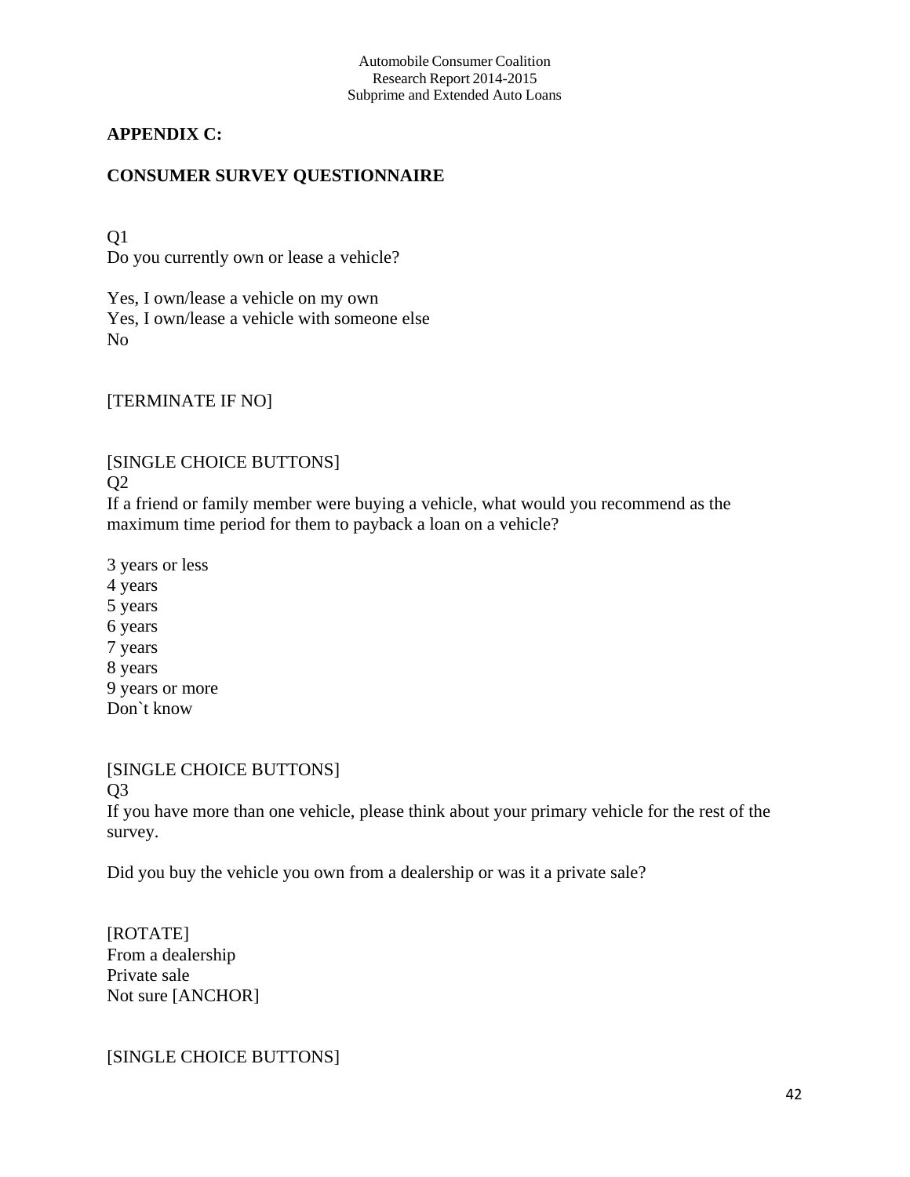## APPENDIX C:

## CONSUMER SURVEY QUESTIONNAIRE

Q1
Do you currently own or lease a vehicle?

Yes, I own/lease a vehicle on my own
Yes, I own/lease a vehicle with someone else
No

[TERMINATE IF NO]

[SINGLE CHOICE BUTTONS]
Q2
If a friend or family member were buying a vehicle, what would you recommend as the maximum time period for them to payback a loan on a vehicle?

3 years or less
4 years
5 years
6 years
7 years
8 years
9 years or more
Don`t know

[SINGLE CHOICE BUTTONS]
Q3
If you have more than one vehicle, please think about your primary vehicle for the rest of the survey.

Did you buy the vehicle you own from a dealership or was it a private sale?

[ROTATE]
From a dealership
Private sale
Not sure [ANCHOR]

[SINGLE CHOICE BUTTONS]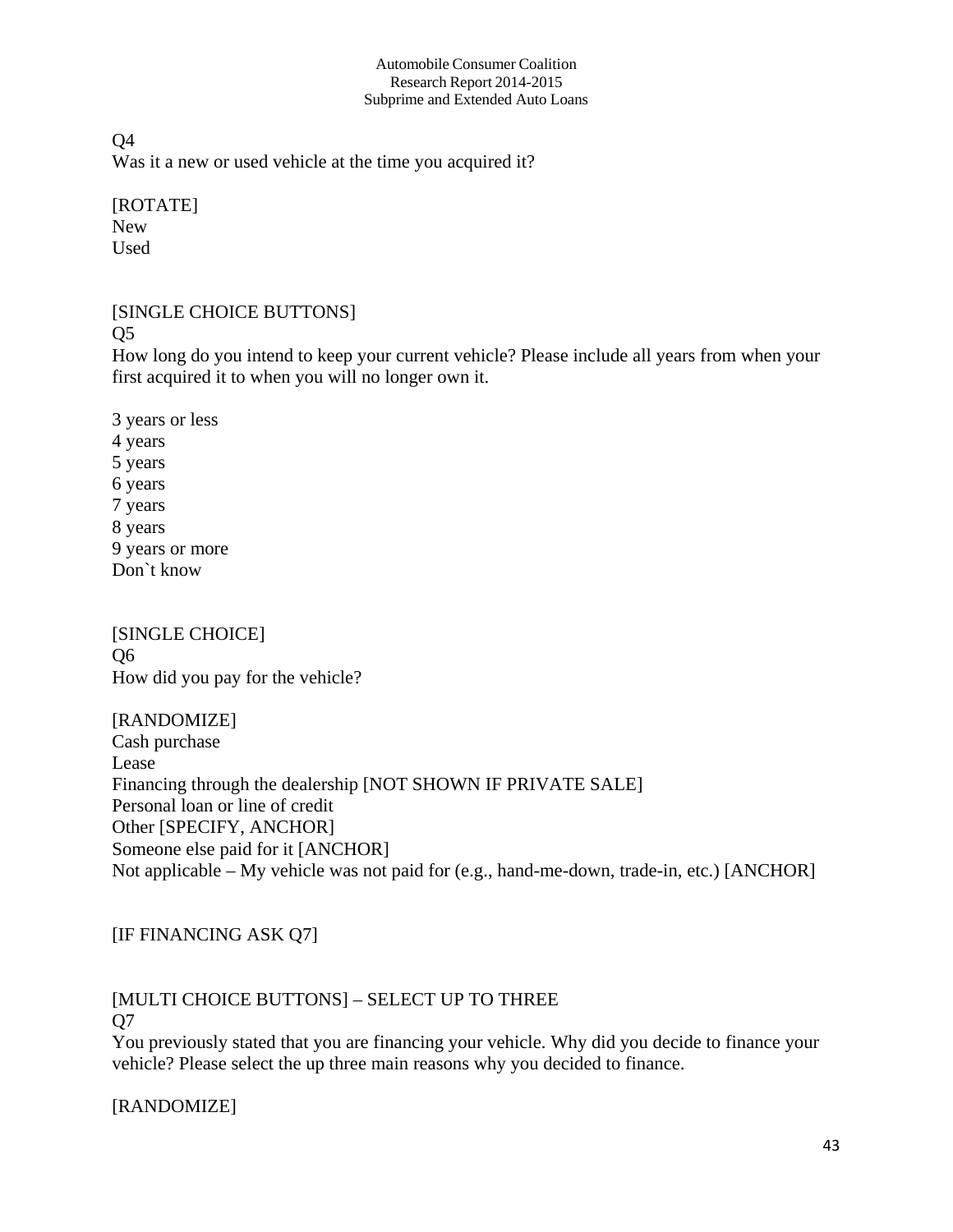Q4

Was it a new or used vehicle at the time you acquired it?

[ROTATE]
New
Used

[SINGLE CHOICE BUTTONS]
Q5

How long do you intend to keep your current vehicle? Please include all years from when your first acquired it to when you will no longer own it.

3 years or less
4 years
5 years
6 years
7 years
8 years
9 years or more
Don`t know

[SINGLE CHOICE]
Q6

How did you pay for the vehicle?

[RANDOMIZE]
Cash purchase
Lease
Financing through the dealership [NOT SHOWN IF PRIVATE SALE]
Personal loan or line of credit
Other [SPECIFY, ANCHOR]
Someone else paid for it [ANCHOR]
Not applicable – My vehicle was not paid for (e.g., hand-me-down, trade-in, etc.) [ANCHOR]

[IF FINANCING ASK Q7]

[MULTI CHOICE BUTTONS] – SELECT UP TO THREE
Q7

You previously stated that you are financing your vehicle. Why did you decide to finance your vehicle? Please select the up three main reasons why you decided to finance.

[RANDOMIZE]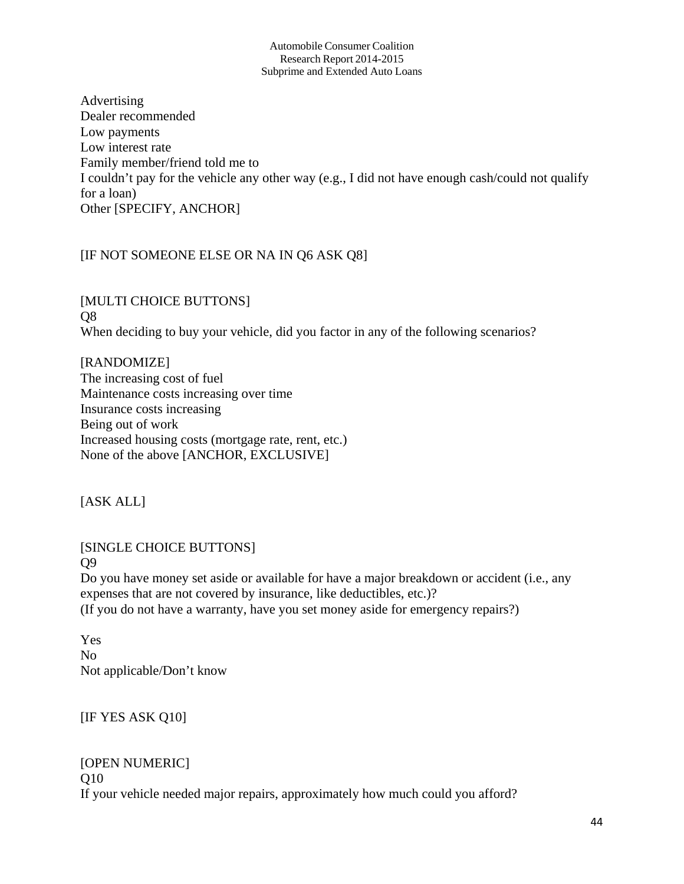Advertising
Dealer recommended
Low payments
Low interest rate
Family member/friend told me to
I couldn't pay for the vehicle any other way (e.g., I did not have enough cash/could not qualify for a loan)
Other [SPECIFY, ANCHOR]

[IF NOT SOMEONE ELSE OR NA IN Q6 ASK Q8]

[MULTI CHOICE BUTTONS]
Q8
When deciding to buy your vehicle, did you factor in any of the following scenarios?

[RANDOMIZE]
The increasing cost of fuel
Maintenance costs increasing over time
Insurance costs increasing
Being out of work
Increased housing costs (mortgage rate, rent, etc.)
None of the above [ANCHOR, EXCLUSIVE]

[ASK ALL]

[SINGLE CHOICE BUTTONS]
Q9
Do you have money set aside or available for have a major breakdown or accident (i.e., any expenses that are not covered by insurance, like deductibles, etc.)?
(If you do not have a warranty, have you set money aside for emergency repairs?)

Yes
No
Not applicable/Don't know

[IF YES ASK Q10]

[OPEN NUMERIC]
Q10
If your vehicle needed major repairs, approximately how much could you afford?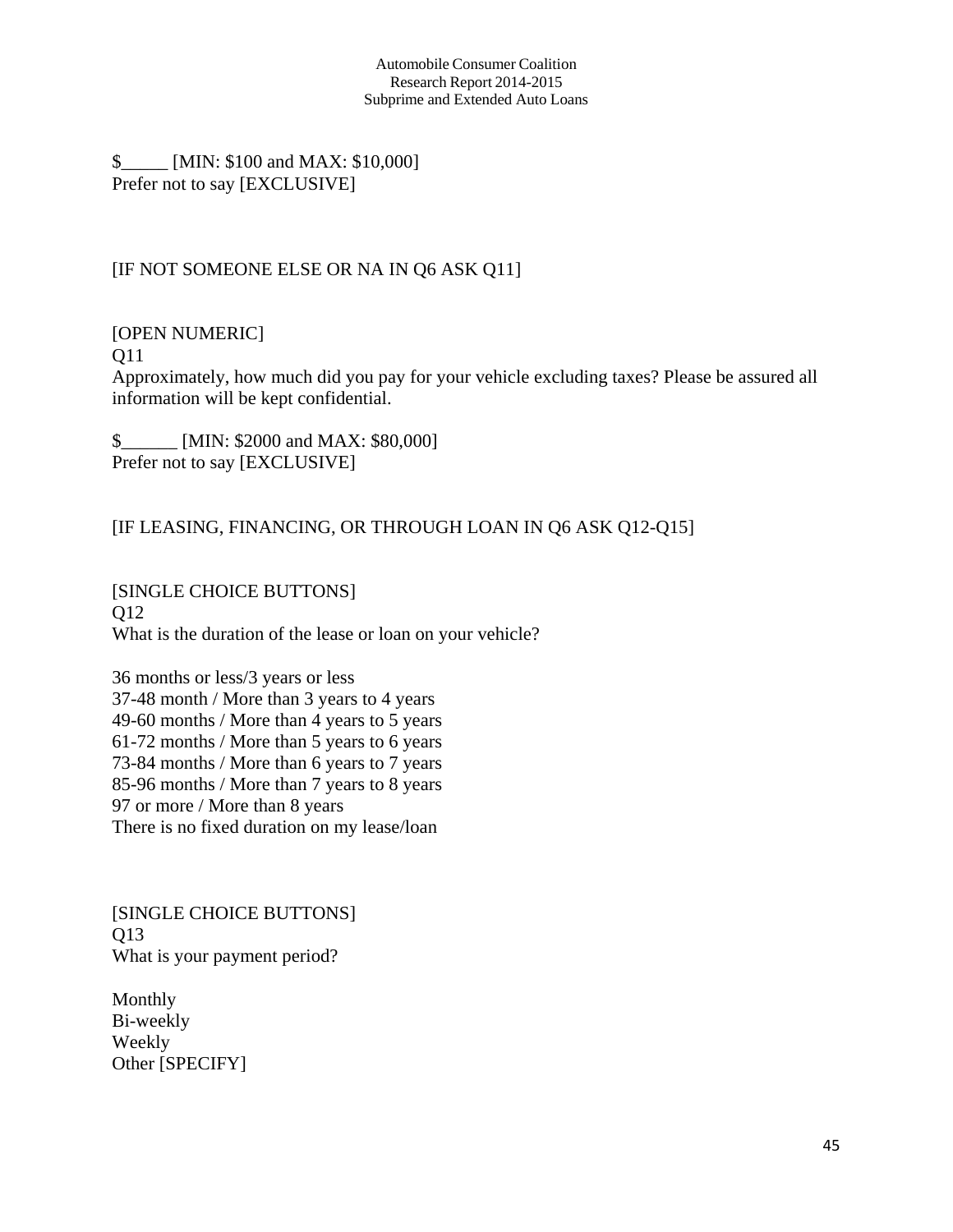$_____ [MIN: $100 and MAX: $10,000]
Prefer not to say [EXCLUSIVE]

[IF NOT SOMEONE ELSE OR NA IN Q6 ASK Q11]

[OPEN NUMERIC]
Q11
Approximately, how much did you pay for your vehicle excluding taxes? Please be assured all information will be kept confidential.

$______ [MIN: $2000 and MAX: $80,000]
Prefer not to say [EXCLUSIVE]

[IF LEASING, FINANCING, OR THROUGH LOAN IN Q6 ASK Q12-Q15]

[SINGLE CHOICE BUTTONS]
Q12
What is the duration of the lease or loan on your vehicle?

36 months or less/3 years or less
37-48 month / More than 3 years to 4 years
49-60 months / More than 4 years to 5 years
61-72 months / More than 5 years to 6 years
73-84 months / More than 6 years to 7 years
85-96 months / More than 7 years to 8 years
97 or more / More than 8 years
There is no fixed duration on my lease/loan

[SINGLE CHOICE BUTTONS]
Q13
What is your payment period?

Monthly
Bi-weekly
Weekly
Other [SPECIFY]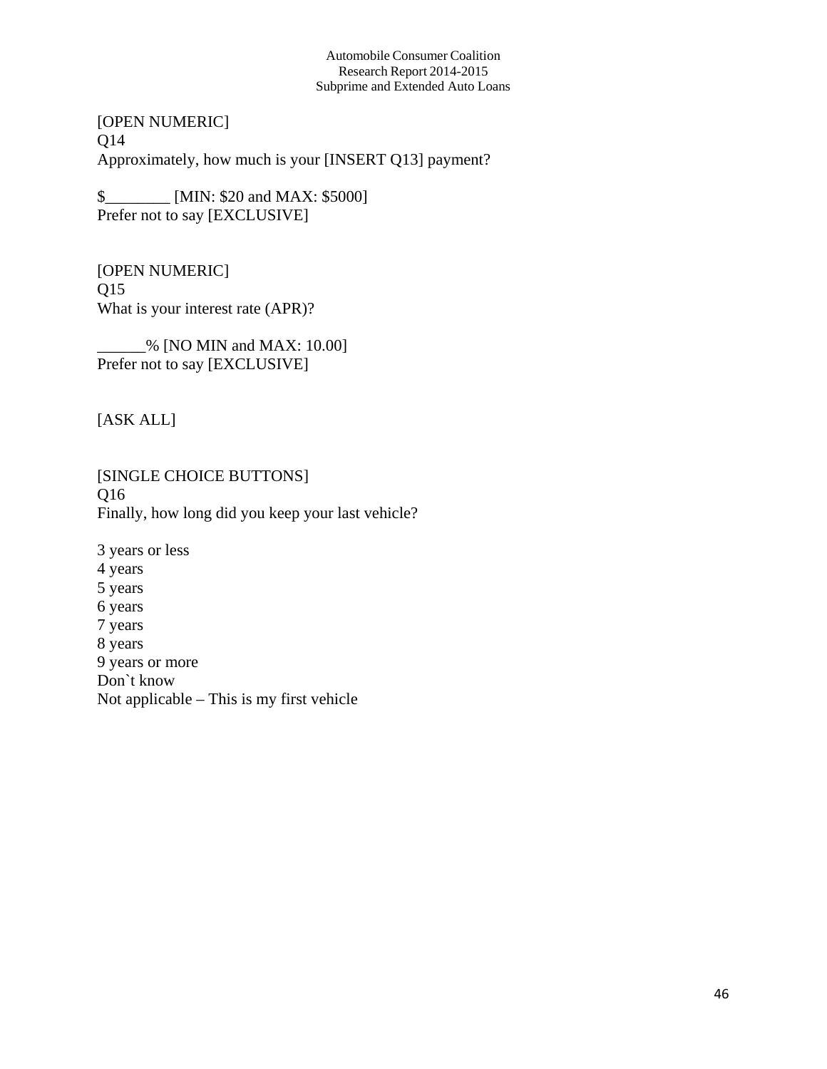[OPEN NUMERIC]
Q14
Approximately, how much is your [INSERT Q13] payment?

$________ [MIN: $20 and MAX: $5000]
Prefer not to say [EXCLUSIVE]

[OPEN NUMERIC]
Q15
What is your interest rate (APR)?

______% [NO MIN and MAX: 10.00]
Prefer not to say [EXCLUSIVE]

[ASK ALL]

[SINGLE CHOICE BUTTONS]
Q16
Finally, how long did you keep your last vehicle?

3 years or less
4 years
5 years
6 years
7 years
8 years
9 years or more
Don`t know
Not applicable – This is my first vehicle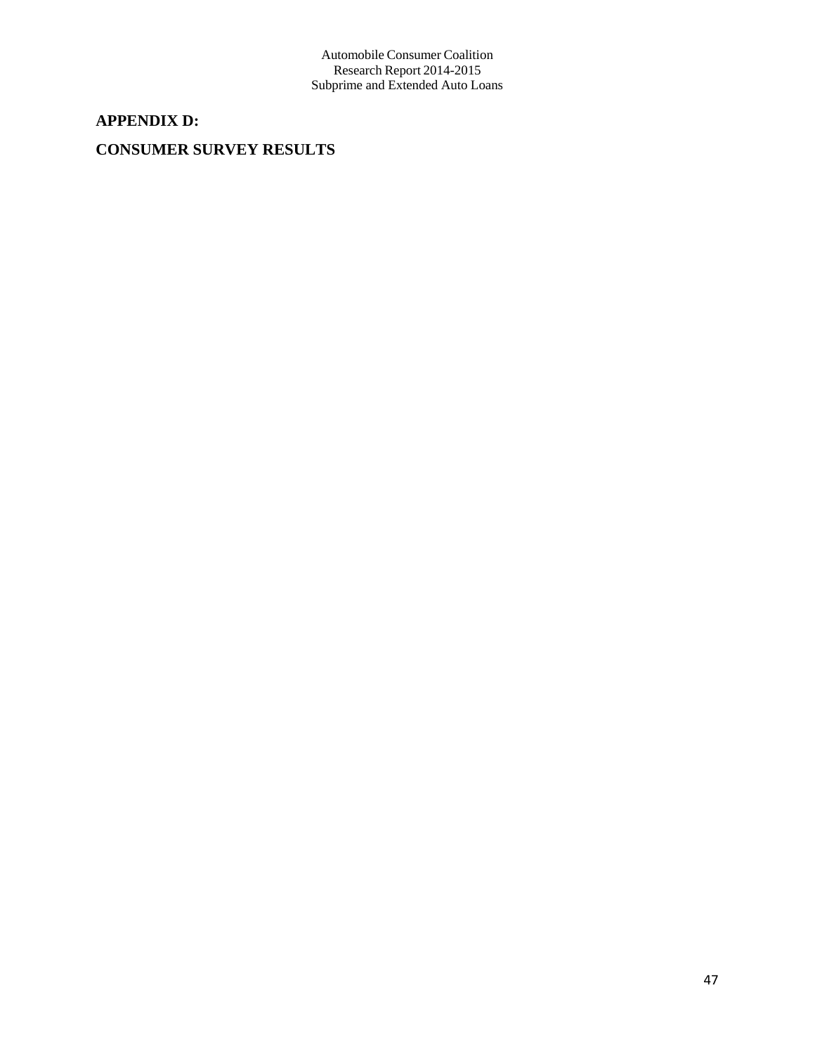## APPENDIX D:

## CONSUMER SURVEY RESULTS